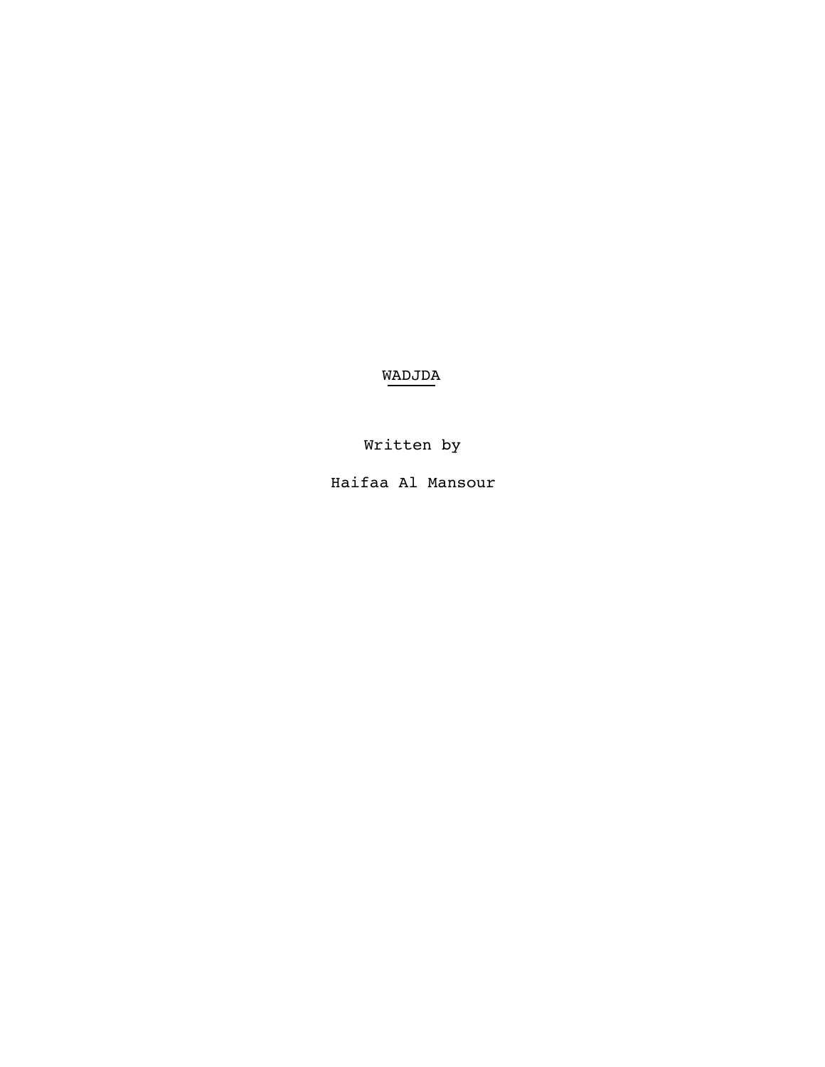# WADJDA

Written by

Haifaa Al Mansour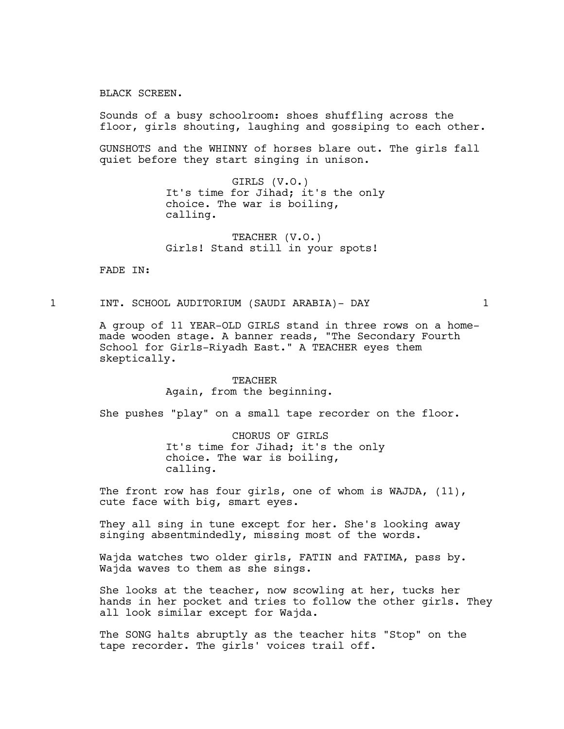BLACK SCREEN.

Sounds of a busy schoolroom: shoes shuffling across the floor, girls shouting, laughing and gossiping to each other.

GUNSHOTS and the WHINNY of horses blare out. The girls fall quiet before they start singing in unison.

GIRLS (V.O.)
It's time for Jihad; it's the only choice. The war is boiling, calling.

TEACHER (V.O.)
Girls! Stand still in your spots!

FADE IN:

1 INT. SCHOOL AUDITORIUM (SAUDI ARABIA)- DAY 1

A group of 11 YEAR-OLD GIRLS stand in three rows on a home-made wooden stage. A banner reads, "The Secondary Fourth School for Girls-Riyadh East." A TEACHER eyes them skeptically.

TEACHER
Again, from the beginning.

She pushes "play" on a small tape recorder on the floor.

CHORUS OF GIRLS
It's time for Jihad; it's the only choice. The war is boiling, calling.

The front row has four girls, one of whom is WAJDA, (11), cute face with big, smart eyes.

They all sing in tune except for her. She's looking away singing absentmindedly, missing most of the words.

Wajda watches two older girls, FATIN and FATIMA, pass by. Wajda waves to them as she sings.

She looks at the teacher, now scowling at her, tucks her hands in her pocket and tries to follow the other girls. They all look similar except for Wajda.

The SONG halts abruptly as the teacher hits "Stop" on the tape recorder. The girls' voices trail off.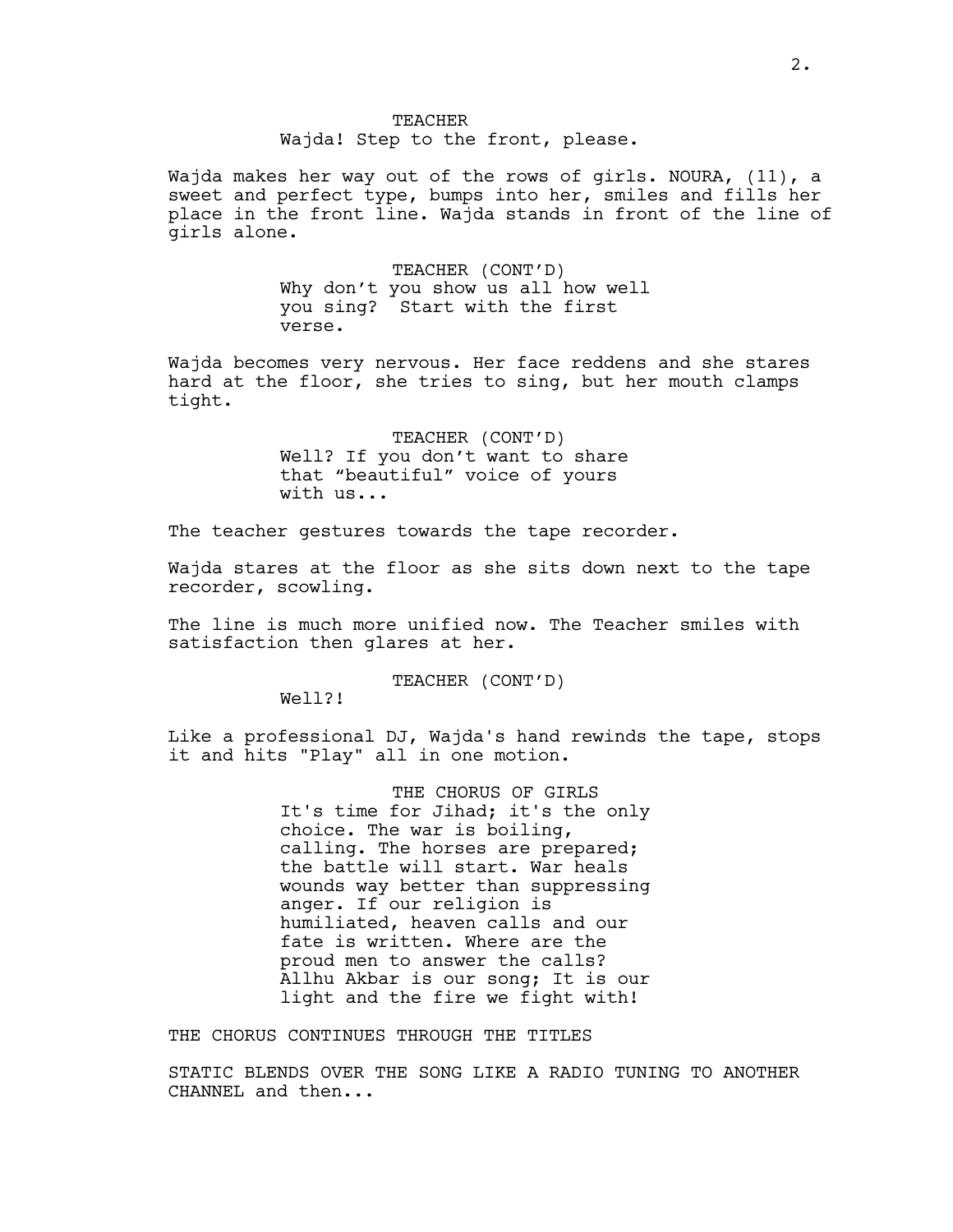TEACHER
Wajda! Step to the front, please.

Wajda makes her way out of the rows of girls. NOURA, (11), a sweet and perfect type, bumps into her, smiles and fills her place in the front line. Wajda stands in front of the line of girls alone.

TEACHER (CONT'D)
Why don't you show us all how well you sing? Start with the first verse.

Wajda becomes very nervous. Her face reddens and she stares hard at the floor, she tries to sing, but her mouth clamps tight.

TEACHER (CONT'D)
Well? If you don't want to share that "beautiful" voice of yours with us...

The teacher gestures towards the tape recorder.

Wajda stares at the floor as she sits down next to the tape recorder, scowling.

The line is much more unified now. The Teacher smiles with satisfaction then glares at her.

TEACHER (CONT'D)
Well?!

Like a professional DJ, Wajda's hand rewinds the tape, stops it and hits "Play" all in one motion.

THE CHORUS OF GIRLS
It's time for Jihad; it's the only choice. The war is boiling, calling. The horses are prepared; the battle will start. War heals wounds way better than suppressing anger. If our religion is humiliated, heaven calls and our fate is written. Where are the proud men to answer the calls? Allhu Akbar is our song; It is our light and the fire we fight with!

THE CHORUS CONTINUES THROUGH THE TITLES

STATIC BLENDS OVER THE SONG LIKE A RADIO TUNING TO ANOTHER CHANNEL and then...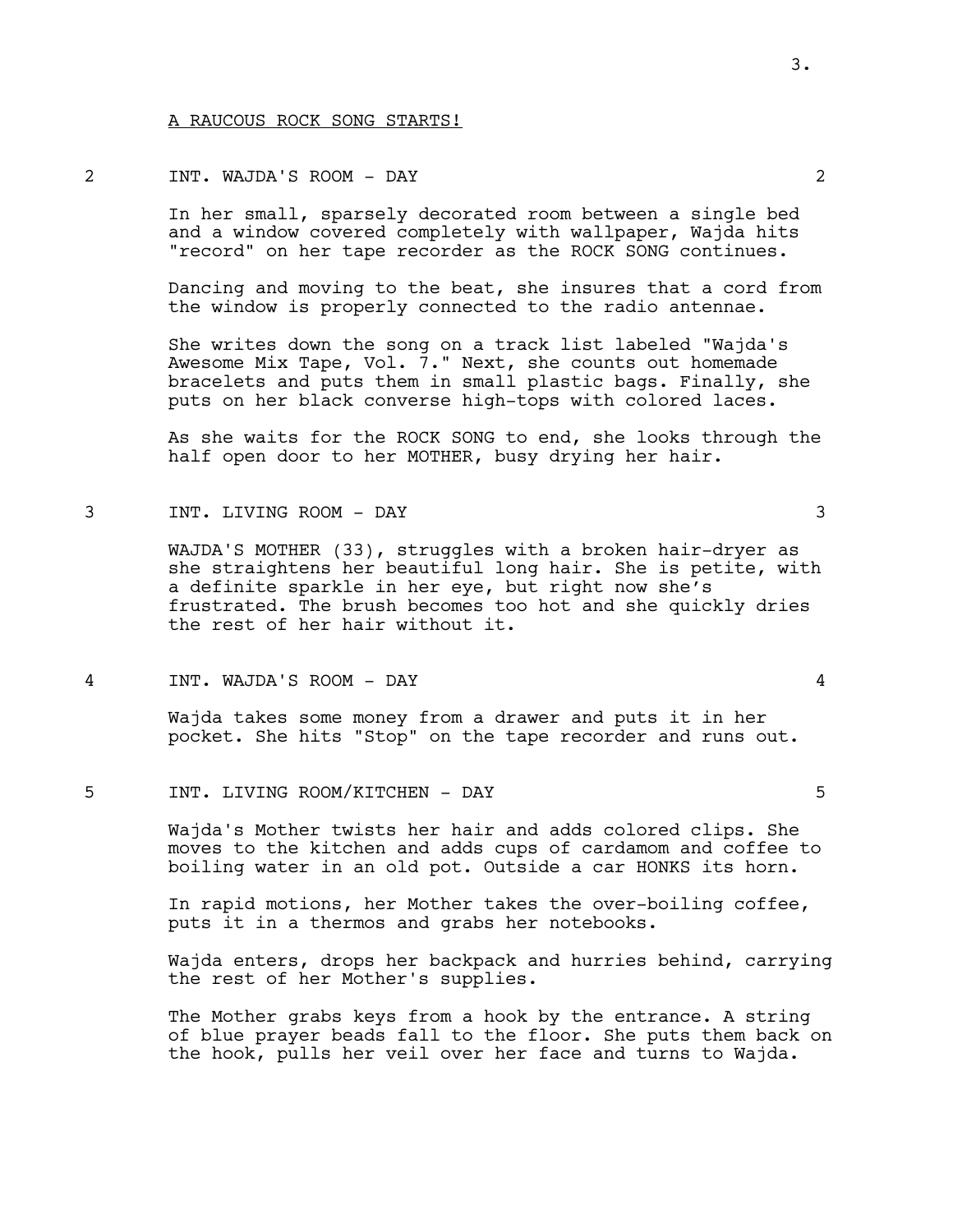A RAUCOUS ROCK SONG STARTS!

2 INT. WAJDA'S ROOM - DAY 2

In her small, sparsely decorated room between a single bed and a window covered completely with wallpaper, Wajda hits "record" on her tape recorder as the ROCK SONG continues.

Dancing and moving to the beat, she insures that a cord from the window is properly connected to the radio antennae.

She writes down the song on a track list labeled "Wajda's Awesome Mix Tape, Vol. 7." Next, she counts out homemade bracelets and puts them in small plastic bags. Finally, she puts on her black converse high-tops with colored laces.

As she waits for the ROCK SONG to end, she looks through the half open door to her MOTHER, busy drying her hair.

3 INT. LIVING ROOM - DAY 3

WAJDA'S MOTHER (33), struggles with a broken hair-dryer as she straightens her beautiful long hair. She is petite, with a definite sparkle in her eye, but right now she's frustrated. The brush becomes too hot and she quickly dries the rest of her hair without it.

4 INT. WAJDA'S ROOM - DAY 4

Wajda takes some money from a drawer and puts it in her pocket. She hits "Stop" on the tape recorder and runs out.

5 INT. LIVING ROOM/KITCHEN - DAY 5

Wajda's Mother twists her hair and adds colored clips. She moves to the kitchen and adds cups of cardamom and coffee to boiling water in an old pot. Outside a car HONKS its horn.

In rapid motions, her Mother takes the over-boiling coffee, puts it in a thermos and grabs her notebooks.

Wajda enters, drops her backpack and hurries behind, carrying the rest of her Mother's supplies.

The Mother grabs keys from a hook by the entrance. A string of blue prayer beads fall to the floor. She puts them back on the hook, pulls her veil over her face and turns to Wajda.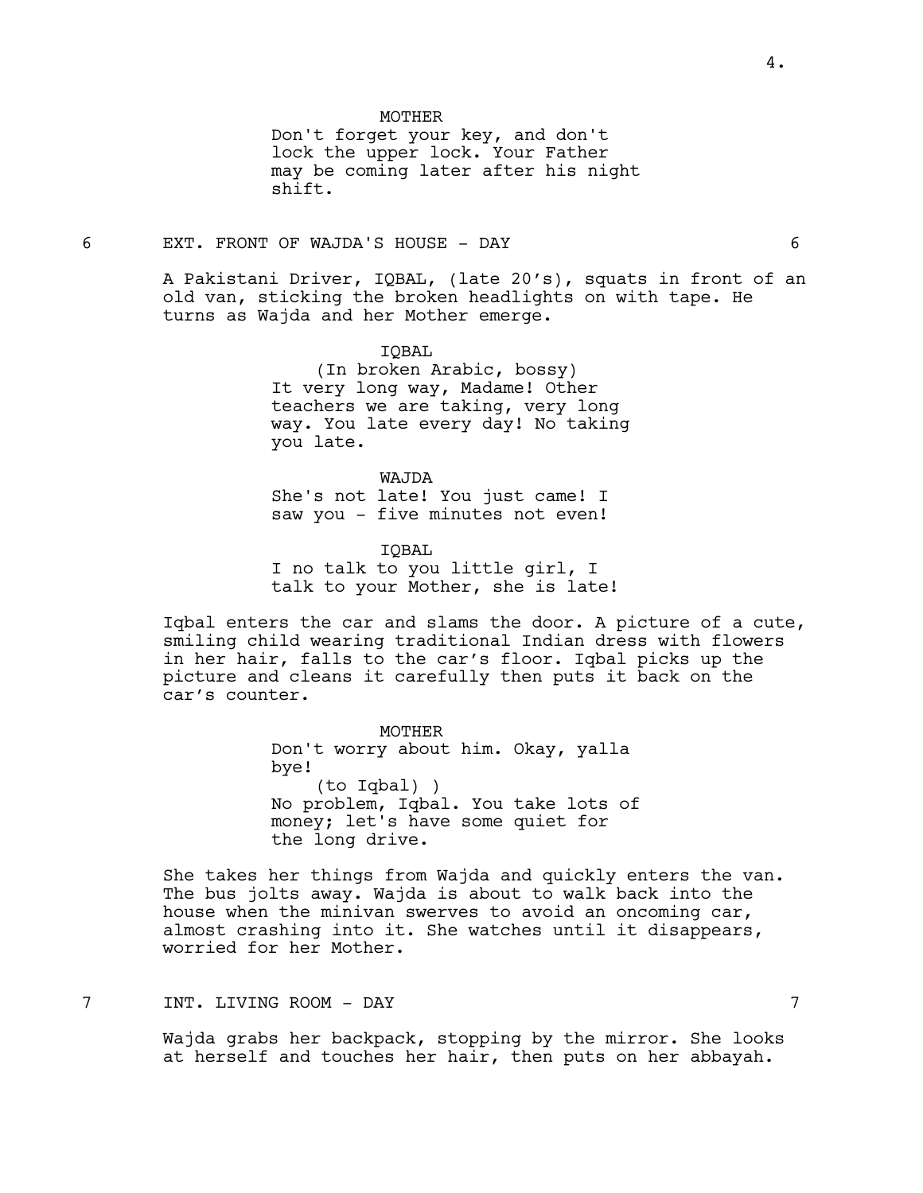MOTHER
Don't forget your key, and don't lock the upper lock. Your Father may be coming later after his night shift.

6 EXT. FRONT OF WAJDA'S HOUSE - DAY 6

A Pakistani Driver, IQBAL, (late 20's), squats in front of an old van, sticking the broken headlights on with tape. He turns as Wajda and her Mother emerge.

IQBAL
(In broken Arabic, bossy)
It very long way, Madame! Other teachers we are taking, very long way. You late every day! No taking you late.

WAJDA
She's not late! You just came! I saw you - five minutes not even!

IQBAL
I no talk to you little girl, I talk to your Mother, she is late!

Iqbal enters the car and slams the door. A picture of a cute, smiling child wearing traditional Indian dress with flowers in her hair, falls to the car's floor. Iqbal picks up the picture and cleans it carefully then puts it back on the car's counter.

MOTHER
Don't worry about him. Okay, yalla bye!
(to Iqbal) )
No problem, Iqbal. You take lots of money; let's have some quiet for the long drive.

She takes her things from Wajda and quickly enters the van. The bus jolts away. Wajda is about to walk back into the house when the minivan swerves to avoid an oncoming car, almost crashing into it. She watches until it disappears, worried for her Mother.

7 INT. LIVING ROOM - DAY 7

Wajda grabs her backpack, stopping by the mirror. She looks at herself and touches her hair, then puts on her abbayah.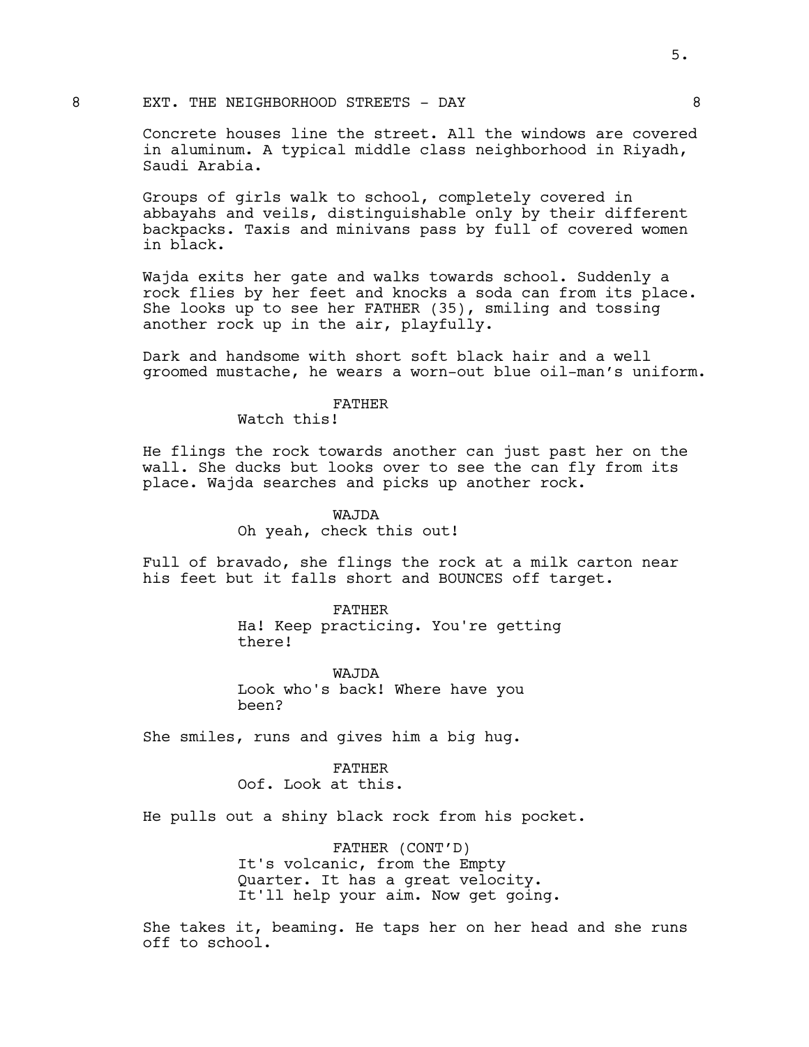8 EXT. THE NEIGHBORHOOD STREETS - DAY 8

Concrete houses line the street. All the windows are covered in aluminum. A typical middle class neighborhood in Riyadh, Saudi Arabia.

Groups of girls walk to school, completely covered in abbayahs and veils, distinguishable only by their different backpacks. Taxis and minivans pass by full of covered women in black.

Wajda exits her gate and walks towards school. Suddenly a rock flies by her feet and knocks a soda can from its place. She looks up to see her FATHER (35), smiling and tossing another rock up in the air, playfully.

Dark and handsome with short soft black hair and a well groomed mustache, he wears a worn-out blue oil-man's uniform.

FATHER
Watch this!

He flings the rock towards another can just past her on the wall. She ducks but looks over to see the can fly from its place. Wajda searches and picks up another rock.

WAJDA
Oh yeah, check this out!

Full of bravado, she flings the rock at a milk carton near his feet but it falls short and BOUNCES off target.

FATHER
Ha! Keep practicing. You're getting there!

WAJDA
Look who's back! Where have you been?

She smiles, runs and gives him a big hug.

FATHER
Oof. Look at this.

He pulls out a shiny black rock from his pocket.

FATHER (CONT'D)
It's volcanic, from the Empty Quarter. It has a great velocity. It'll help your aim. Now get going.

She takes it, beaming. He taps her on her head and she runs off to school.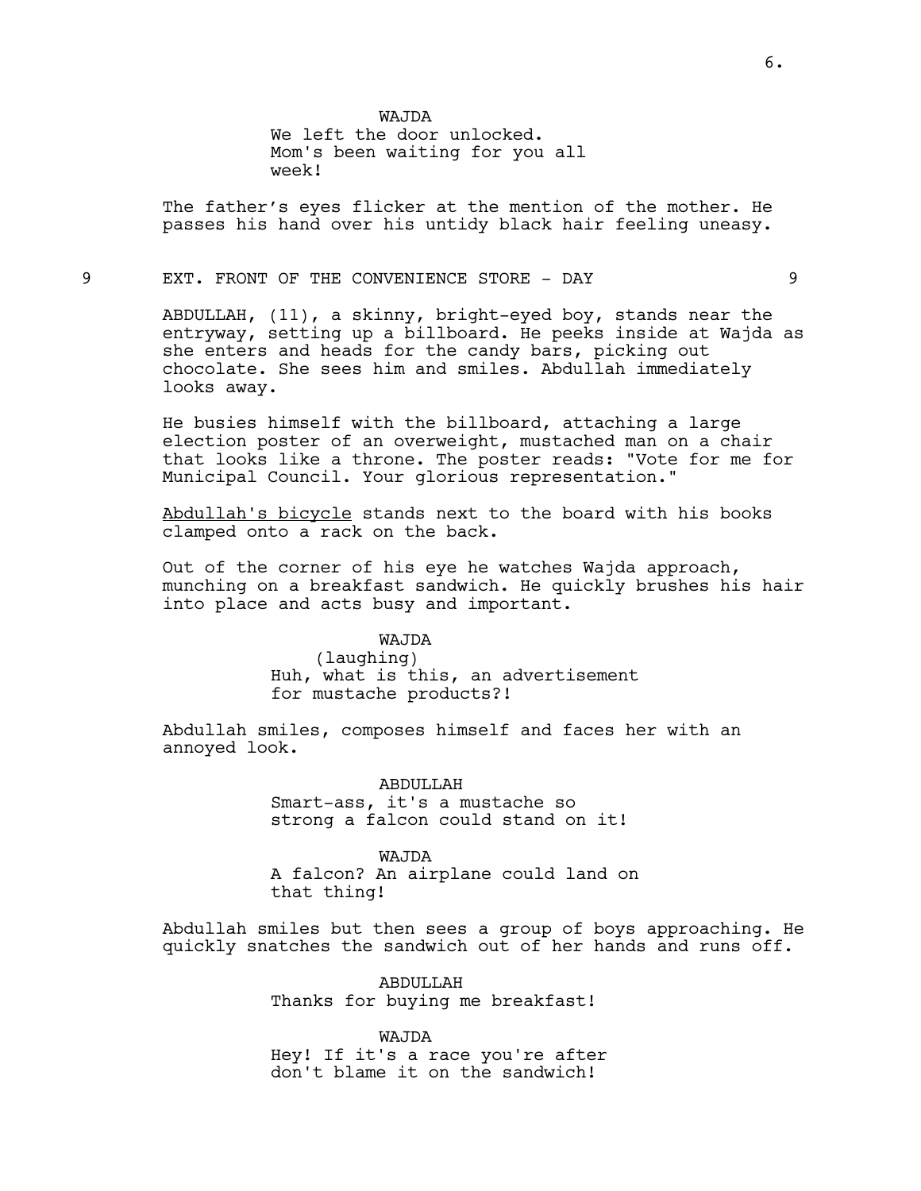WAJDA
We left the door unlocked. Mom's been waiting for you all week!

The father's eyes flicker at the mention of the mother. He passes his hand over his untidy black hair feeling uneasy.

9 EXT. FRONT OF THE CONVENIENCE STORE - DAY 9

ABDULLAH, (11), a skinny, bright-eyed boy, stands near the entryway, setting up a billboard. He peeks inside at Wajda as she enters and heads for the candy bars, picking out chocolate. She sees him and smiles. Abdullah immediately looks away.

He busies himself with the billboard, attaching a large election poster of an overweight, mustached man on a chair that looks like a throne. The poster reads: "Vote for me for Municipal Council. Your glorious representation."

<u>Abdullah's bicycle</u> stands next to the board with his books clamped onto a rack on the back.

Out of the corner of his eye he watches Wajda approach, munching on a breakfast sandwich. He quickly brushes his hair into place and acts busy and important.

WAJDA
(laughing)
Huh, what is this, an advertisement for mustache products?!

Abdullah smiles, composes himself and faces her with an annoyed look.

ABDULLAH
Smart-ass, it's a mustache so strong a falcon could stand on it!

WAJDA
A falcon? An airplane could land on that thing!

Abdullah smiles but then sees a group of boys approaching. He quickly snatches the sandwich out of her hands and runs off.

ABDULLAH
Thanks for buying me breakfast!

WAJDA
Hey! If it's a race you're after don't blame it on the sandwich!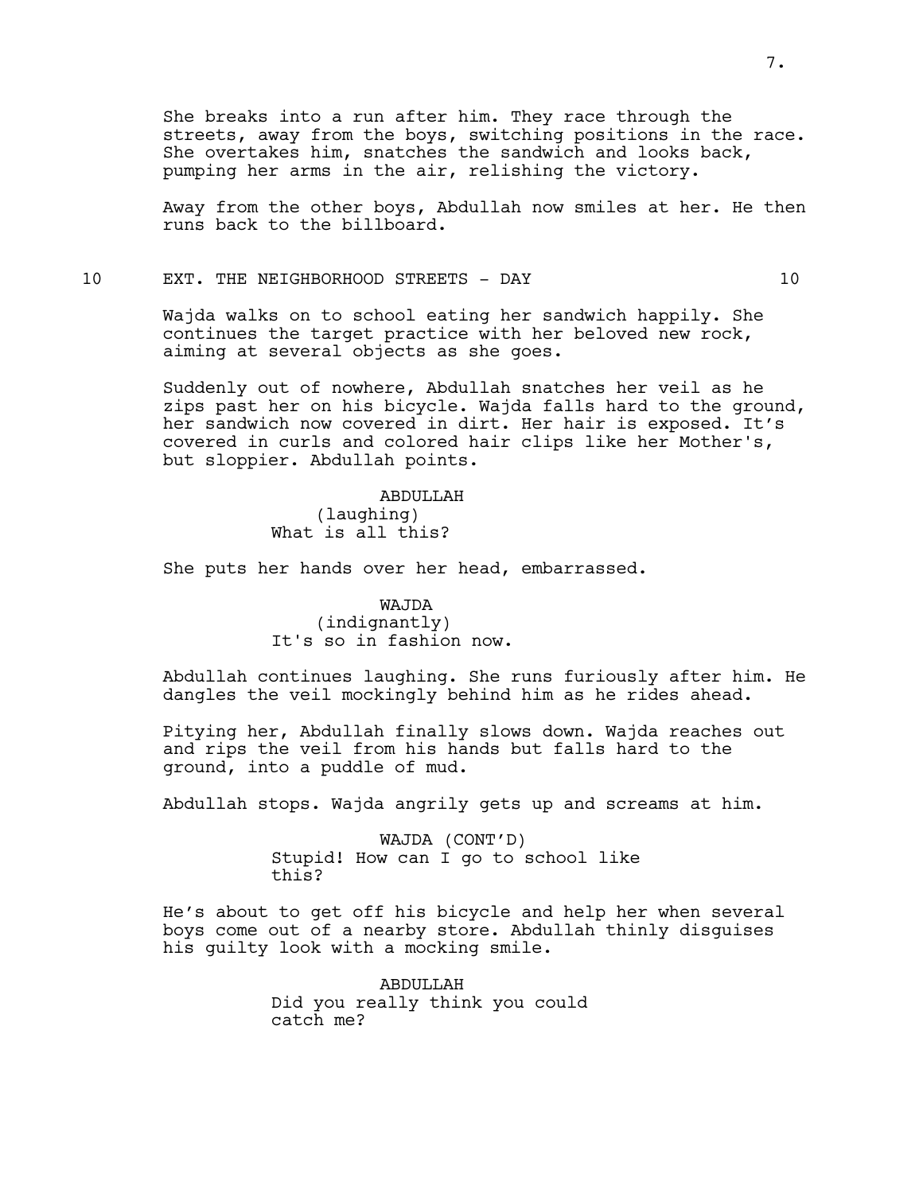She breaks into a run after him. They race through the streets, away from the boys, switching positions in the race. She overtakes him, snatches the sandwich and looks back, pumping her arms in the air, relishing the victory.

Away from the other boys, Abdullah now smiles at her. He then runs back to the billboard.

10 EXT. THE NEIGHBORHOOD STREETS - DAY 10

Wajda walks on to school eating her sandwich happily. She continues the target practice with her beloved new rock, aiming at several objects as she goes.

Suddenly out of nowhere, Abdullah snatches her veil as he zips past her on his bicycle. Wajda falls hard to the ground, her sandwich now covered in dirt. Her hair is exposed. It's covered in curls and colored hair clips like her Mother's, but sloppier. Abdullah points.

ABDULLAH
(laughing)
What is all this?

She puts her hands over her head, embarrassed.

WAJDA
(indignantly)
It's so in fashion now.

Abdullah continues laughing. She runs furiously after him. He dangles the veil mockingly behind him as he rides ahead.

Pitying her, Abdullah finally slows down. Wajda reaches out and rips the veil from his hands but falls hard to the ground, into a puddle of mud.

Abdullah stops. Wajda angrily gets up and screams at him.

WAJDA (CONT'D)
Stupid! How can I go to school like this?

He's about to get off his bicycle and help her when several boys come out of a nearby store. Abdullah thinly disguises his guilty look with a mocking smile.

ABDULLAH
Did you really think you could catch me?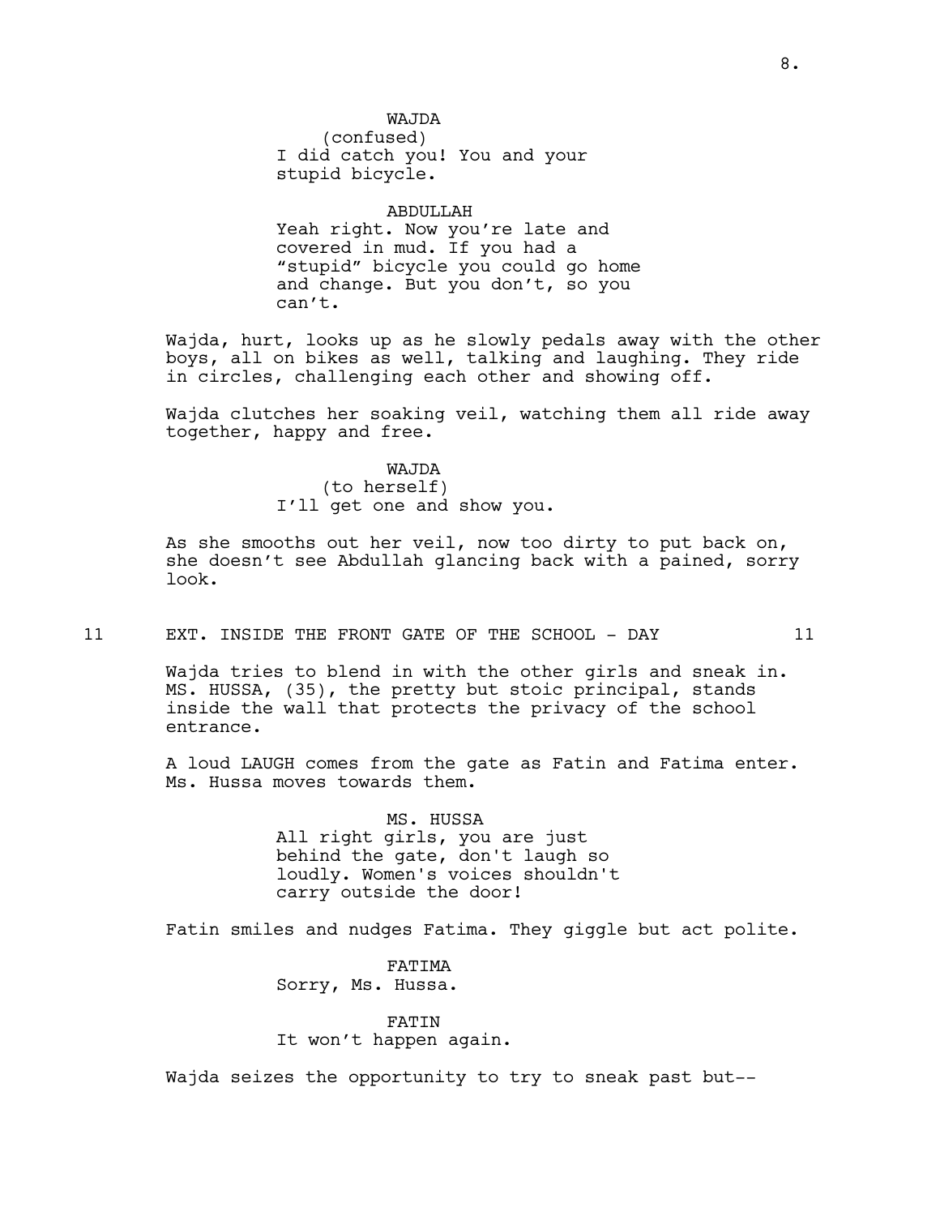WAJDA
(confused)
I did catch you! You and your stupid bicycle.

ABDULLAH
Yeah right. Now you're late and covered in mud. If you had a "stupid" bicycle you could go home and change. But you don't, so you can't.

Wajda, hurt, looks up as he slowly pedals away with the other boys, all on bikes as well, talking and laughing. They ride in circles, challenging each other and showing off.

Wajda clutches her soaking veil, watching them all ride away together, happy and free.

WAJDA
(to herself)
I'll get one and show you.

As she smooths out her veil, now too dirty to put back on, she doesn't see Abdullah glancing back with a pained, sorry look.

11 EXT. INSIDE THE FRONT GATE OF THE SCHOOL - DAY 11

Wajda tries to blend in with the other girls and sneak in. MS. HUSSA, (35), the pretty but stoic principal, stands inside the wall that protects the privacy of the school entrance.

A loud LAUGH comes from the gate as Fatin and Fatima enter. Ms. Hussa moves towards them.

MS. HUSSA
All right girls, you are just behind the gate, don't laugh so loudly. Women's voices shouldn't carry outside the door!

Fatin smiles and nudges Fatima. They giggle but act polite.

FATIMA
Sorry, Ms. Hussa.

FATIN
It won't happen again.

Wajda seizes the opportunity to try to sneak past but--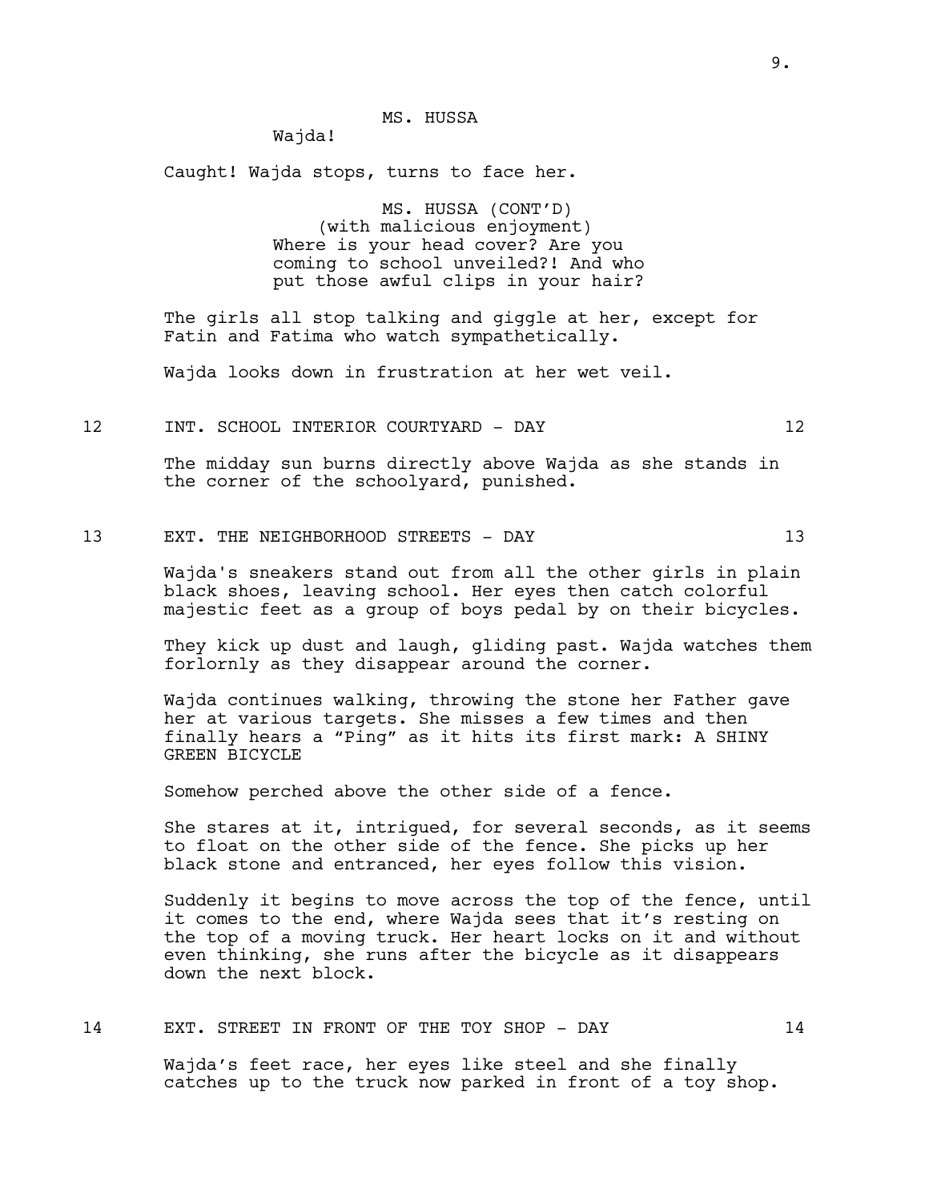MS. HUSSA

Wajda!

Caught! Wajda stops, turns to face her.

MS. HUSSA (CONT'D)
(with malicious enjoyment)
Where is your head cover? Are you coming to school unveiled?! And who put those awful clips in your hair?

The girls all stop talking and giggle at her, except for Fatin and Fatima who watch sympathetically.

Wajda looks down in frustration at her wet veil.

12 INT. SCHOOL INTERIOR COURTYARD - DAY 12

The midday sun burns directly above Wajda as she stands in the corner of the schoolyard, punished.

13 EXT. THE NEIGHBORHOOD STREETS - DAY 13

Wajda's sneakers stand out from all the other girls in plain black shoes, leaving school. Her eyes then catch colorful majestic feet as a group of boys pedal by on their bicycles.

They kick up dust and laugh, gliding past. Wajda watches them forlornly as they disappear around the corner.

Wajda continues walking, throwing the stone her Father gave her at various targets. She misses a few times and then finally hears a "Ping" as it hits its first mark: A SHINY GREEN BICYCLE

Somehow perched above the other side of a fence.

She stares at it, intrigued, for several seconds, as it seems to float on the other side of the fence. She picks up her black stone and entranced, her eyes follow this vision.

Suddenly it begins to move across the top of the fence, until it comes to the end, where Wajda sees that it's resting on the top of a moving truck. Her heart locks on it and without even thinking, she runs after the bicycle as it disappears down the next block.

14 EXT. STREET IN FRONT OF THE TOY SHOP - DAY 14

Wajda's feet race, her eyes like steel and she finally catches up to the truck now parked in front of a toy shop.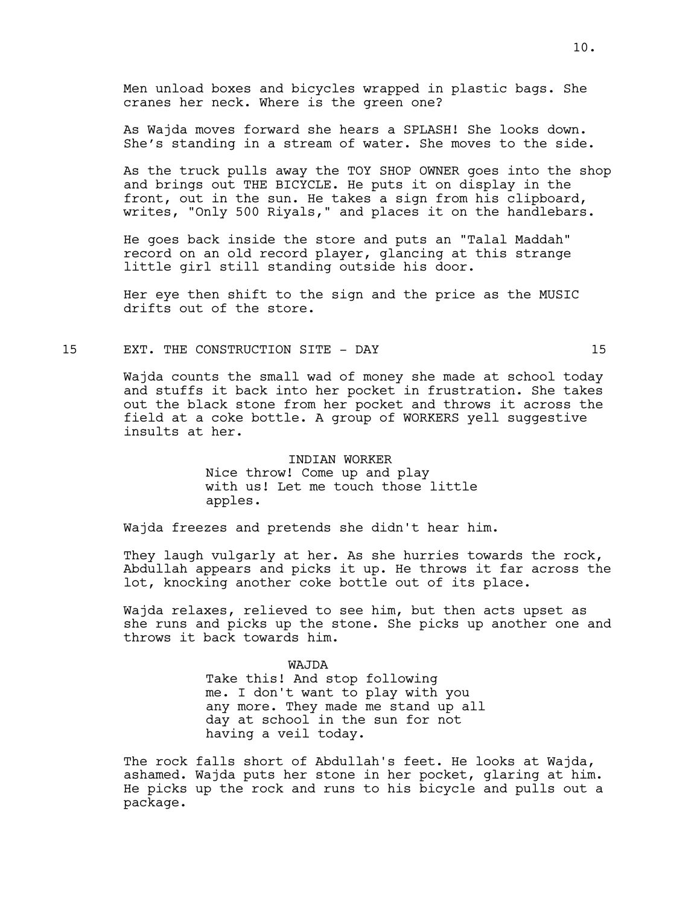Men unload boxes and bicycles wrapped in plastic bags. She cranes her neck. Where is the green one?

As Wajda moves forward she hears a SPLASH! She looks down. She's standing in a stream of water. She moves to the side.

As the truck pulls away the TOY SHOP OWNER goes into the shop and brings out THE BICYCLE. He puts it on display in the front, out in the sun. He takes a sign from his clipboard, writes, "Only 500 Riyals," and places it on the handlebars.

He goes back inside the store and puts an "Talal Maddah" record on an old record player, glancing at this strange little girl still standing outside his door.

Her eye then shift to the sign and the price as the MUSIC drifts out of the store.

15 EXT. THE CONSTRUCTION SITE - DAY 15

Wajda counts the small wad of money she made at school today and stuffs it back into her pocket in frustration. She takes out the black stone from her pocket and throws it across the field at a coke bottle. A group of WORKERS yell suggestive insults at her.

INDIAN WORKER
Nice throw! Come up and play with us! Let me touch those little apples.

Wajda freezes and pretends she didn't hear him.

They laugh vulgarly at her. As she hurries towards the rock, Abdullah appears and picks it up. He throws it far across the lot, knocking another coke bottle out of its place.

Wajda relaxes, relieved to see him, but then acts upset as she runs and picks up the stone. She picks up another one and throws it back towards him.

WAJDA
Take this! And stop following me. I don't want to play with you any more. They made me stand up all day at school in the sun for not having a veil today.

The rock falls short of Abdullah's feet. He looks at Wajda, ashamed. Wajda puts her stone in her pocket, glaring at him. He picks up the rock and runs to his bicycle and pulls out a package.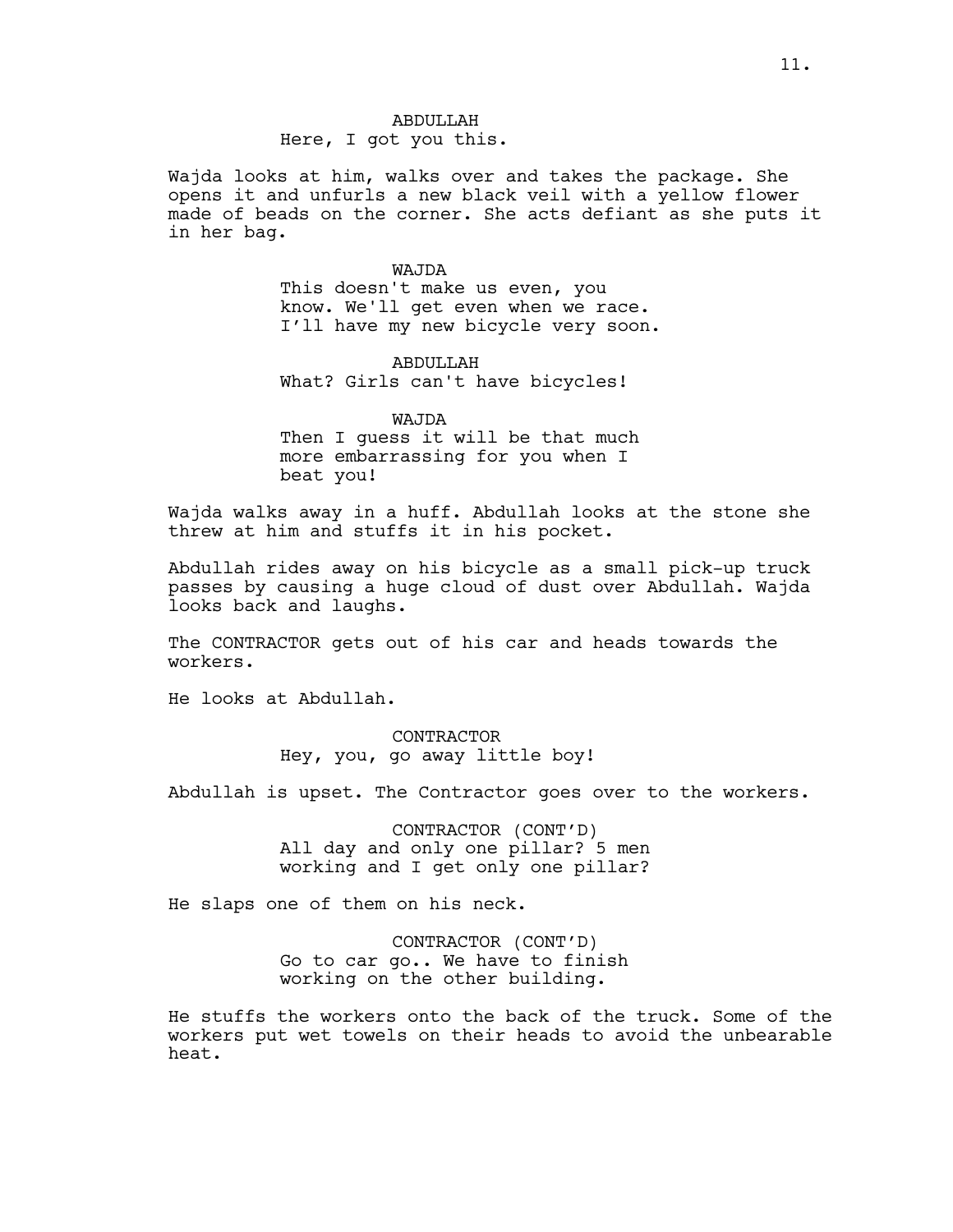ABDULLAH
Here, I got you this.

Wajda looks at him, walks over and takes the package. She opens it and unfurls a new black veil with a yellow flower made of beads on the corner. She acts defiant as she puts it in her bag.

WAJDA
This doesn't make us even, you know. We'll get even when we race. I'll have my new bicycle very soon.

ABDULLAH
What? Girls can't have bicycles!

WAJDA
Then I guess it will be that much more embarrassing for you when I beat you!

Wajda walks away in a huff. Abdullah looks at the stone she threw at him and stuffs it in his pocket.

Abdullah rides away on his bicycle as a small pick-up truck passes by causing a huge cloud of dust over Abdullah. Wajda looks back and laughs.

The CONTRACTOR gets out of his car and heads towards the workers.

He looks at Abdullah.

CONTRACTOR
Hey, you, go away little boy!

Abdullah is upset. The Contractor goes over to the workers.

CONTRACTOR (CONT'D)
All day and only one pillar? 5 men working and I get only one pillar?

He slaps one of them on his neck.

CONTRACTOR (CONT'D)
Go to car go.. We have to finish working on the other building.

He stuffs the workers onto the back of the truck. Some of the workers put wet towels on their heads to avoid the unbearable heat.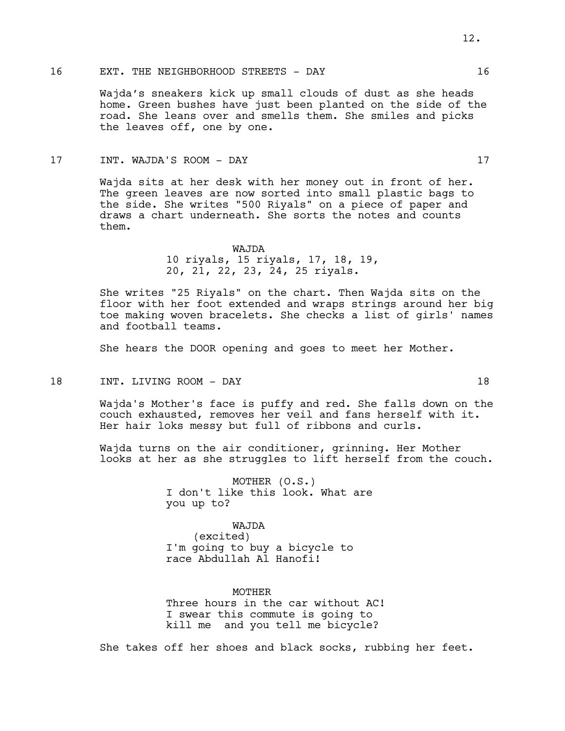16 EXT. THE NEIGHBORHOOD STREETS - DAY 16

Wajda's sneakers kick up small clouds of dust as she heads home. Green bushes have just been planted on the side of the road. She leans over and smells them. She smiles and picks the leaves off, one by one.

17 INT. WAJDA'S ROOM - DAY 17

Wajda sits at her desk with her money out in front of her. The green leaves are now sorted into small plastic bags to the side. She writes "500 Riyals" on a piece of paper and draws a chart underneath. She sorts the notes and counts them.

WAJDA
10 riyals, 15 riyals, 17, 18, 19, 20, 21, 22, 23, 24, 25 riyals.

She writes "25 Riyals" on the chart. Then Wajda sits on the floor with her foot extended and wraps strings around her big toe making woven bracelets. She checks a list of girls' names and football teams.

She hears the DOOR opening and goes to meet her Mother.

18 INT. LIVING ROOM - DAY 18

Wajda's Mother's face is puffy and red. She falls down on the couch exhausted, removes her veil and fans herself with it. Her hair loks messy but full of ribbons and curls.

Wajda turns on the air conditioner, grinning. Her Mother looks at her as she struggles to lift herself from the couch.

MOTHER (O.S.)
I don't like this look. What are you up to?

WAJDA
(excited)
I'm going to buy a bicycle to race Abdullah Al Hanofi!

MOTHER
Three hours in the car without AC! I swear this commute is going to kill me and you tell me bicycle?

She takes off her shoes and black socks, rubbing her feet.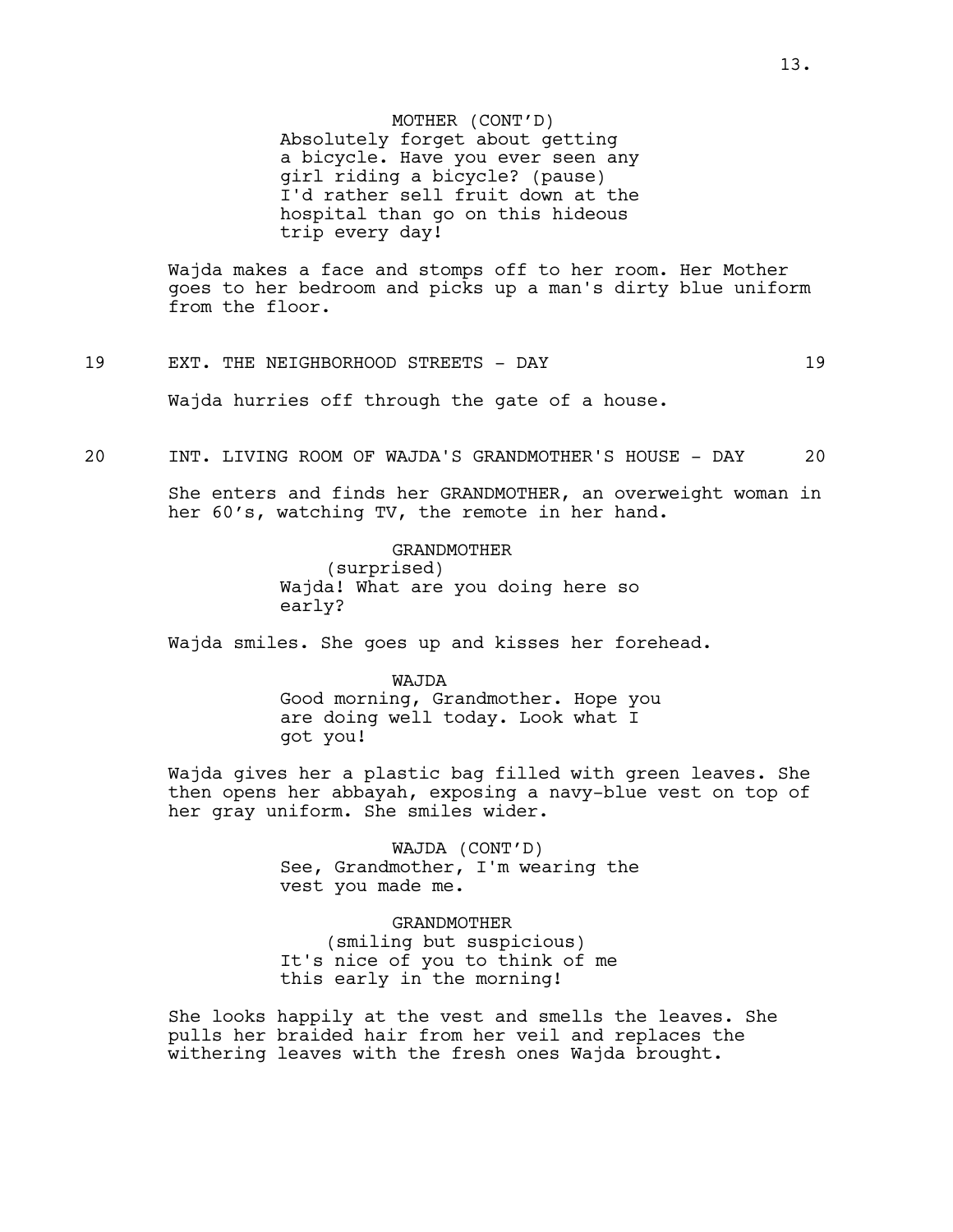MOTHER (CONT'D)
Absolutely forget about getting a bicycle. Have you ever seen any girl riding a bicycle? (pause) I'd rather sell fruit down at the hospital than go on this hideous trip every day!

Wajda makes a face and stomps off to her room. Her Mother goes to her bedroom and picks up a man's dirty blue uniform from the floor.

19 EXT. THE NEIGHBORHOOD STREETS - DAY 19

Wajda hurries off through the gate of a house.

20 INT. LIVING ROOM OF WAJDA'S GRANDMOTHER'S HOUSE - DAY 20

She enters and finds her GRANDMOTHER, an overweight woman in her 60's, watching TV, the remote in her hand.

GRANDMOTHER
(surprised)
Wajda! What are you doing here so early?

Wajda smiles. She goes up and kisses her forehead.

WAJDA
Good morning, Grandmother. Hope you are doing well today. Look what I got you!

Wajda gives her a plastic bag filled with green leaves. She then opens her abbayah, exposing a navy-blue vest on top of her gray uniform. She smiles wider.

WAJDA (CONT'D)
See, Grandmother, I'm wearing the vest you made me.

GRANDMOTHER
(smiling but suspicious)
It's nice of you to think of me this early in the morning!

She looks happily at the vest and smells the leaves. She pulls her braided hair from her veil and replaces the withering leaves with the fresh ones Wajda brought.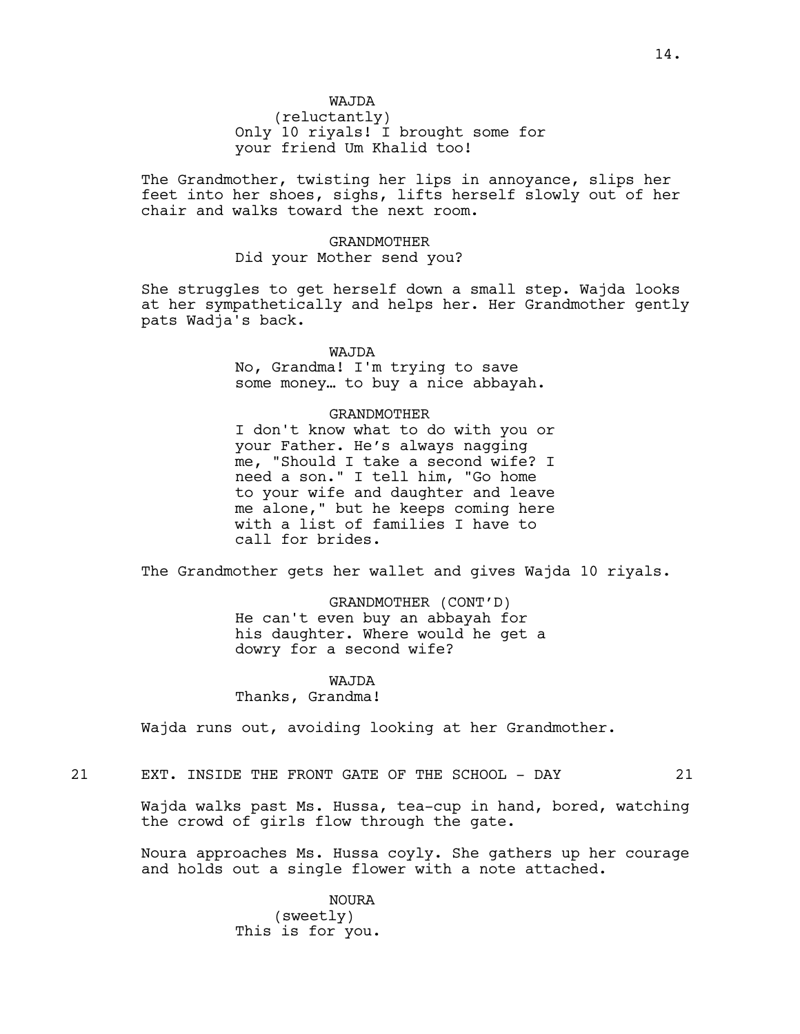WAJDA
(reluctantly)
Only 10 riyals! I brought some for your friend Um Khalid too!

The Grandmother, twisting her lips in annoyance, slips her feet into her shoes, sighs, lifts herself slowly out of her chair and walks toward the next room.

GRANDMOTHER
Did your Mother send you?

She struggles to get herself down a small step. Wajda looks at her sympathetically and helps her. Her Grandmother gently pats Wadja's back.

WAJDA
No, Grandma! I'm trying to save some money… to buy a nice abbayah.

GRANDMOTHER
I don't know what to do with you or your Father. He's always nagging me, "Should I take a second wife? I need a son." I tell him, "Go home to your wife and daughter and leave me alone," but he keeps coming here with a list of families I have to call for brides.

The Grandmother gets her wallet and gives Wajda 10 riyals.

GRANDMOTHER (CONT'D)
He can't even buy an abbayah for his daughter. Where would he get a dowry for a second wife?

WAJDA
Thanks, Grandma!

Wajda runs out, avoiding looking at her Grandmother.

21 EXT. INSIDE THE FRONT GATE OF THE SCHOOL - DAY 21

Wajda walks past Ms. Hussa, tea-cup in hand, bored, watching the crowd of girls flow through the gate.

Noura approaches Ms. Hussa coyly. She gathers up her courage and holds out a single flower with a note attached.

NOURA
(sweetly)
This is for you.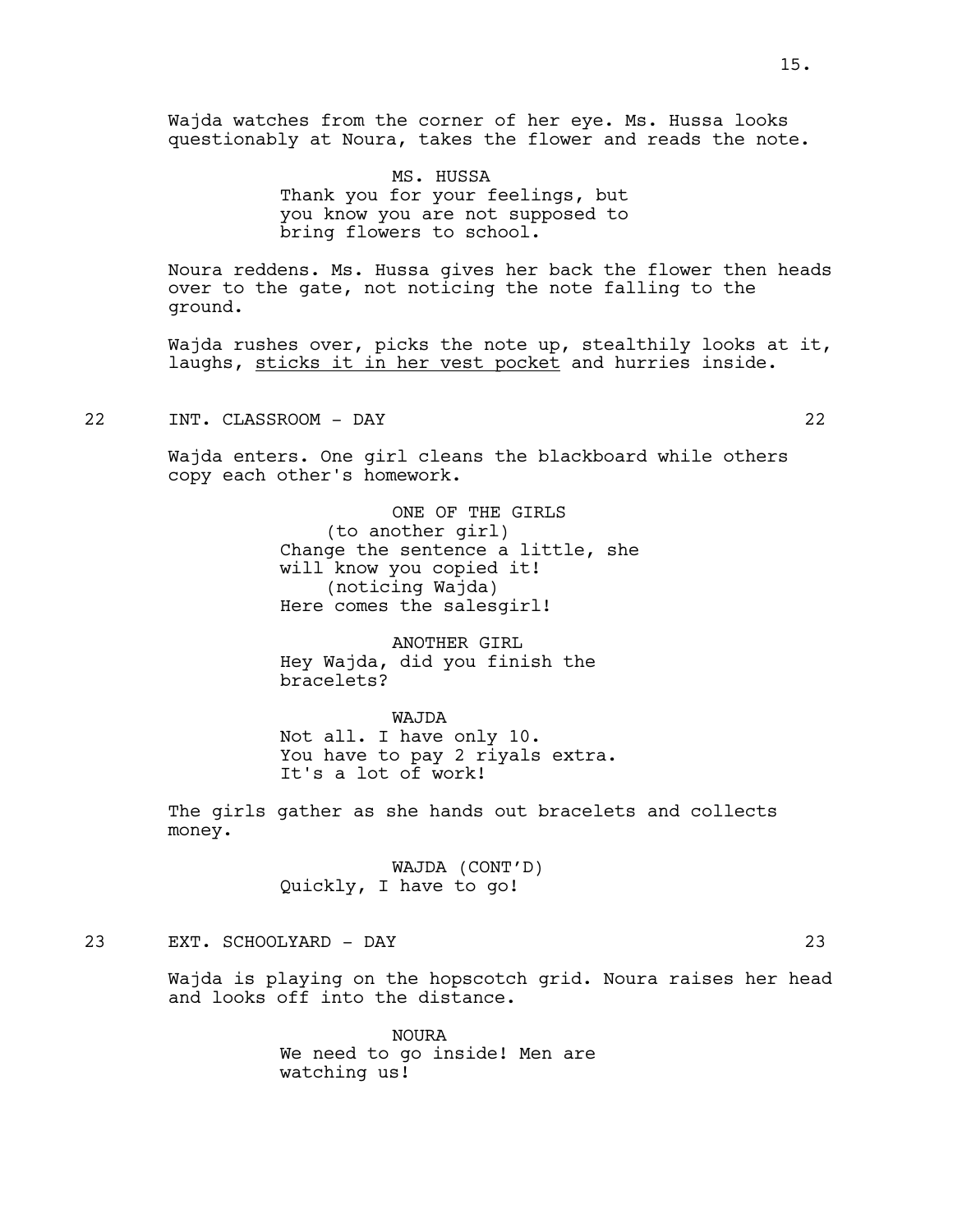Wajda watches from the corner of her eye. Ms. Hussa looks questionably at Noura, takes the flower and reads the note.

MS. HUSSA
Thank you for your feelings, but you know you are not supposed to bring flowers to school.

Noura reddens. Ms. Hussa gives her back the flower then heads over to the gate, not noticing the note falling to the ground.

Wajda rushes over, picks the note up, stealthily looks at it, laughs, <u>sticks it in her vest pocket</u> and hurries inside.

22 INT. CLASSROOM - DAY 22

Wajda enters. One girl cleans the blackboard while others copy each other's homework.

ONE OF THE GIRLS
(to another girl)
Change the sentence a little, she will know you copied it!
(noticing Wajda)
Here comes the salesgirl!

ANOTHER GIRL
Hey Wajda, did you finish the bracelets?

WAJDA
Not all. I have only 10.
You have to pay 2 riyals extra.
It's a lot of work!

The girls gather as she hands out bracelets and collects money.

WAJDA (CONT'D)
Quickly, I have to go!

23 EXT. SCHOOLYARD - DAY 23

Wajda is playing on the hopscotch grid. Noura raises her head and looks off into the distance.

NOURA
We need to go inside! Men are watching us!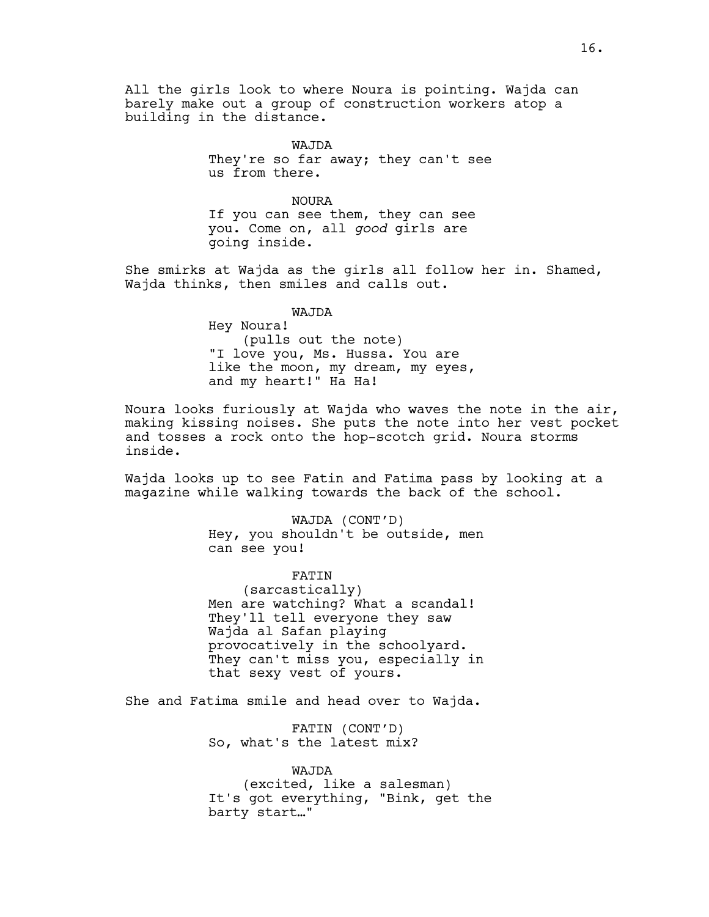All the girls look to where Noura is pointing. Wajda can barely make out a group of construction workers atop a building in the distance.

WAJDA
They're so far away; they can't see us from there.

NOURA
If you can see them, they can see you. Come on, all *good* girls are going inside.

She smirks at Wajda as the girls all follow her in. Shamed, Wajda thinks, then smiles and calls out.

WAJDA
Hey Noura!
(pulls out the note)
"I love you, Ms. Hussa. You are like the moon, my dream, my eyes, and my heart!" Ha Ha!

Noura looks furiously at Wajda who waves the note in the air, making kissing noises. She puts the note into her vest pocket and tosses a rock onto the hop-scotch grid. Noura storms inside.

Wajda looks up to see Fatin and Fatima pass by looking at a magazine while walking towards the back of the school.

WAJDA (CONT'D)
Hey, you shouldn't be outside, men can see you!

FATIN
(sarcastically)
Men are watching? What a scandal! They'll tell everyone they saw Wajda al Safan playing provocatively in the schoolyard. They can't miss you, especially in that sexy vest of yours.

She and Fatima smile and head over to Wajda.

FATIN (CONT'D)
So, what's the latest mix?

WAJDA
(excited, like a salesman)
It's got everything, "Bink, get the barty start…"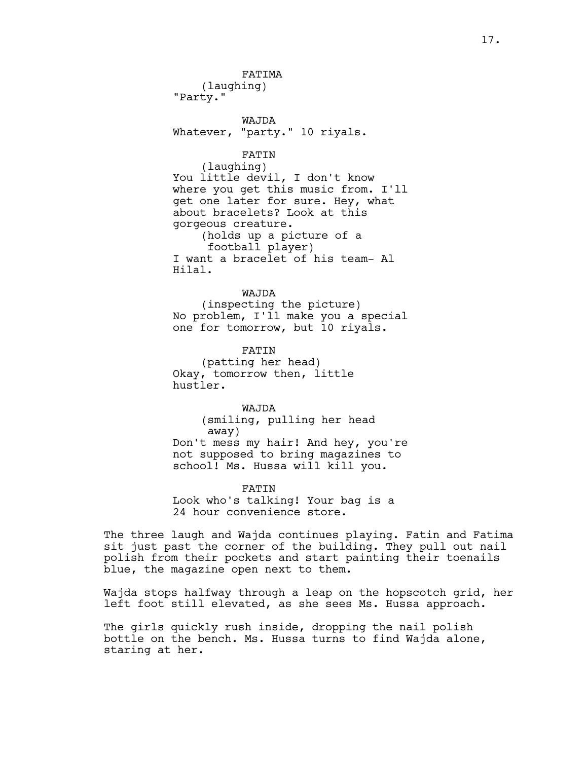FATIMA
(laughing)
"Party."

WAJDA
Whatever, "party." 10 riyals.

FATIN
(laughing)
You little devil, I don't know where you get this music from. I'll get one later for sure. Hey, what about bracelets? Look at this gorgeous creature.
(holds up a picture of a football player)
I want a bracelet of his team- Al Hilal.

WAJDA
(inspecting the picture)
No problem, I'll make you a special one for tomorrow, but 10 riyals.

FATIN
(patting her head)
Okay, tomorrow then, little hustler.

WAJDA
(smiling, pulling her head away)
Don't mess my hair! And hey, you're not supposed to bring magazines to school! Ms. Hussa will kill you.

FATIN
Look who's talking! Your bag is a 24 hour convenience store.

The three laugh and Wajda continues playing. Fatin and Fatima sit just past the corner of the building. They pull out nail polish from their pockets and start painting their toenails blue, the magazine open next to them.

Wajda stops halfway through a leap on the hopscotch grid, her left foot still elevated, as she sees Ms. Hussa approach.

The girls quickly rush inside, dropping the nail polish bottle on the bench. Ms. Hussa turns to find Wajda alone, staring at her.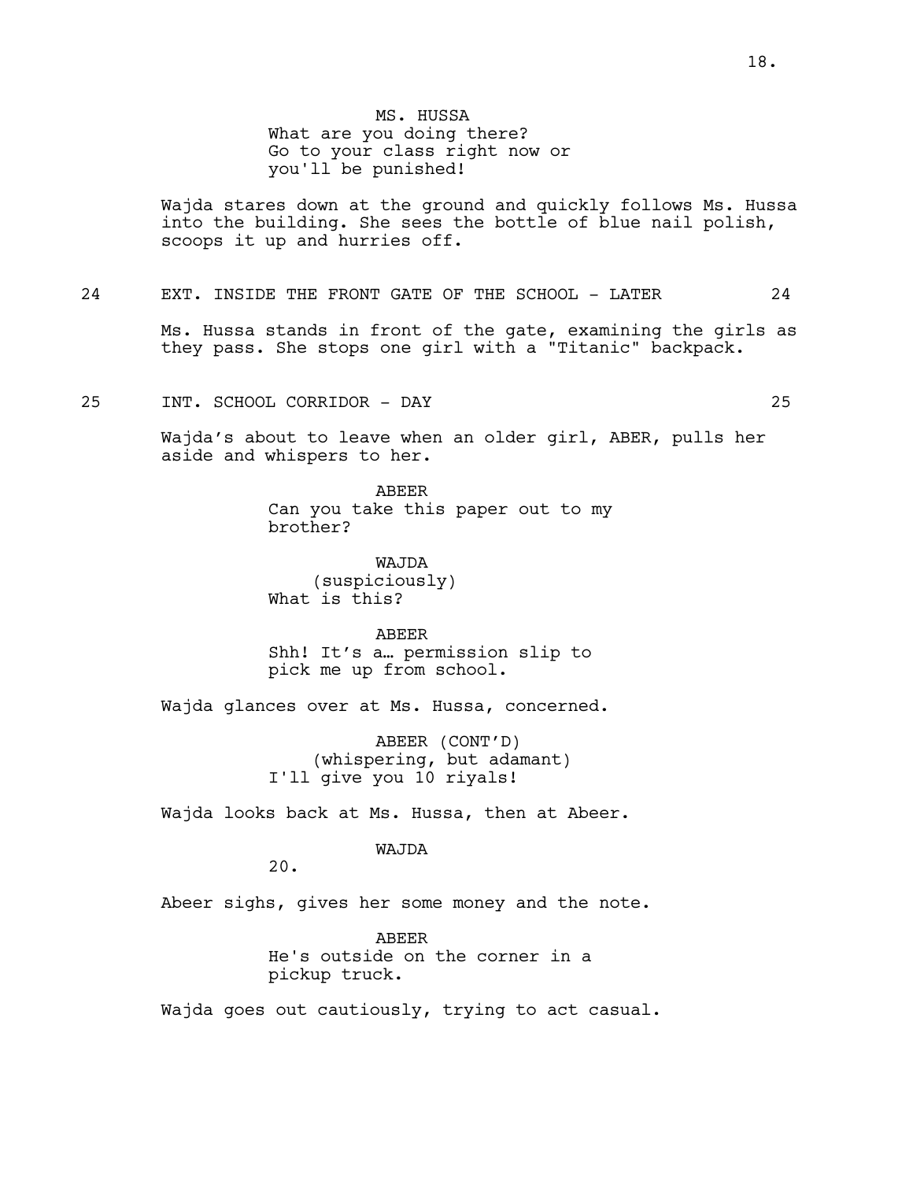MS. HUSSA
What are you doing there?
Go to your class right now or
you'll be punished!

Wajda stares down at the ground and quickly follows Ms. Hussa into the building. She sees the bottle of blue nail polish, scoops it up and hurries off.

24 EXT. INSIDE THE FRONT GATE OF THE SCHOOL - LATER 24

Ms. Hussa stands in front of the gate, examining the girls as they pass. She stops one girl with a "Titanic" backpack.

25 INT. SCHOOL CORRIDOR - DAY 25

Wajda's about to leave when an older girl, ABER, pulls her aside and whispers to her.

ABEER
Can you take this paper out to my
brother?

WAJDA
(suspiciously)
What is this?

ABEER
Shh! It's a… permission slip to
pick me up from school.

Wajda glances over at Ms. Hussa, concerned.

ABEER (CONT'D)
(whispering, but adamant)
I'll give you 10 riyals!

Wajda looks back at Ms. Hussa, then at Abeer.

WAJDA
20.

Abeer sighs, gives her some money and the note.

ABEER
He's outside on the corner in a
pickup truck.

Wajda goes out cautiously, trying to act casual.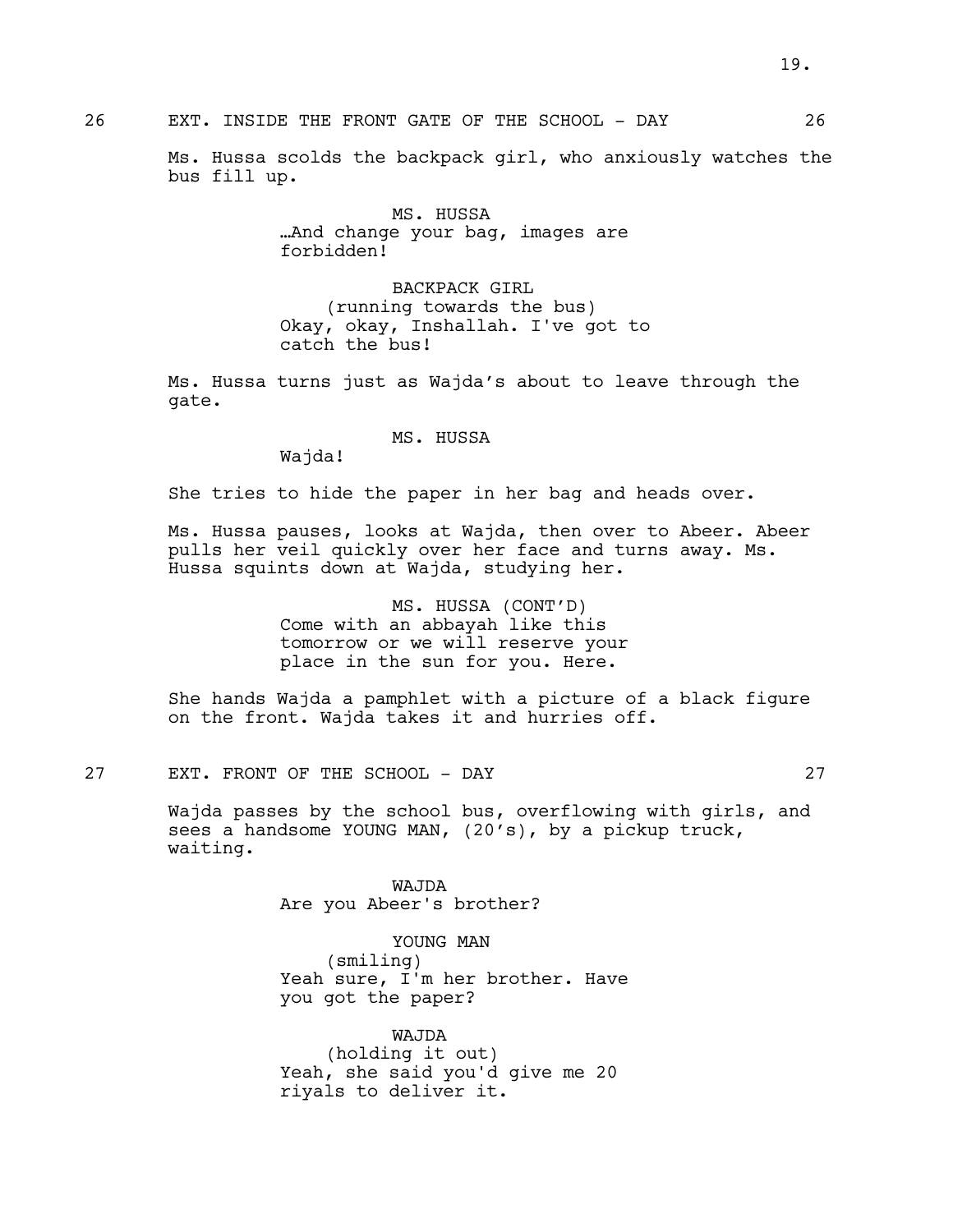26 EXT. INSIDE THE FRONT GATE OF THE SCHOOL - DAY 26

Ms. Hussa scolds the backpack girl, who anxiously watches the bus fill up.

MS. HUSSA
…And change your bag, images are forbidden!

BACKPACK GIRL
(running towards the bus)
Okay, okay, Inshallah. I've got to catch the bus!

Ms. Hussa turns just as Wajda's about to leave through the gate.

MS. HUSSA
Wajda!

She tries to hide the paper in her bag and heads over.

Ms. Hussa pauses, looks at Wajda, then over to Abeer. Abeer pulls her veil quickly over her face and turns away. Ms. Hussa squints down at Wajda, studying her.

MS. HUSSA (CONT'D)
Come with an abbayah like this tomorrow or we will reserve your place in the sun for you. Here.

She hands Wajda a pamphlet with a picture of a black figure on the front. Wajda takes it and hurries off.

27 EXT. FRONT OF THE SCHOOL - DAY 27

Wajda passes by the school bus, overflowing with girls, and sees a handsome YOUNG MAN, (20's), by a pickup truck, waiting.

WAJDA
Are you Abeer's brother?

YOUNG MAN
(smiling)
Yeah sure, I'm her brother. Have you got the paper?

WAJDA
(holding it out)
Yeah, she said you'd give me 20 riyals to deliver it.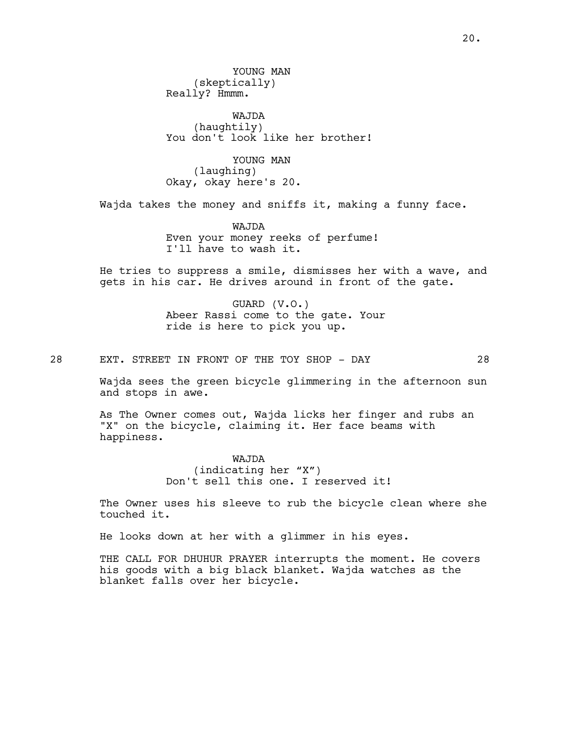YOUNG MAN
(skeptically)
Really? Hmmm.

WAJDA
(haughtily)
You don't look like her brother!

YOUNG MAN
(laughing)
Okay, okay here's 20.

Wajda takes the money and sniffs it, making a funny face.

WAJDA
Even your money reeks of perfume! I'll have to wash it.

He tries to suppress a smile, dismisses her with a wave, and gets in his car. He drives around in front of the gate.

GUARD (V.O.)
Abeer Rassi come to the gate. Your ride is here to pick you up.

## 28 EXT. STREET IN FRONT OF THE TOY SHOP - DAY 28

Wajda sees the green bicycle glimmering in the afternoon sun and stops in awe.

As The Owner comes out, Wajda licks her finger and rubs an "X" on the bicycle, claiming it. Her face beams with happiness.

WAJDA
(indicating her "X")
Don't sell this one. I reserved it!

The Owner uses his sleeve to rub the bicycle clean where she touched it.

He looks down at her with a glimmer in his eyes.

THE CALL FOR DHUHUR PRAYER interrupts the moment. He covers his goods with a big black blanket. Wajda watches as the blanket falls over her bicycle.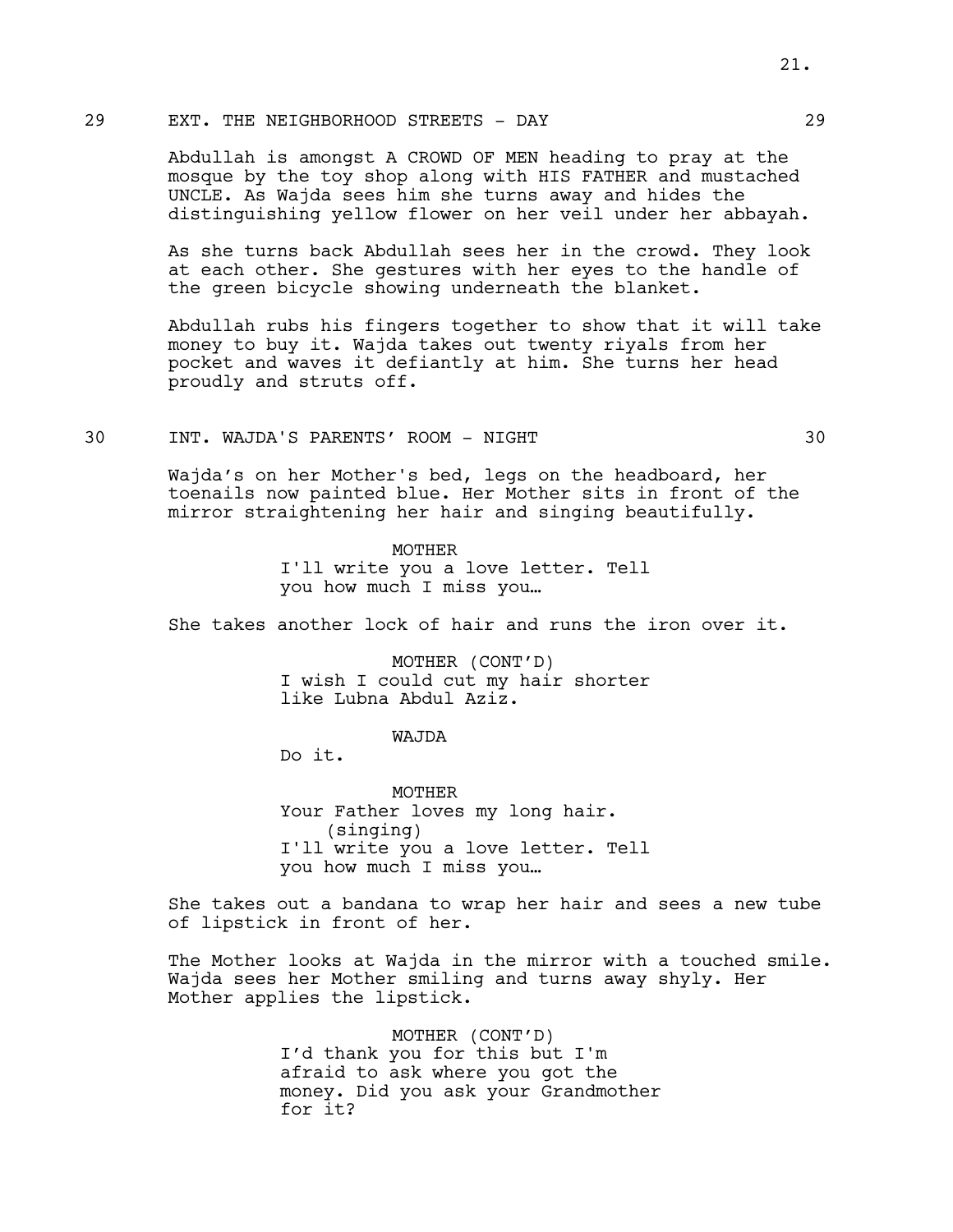29 EXT. THE NEIGHBORHOOD STREETS - DAY 29

Abdullah is amongst A CROWD OF MEN heading to pray at the mosque by the toy shop along with HIS FATHER and mustached UNCLE. As Wajda sees him she turns away and hides the distinguishing yellow flower on her veil under her abbayah.

As she turns back Abdullah sees her in the crowd. They look at each other. She gestures with her eyes to the handle of the green bicycle showing underneath the blanket.

Abdullah rubs his fingers together to show that it will take money to buy it. Wajda takes out twenty riyals from her pocket and waves it defiantly at him. She turns her head proudly and struts off.

30 INT. WAJDA'S PARENTS' ROOM - NIGHT 30

Wajda's on her Mother's bed, legs on the headboard, her toenails now painted blue. Her Mother sits in front of the mirror straightening her hair and singing beautifully.

MOTHER
I'll write you a love letter. Tell you how much I miss you…

She takes another lock of hair and runs the iron over it.

MOTHER (CONT'D)
I wish I could cut my hair shorter like Lubna Abdul Aziz.

WAJDA
Do it.

MOTHER
Your Father loves my long hair.
(singing)
I'll write you a love letter. Tell you how much I miss you…

She takes out a bandana to wrap her hair and sees a new tube of lipstick in front of her.

The Mother looks at Wajda in the mirror with a touched smile. Wajda sees her Mother smiling and turns away shyly. Her Mother applies the lipstick.

MOTHER (CONT'D)
I'd thank you for this but I'm afraid to ask where you got the money. Did you ask your Grandmother for it?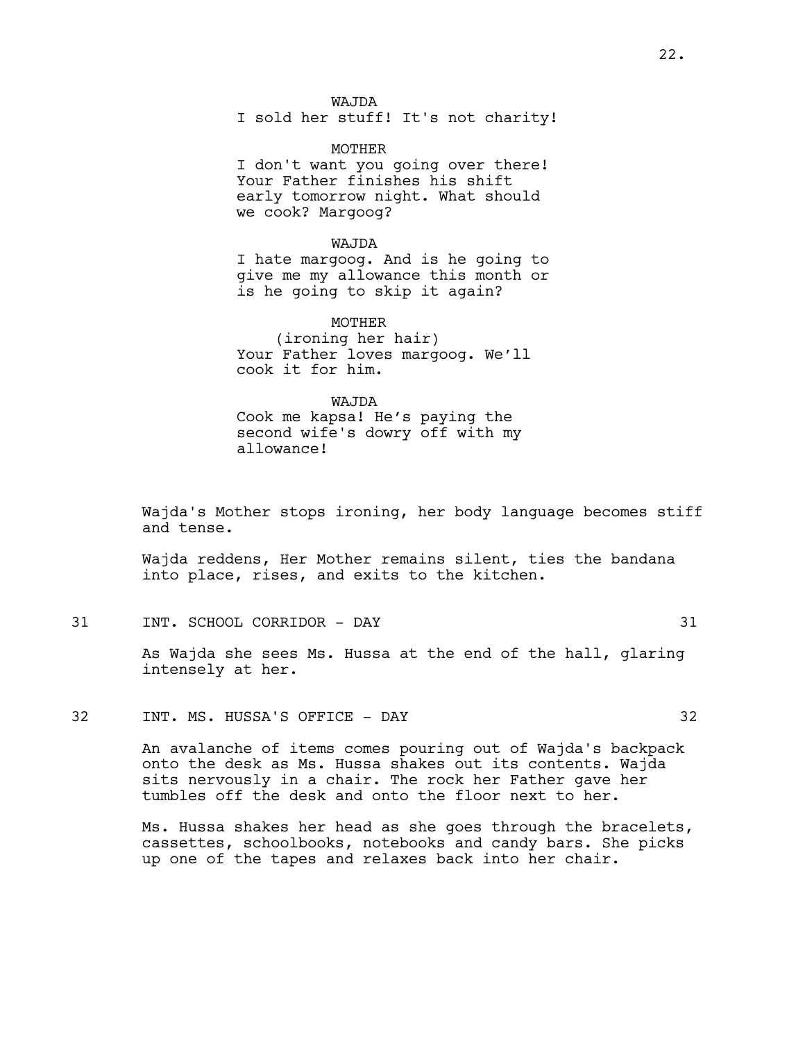WAJDA
I sold her stuff! It's not charity!

MOTHER
I don't want you going over there! Your Father finishes his shift early tomorrow night. What should we cook? Margoog?

WAJDA
I hate margoog. And is he going to give me my allowance this month or is he going to skip it again?

MOTHER
(ironing her hair)
Your Father loves margoog. We'll cook it for him.

WAJDA
Cook me kapsa! He's paying the second wife's dowry off with my allowance!

Wajda's Mother stops ironing, her body language becomes stiff and tense.

Wajda reddens, Her Mother remains silent, ties the bandana into place, rises, and exits to the kitchen.

31 INT. SCHOOL CORRIDOR - DAY 31

As Wajda she sees Ms. Hussa at the end of the hall, glaring intensely at her.

32 INT. MS. HUSSA'S OFFICE - DAY 32

An avalanche of items comes pouring out of Wajda's backpack onto the desk as Ms. Hussa shakes out its contents. Wajda sits nervously in a chair. The rock her Father gave her tumbles off the desk and onto the floor next to her.

Ms. Hussa shakes her head as she goes through the bracelets, cassettes, schoolbooks, notebooks and candy bars. She picks up one of the tapes and relaxes back into her chair.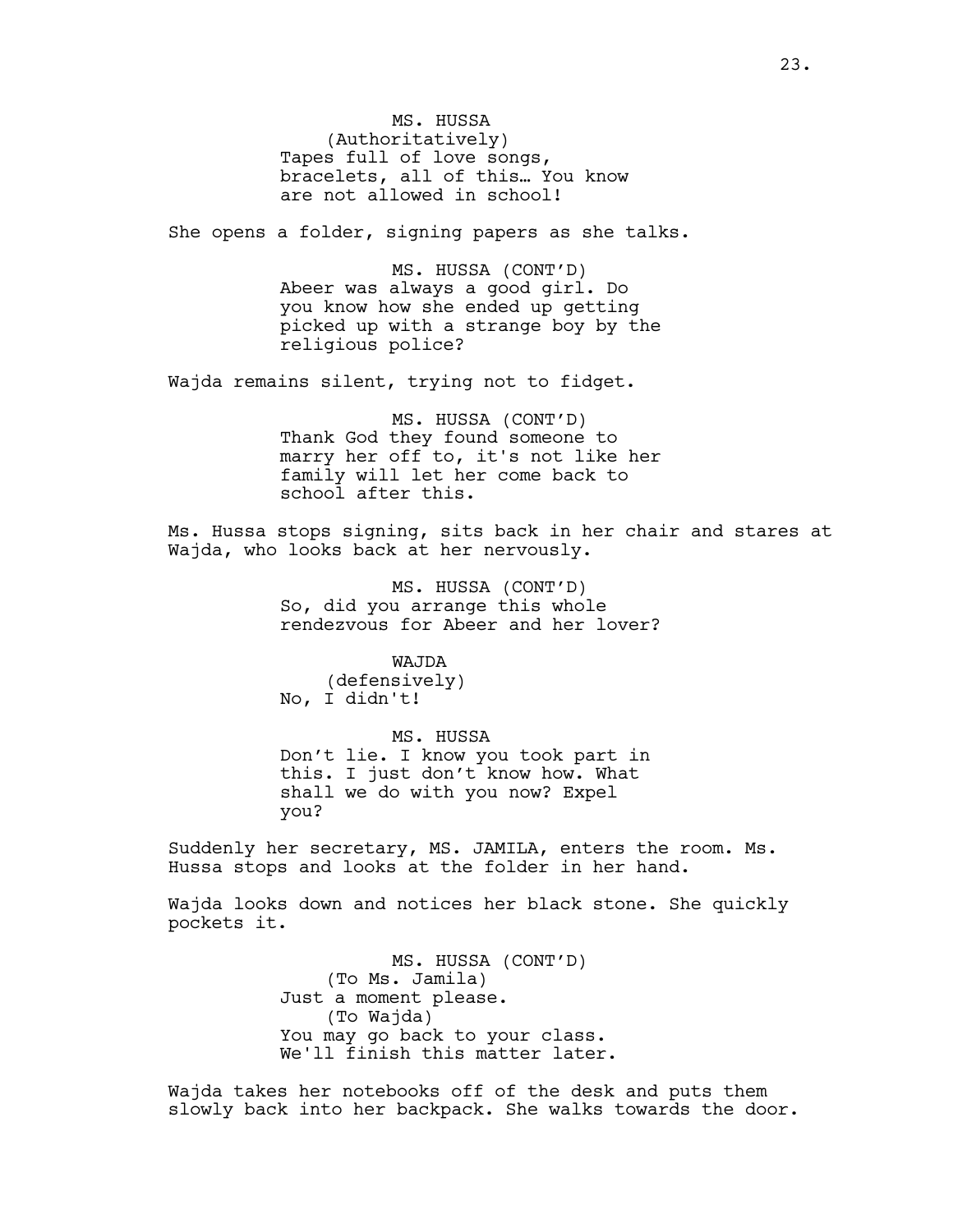MS. HUSSA
(Authoritatively)
Tapes full of love songs, bracelets, all of this… You know are not allowed in school!

She opens a folder, signing papers as she talks.

MS. HUSSA (CONT'D)
Abeer was always a good girl. Do you know how she ended up getting picked up with a strange boy by the religious police?

Wajda remains silent, trying not to fidget.

MS. HUSSA (CONT'D)
Thank God they found someone to marry her off to, it's not like her family will let her come back to school after this.

Ms. Hussa stops signing, sits back in her chair and stares at Wajda, who looks back at her nervously.

MS. HUSSA (CONT'D)
So, did you arrange this whole rendezvous for Abeer and her lover?

WAJDA
(defensively)
No, I didn't!

MS. HUSSA
Don't lie. I know you took part in this. I just don't know how. What shall we do with you now? Expel you?

Suddenly her secretary, MS. JAMILA, enters the room. Ms. Hussa stops and looks at the folder in her hand.

Wajda looks down and notices her black stone. She quickly pockets it.

MS. HUSSA (CONT'D)
(To Ms. Jamila)
Just a moment please.
(To Wajda)
You may go back to your class. We'll finish this matter later.

Wajda takes her notebooks off of the desk and puts them slowly back into her backpack. She walks towards the door.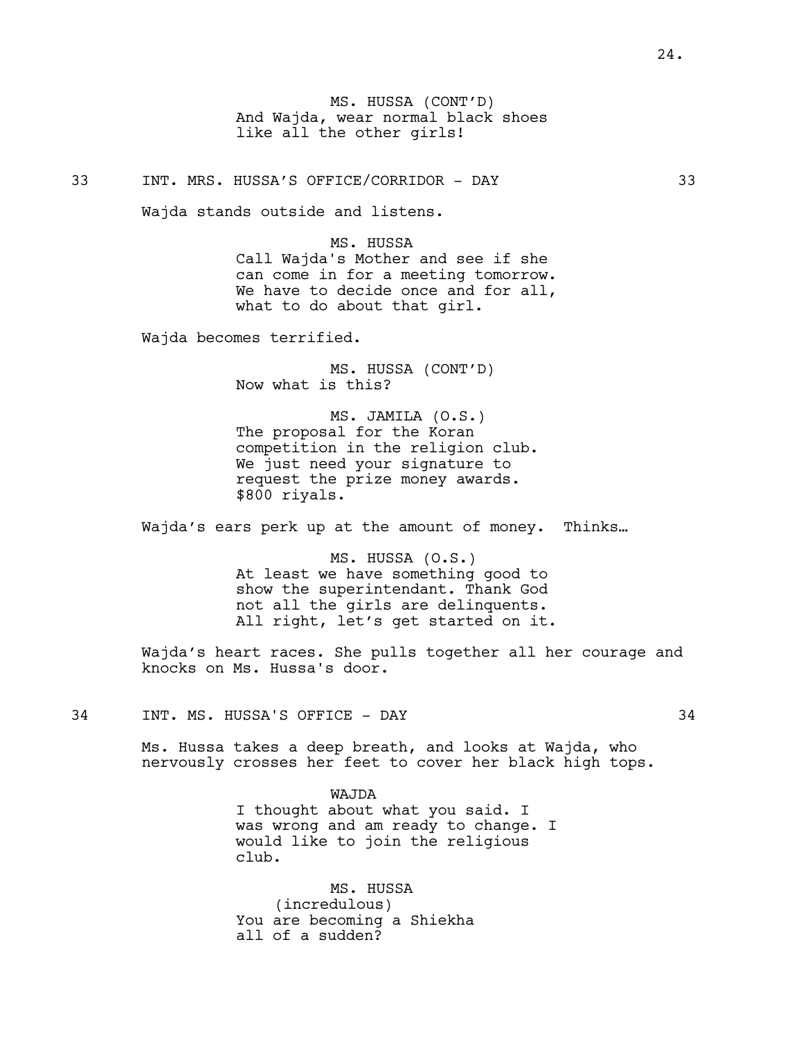MS. HUSSA (CONT'D)
And Wajda, wear normal black shoes like all the other girls!

33 INT. MRS. HUSSA'S OFFICE/CORRIDOR - DAY 33

Wajda stands outside and listens.

MS. HUSSA
Call Wajda's Mother and see if she can come in for a meeting tomorrow. We have to decide once and for all, what to do about that girl.

Wajda becomes terrified.

MS. HUSSA (CONT'D)
Now what is this?

MS. JAMILA (O.S.)
The proposal for the Koran competition in the religion club. We just need your signature to request the prize money awards. $800 riyals.

Wajda's ears perk up at the amount of money. Thinks…

MS. HUSSA (O.S.)
At least we have something good to show the superintendant. Thank God not all the girls are delinquents. All right, let's get started on it.

Wajda's heart races. She pulls together all her courage and knocks on Ms. Hussa's door.

34 INT. MS. HUSSA'S OFFICE - DAY 34

Ms. Hussa takes a deep breath, and looks at Wajda, who nervously crosses her feet to cover her black high tops.

WAJDA
I thought about what you said. I was wrong and am ready to change. I would like to join the religious club.

MS. HUSSA
(incredulous)
You are becoming a Shiekha all of a sudden?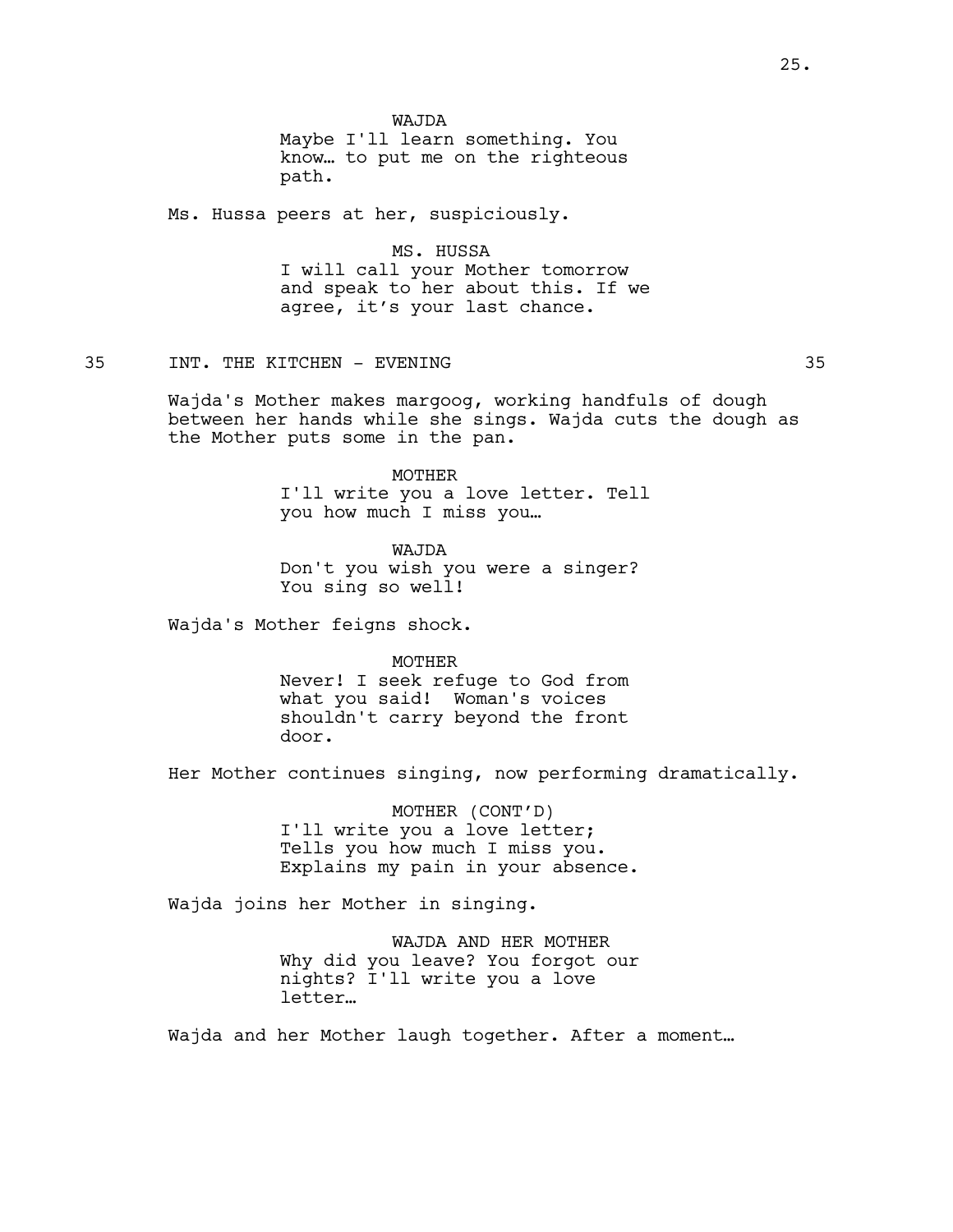WAJDA

Maybe I'll learn something. You know… to put me on the righteous path.

Ms. Hussa peers at her, suspiciously.

MS. HUSSA

I will call your Mother tomorrow and speak to her about this. If we agree, it's your last chance.

35 INT. THE KITCHEN - EVENING 35

Wajda's Mother makes margoog, working handfuls of dough between her hands while she sings. Wajda cuts the dough as the Mother puts some in the pan.

MOTHER

I'll write you a love letter. Tell you how much I miss you…

WAJDA

Don't you wish you were a singer? You sing so well!

Wajda's Mother feigns shock.

MOTHER

Never! I seek refuge to God from what you said! Woman's voices shouldn't carry beyond the front door.

Her Mother continues singing, now performing dramatically.

MOTHER (CONT'D)

I'll write you a love letter;
Tells you how much I miss you.
Explains my pain in your absence.

Wajda joins her Mother in singing.

WAJDA AND HER MOTHER

Why did you leave? You forgot our nights? I'll write you a love letter…

Wajda and her Mother laugh together. After a moment…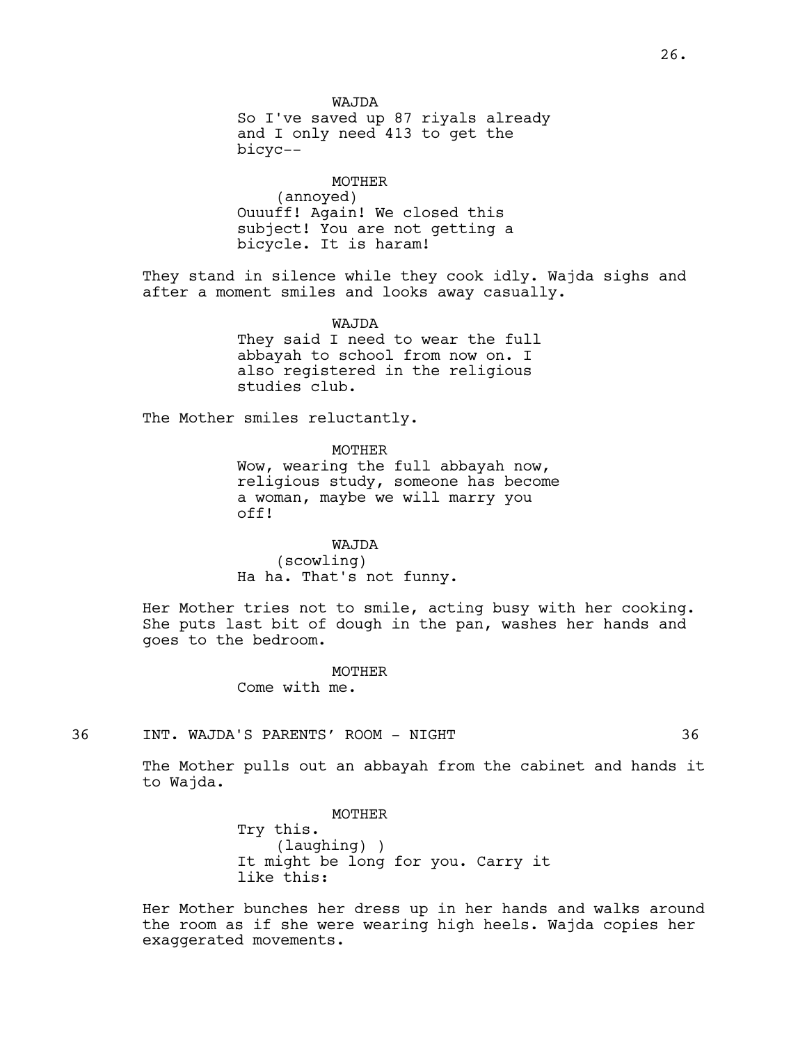WAJDA
So I've saved up 87 riyals already and I only need 413 to get the bicyc--

MOTHER
(annoyed)
Ouuuff! Again! We closed this subject! You are not getting a bicycle. It is haram!

They stand in silence while they cook idly. Wajda sighs and after a moment smiles and looks away casually.

WAJDA
They said I need to wear the full abbayah to school from now on. I also registered in the religious studies club.

The Mother smiles reluctantly.

MOTHER
Wow, wearing the full abbayah now, religious study, someone has become a woman, maybe we will marry you off!

WAJDA
(scowling)
Ha ha. That's not funny.

Her Mother tries not to smile, acting busy with her cooking. She puts last bit of dough in the pan, washes her hands and goes to the bedroom.

MOTHER
Come with me.

36 INT. WAJDA'S PARENTS' ROOM - NIGHT 36

The Mother pulls out an abbayah from the cabinet and hands it to Wajda.

MOTHER
Try this.
(laughing) )
It might be long for you. Carry it like this:

Her Mother bunches her dress up in her hands and walks around the room as if she were wearing high heels. Wajda copies her exaggerated movements.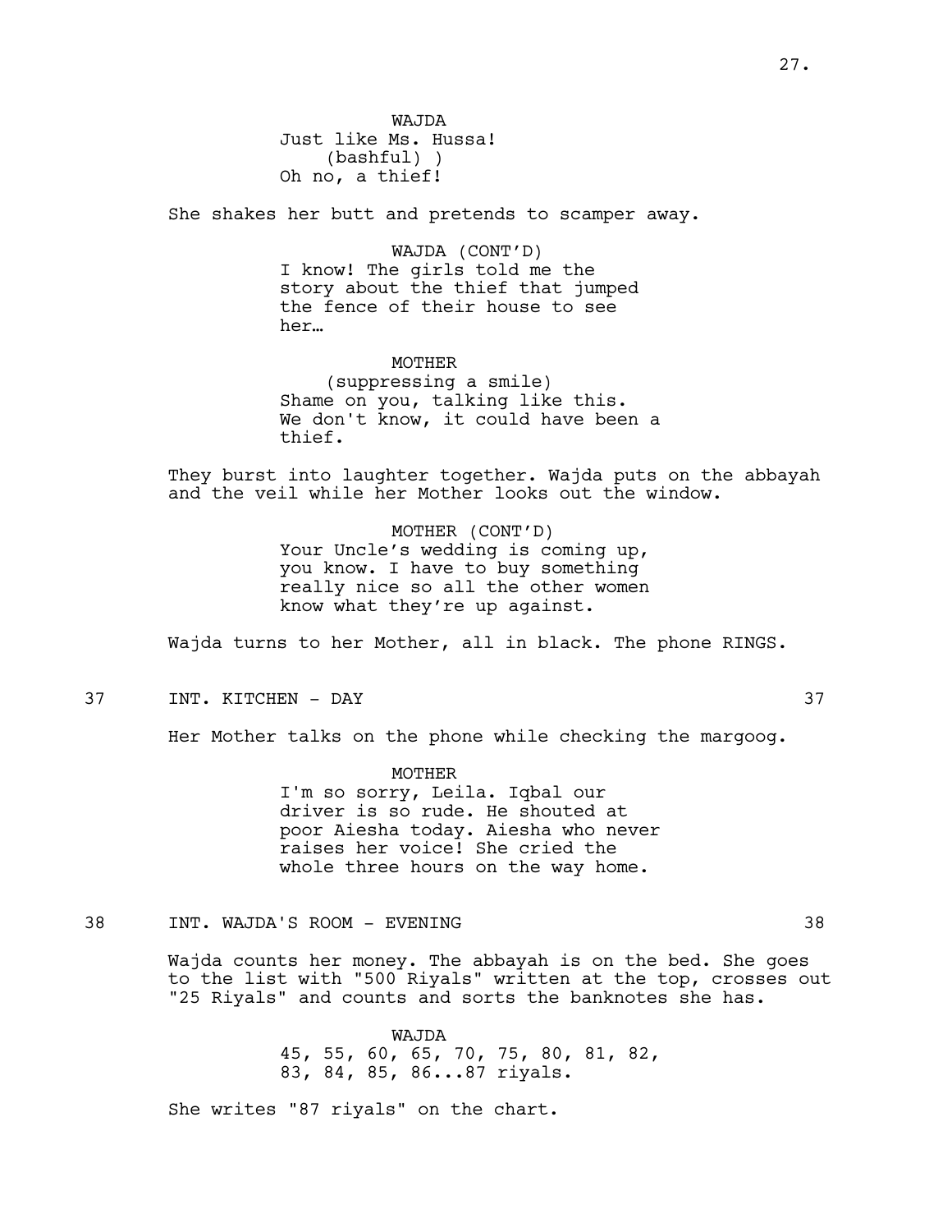WAJDA
Just like Ms. Hussa!
(bashful) )
Oh no, a thief!

She shakes her butt and pretends to scamper away.

WAJDA (CONT'D)
I know! The girls told me the story about the thief that jumped the fence of their house to see her…

MOTHER
(suppressing a smile)
Shame on you, talking like this. We don't know, it could have been a thief.

They burst into laughter together. Wajda puts on the abbayah and the veil while her Mother looks out the window.

MOTHER (CONT'D)
Your Uncle's wedding is coming up, you know. I have to buy something really nice so all the other women know what they're up against.

Wajda turns to her Mother, all in black. The phone RINGS.

37 INT. KITCHEN - DAY 37

Her Mother talks on the phone while checking the margoog.

MOTHER
I'm so sorry, Leila. Iqbal our driver is so rude. He shouted at poor Aiesha today. Aiesha who never raises her voice! She cried the whole three hours on the way home.

38 INT. WAJDA'S ROOM - EVENING 38

Wajda counts her money. The abbayah is on the bed. She goes to the list with "500 Riyals" written at the top, crosses out "25 Riyals" and counts and sorts the banknotes she has.

WAJDA
45, 55, 60, 65, 70, 75, 80, 81, 82, 83, 84, 85, 86...87 riyals.

She writes "87 riyals" on the chart.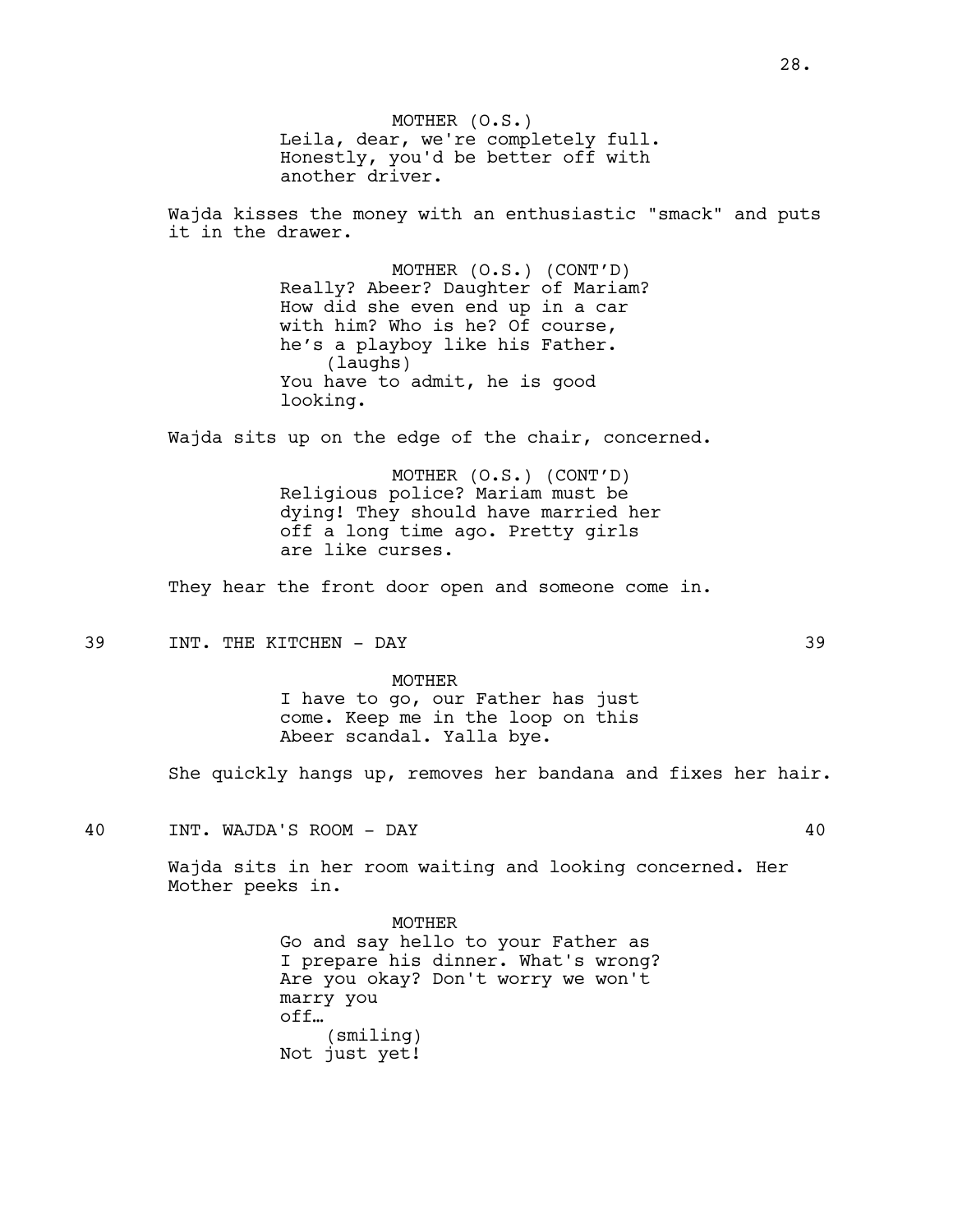MOTHER (O.S.)
Leila, dear, we're completely full. Honestly, you'd be better off with another driver.

Wajda kisses the money with an enthusiastic "smack" and puts it in the drawer.

MOTHER (O.S.) (CONT'D)
Really? Abeer? Daughter of Mariam? How did she even end up in a car with him? Who is he? Of course, he's a playboy like his Father.
(laughs)
You have to admit, he is good looking.

Wajda sits up on the edge of the chair, concerned.

MOTHER (O.S.) (CONT'D)
Religious police? Mariam must be dying! They should have married her off a long time ago. Pretty girls are like curses.

They hear the front door open and someone come in.

39 INT. THE KITCHEN - DAY 39

MOTHER
I have to go, our Father has just come. Keep me in the loop on this Abeer scandal. Yalla bye.

She quickly hangs up, removes her bandana and fixes her hair.

40 INT. WAJDA'S ROOM - DAY 40

Wajda sits in her room waiting and looking concerned. Her Mother peeks in.

MOTHER
Go and say hello to your Father as I prepare his dinner. What's wrong? Are you okay? Don't worry we won't marry you off…
(smiling)
Not just yet!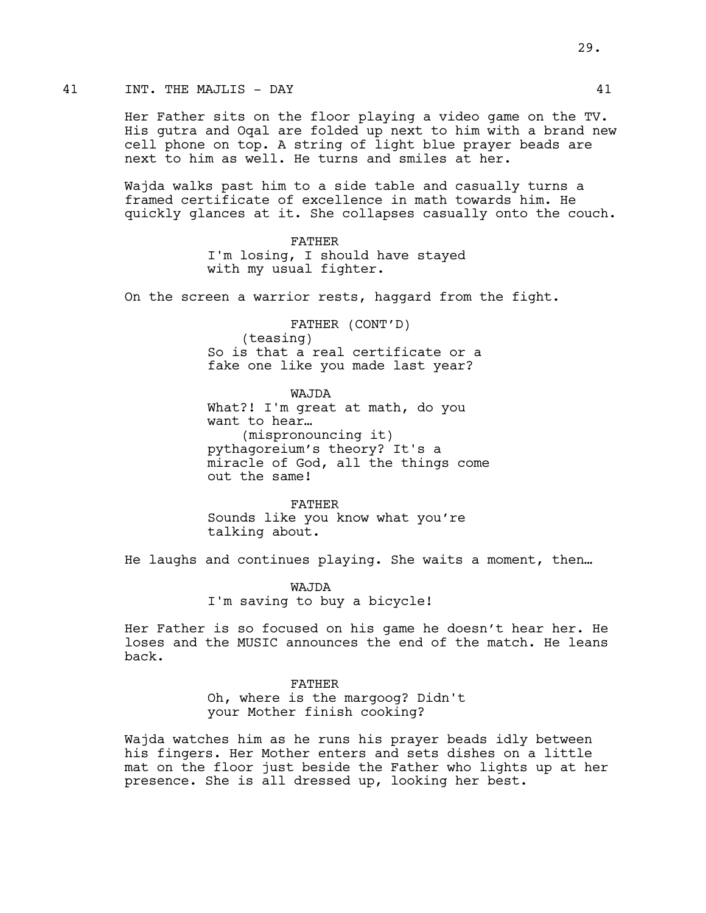## 41 INT. THE MAJLIS - DAY 41

Her Father sits on the floor playing a video game on the TV. His gutra and Oqal are folded up next to him with a brand new cell phone on top. A string of light blue prayer beads are next to him as well. He turns and smiles at her.

Wajda walks past him to a side table and casually turns a framed certificate of excellence in math towards him. He quickly glances at it. She collapses casually onto the couch.

FATHER
I'm losing, I should have stayed with my usual fighter.

On the screen a warrior rests, haggard from the fight.

FATHER (CONT'D)
(teasing)
So is that a real certificate or a fake one like you made last year?

WAJDA
What?! I'm great at math, do you want to hear…
(mispronouncing it)
pythagoreium's theory? It's a miracle of God, all the things come out the same!

FATHER
Sounds like you know what you're talking about.

He laughs and continues playing. She waits a moment, then…

WAJDA
I'm saving to buy a bicycle!

Her Father is so focused on his game he doesn't hear her. He loses and the MUSIC announces the end of the match. He leans back.

FATHER
Oh, where is the margoog? Didn't your Mother finish cooking?

Wajda watches him as he runs his prayer beads idly between his fingers. Her Mother enters and sets dishes on a little mat on the floor just beside the Father who lights up at her presence. She is all dressed up, looking her best.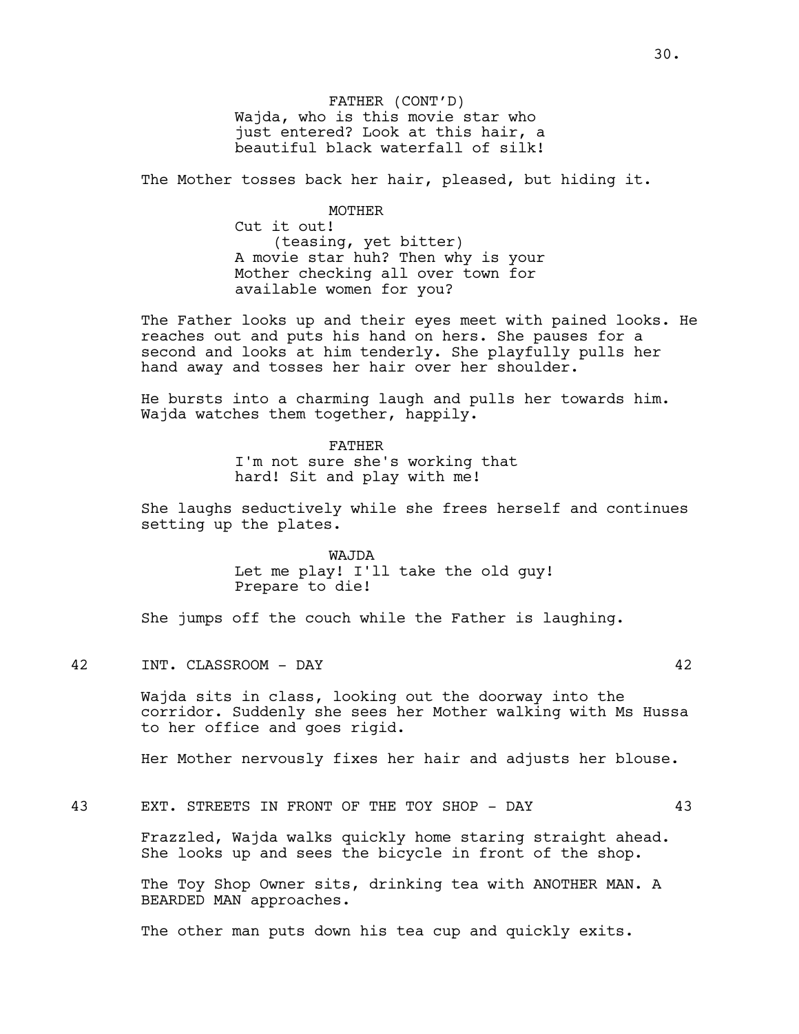FATHER (CONT'D)
Wajda, who is this movie star who just entered? Look at this hair, a beautiful black waterfall of silk!

The Mother tosses back her hair, pleased, but hiding it.

MOTHER
Cut it out!
(teasing, yet bitter)
A movie star huh? Then why is your Mother checking all over town for available women for you?

The Father looks up and their eyes meet with pained looks. He reaches out and puts his hand on hers. She pauses for a second and looks at him tenderly. She playfully pulls her hand away and tosses her hair over her shoulder.

He bursts into a charming laugh and pulls her towards him. Wajda watches them together, happily.

FATHER
I'm not sure she's working that hard! Sit and play with me!

She laughs seductively while she frees herself and continues setting up the plates.

WAJDA
Let me play! I'll take the old guy! Prepare to die!

She jumps off the couch while the Father is laughing.

42 INT. CLASSROOM - DAY 42

Wajda sits in class, looking out the doorway into the corridor. Suddenly she sees her Mother walking with Ms Hussa to her office and goes rigid.

Her Mother nervously fixes her hair and adjusts her blouse.

43 EXT. STREETS IN FRONT OF THE TOY SHOP - DAY 43

Frazzled, Wajda walks quickly home staring straight ahead. She looks up and sees the bicycle in front of the shop.

The Toy Shop Owner sits, drinking tea with ANOTHER MAN. A BEARDED MAN approaches.

The other man puts down his tea cup and quickly exits.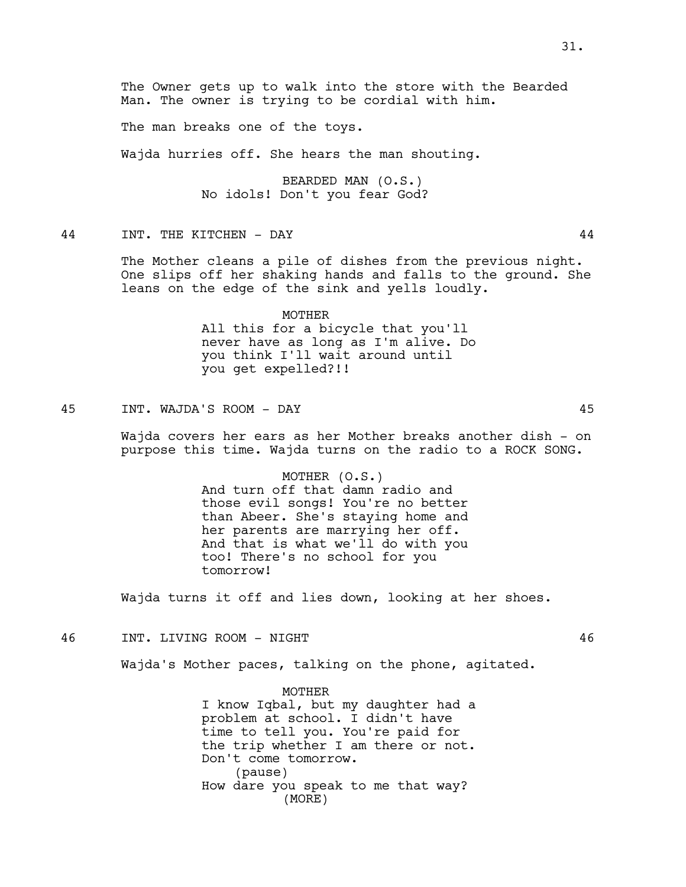The Owner gets up to walk into the store with the Bearded Man. The owner is trying to be cordial with him.

The man breaks one of the toys.

Wajda hurries off. She hears the man shouting.

BEARDED MAN (O.S.)
No idols! Don't you fear God?

44 INT. THE KITCHEN - DAY 44

The Mother cleans a pile of dishes from the previous night. One slips off her shaking hands and falls to the ground. She leans on the edge of the sink and yells loudly.

MOTHER
All this for a bicycle that you'll never have as long as I'm alive. Do you think I'll wait around until you get expelled?!!

45 INT. WAJDA'S ROOM - DAY 45

Wajda covers her ears as her Mother breaks another dish - on purpose this time. Wajda turns on the radio to a ROCK SONG.

MOTHER (O.S.)
And turn off that damn radio and those evil songs! You're no better than Abeer. She's staying home and her parents are marrying her off. And that is what we'll do with you too! There's no school for you tomorrow!

Wajda turns it off and lies down, looking at her shoes.

46 INT. LIVING ROOM - NIGHT 46

Wajda's Mother paces, talking on the phone, agitated.

MOTHER
I know Iqbal, but my daughter had a problem at school. I didn't have time to tell you. You're paid for the trip whether I am there or not. Don't come tomorrow.
(pause)
How dare you speak to me that way?
(MORE)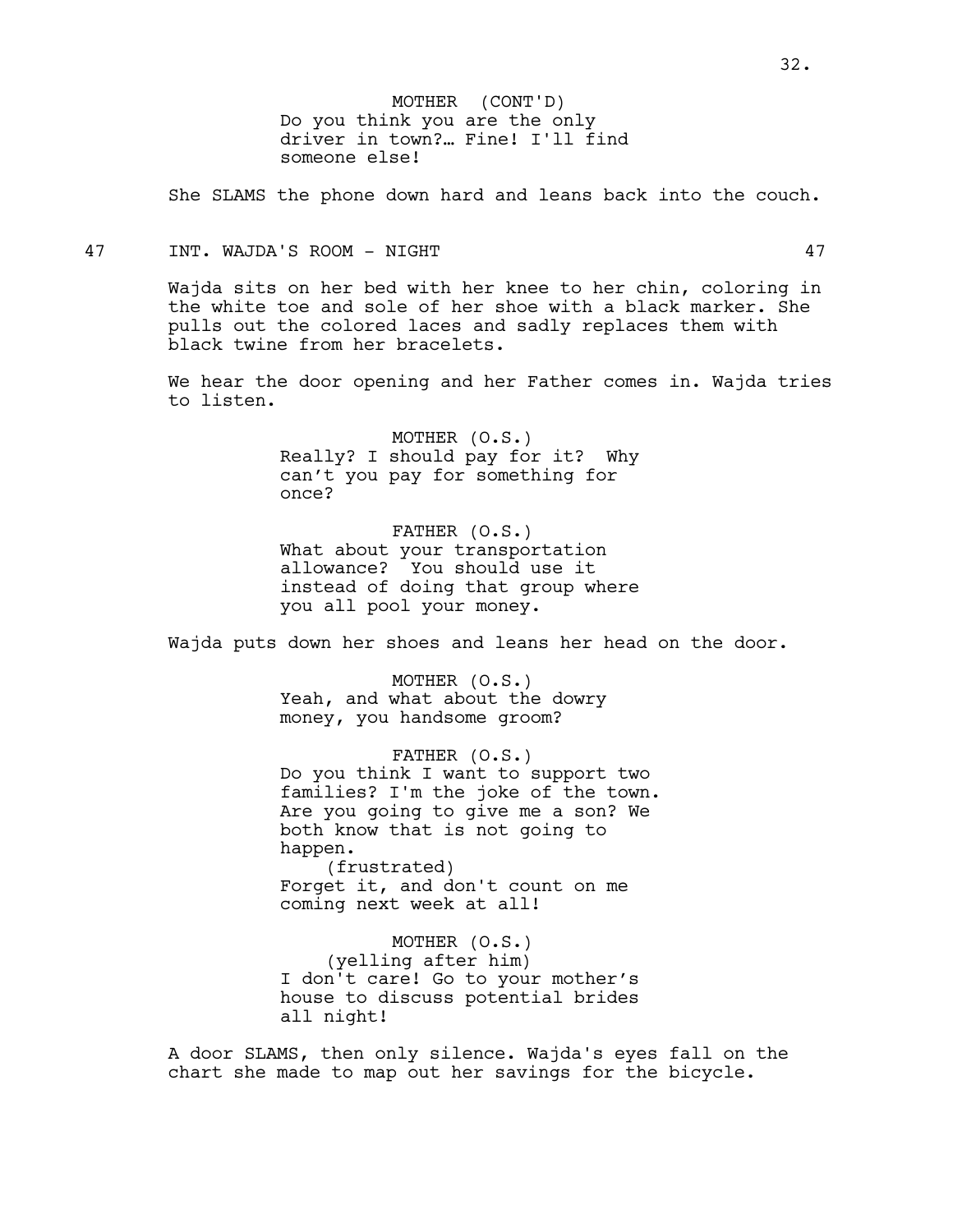MOTHER (CONT'D)
Do you think you are the only driver in town?… Fine! I'll find someone else!

She SLAMS the phone down hard and leans back into the couch.

47 INT. WAJDA'S ROOM - NIGHT 47

Wajda sits on her bed with her knee to her chin, coloring in the white toe and sole of her shoe with a black marker. She pulls out the colored laces and sadly replaces them with black twine from her bracelets.

We hear the door opening and her Father comes in. Wajda tries to listen.

MOTHER (O.S.)
Really? I should pay for it? Why can't you pay for something for once?

FATHER (O.S.)
What about your transportation allowance? You should use it instead of doing that group where you all pool your money.

Wajda puts down her shoes and leans her head on the door.

MOTHER (O.S.)
Yeah, and what about the dowry money, you handsome groom?

FATHER (O.S.)
Do you think I want to support two families? I'm the joke of the town. Are you going to give me a son? We both know that is not going to happen.
(frustrated)
Forget it, and don't count on me coming next week at all!

MOTHER (O.S.)
(yelling after him)
I don't care! Go to your mother's house to discuss potential brides all night!

A door SLAMS, then only silence. Wajda's eyes fall on the chart she made to map out her savings for the bicycle.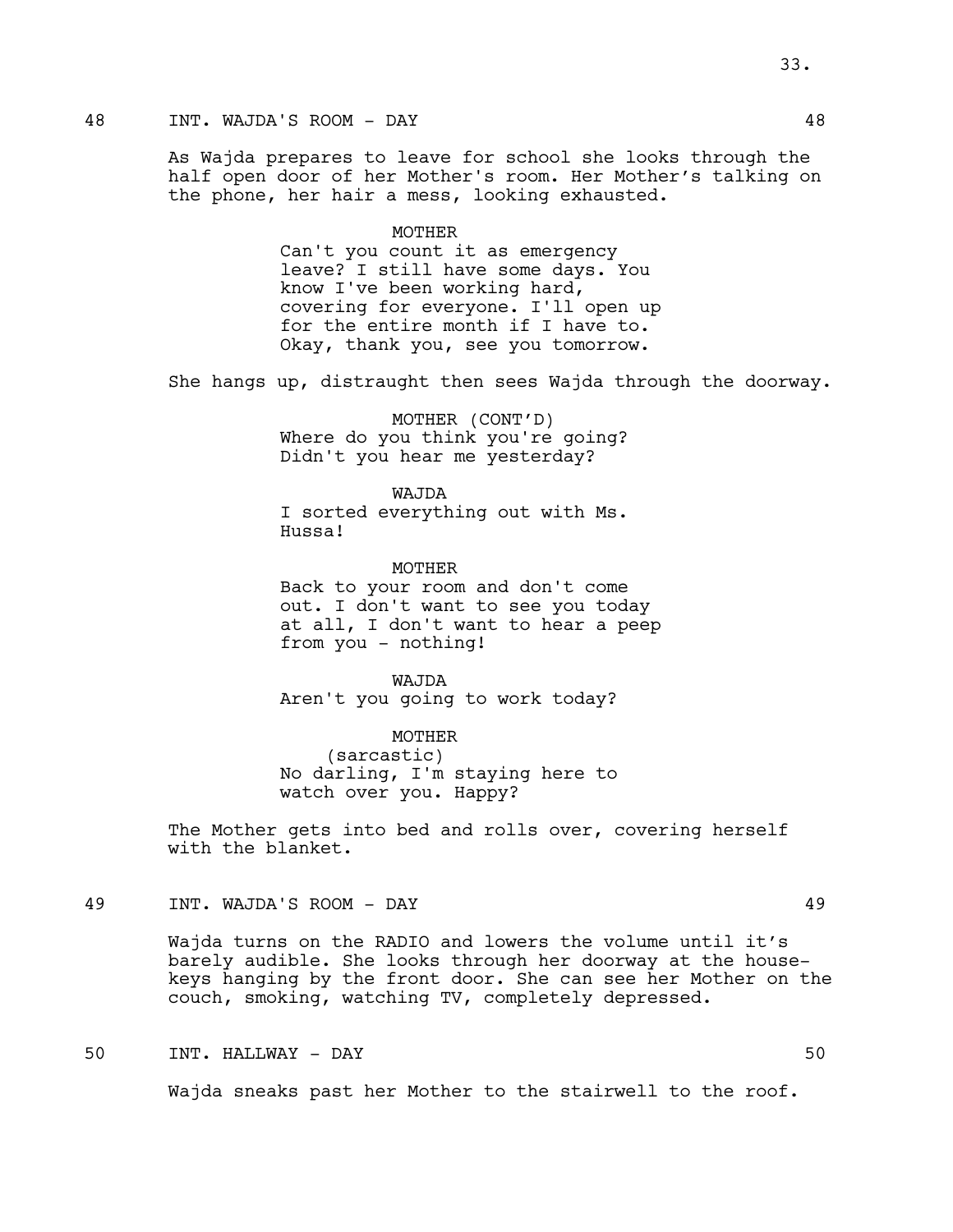48 INT. WAJDA'S ROOM - DAY 48

As Wajda prepares to leave for school she looks through the half open door of her Mother's room. Her Mother's talking on the phone, her hair a mess, looking exhausted.

MOTHER
Can't you count it as emergency leave? I still have some days. You know I've been working hard, covering for everyone. I'll open up for the entire month if I have to. Okay, thank you, see you tomorrow.

She hangs up, distraught then sees Wajda through the doorway.

MOTHER (CONT'D)
Where do you think you're going? Didn't you hear me yesterday?

WAJDA
I sorted everything out with Ms. Hussa!

MOTHER
Back to your room and don't come out. I don't want to see you today at all, I don't want to hear a peep from you - nothing!

WAJDA
Aren't you going to work today?

MOTHER
(sarcastic)
No darling, I'm staying here to watch over you. Happy?

The Mother gets into bed and rolls over, covering herself with the blanket.

49 INT. WAJDA'S ROOM - DAY 49

Wajda turns on the RADIO and lowers the volume until it's barely audible. She looks through her doorway at the house-keys hanging by the front door. She can see her Mother on the couch, smoking, watching TV, completely depressed.

50 INT. HALLWAY - DAY 50

Wajda sneaks past her Mother to the stairwell to the roof.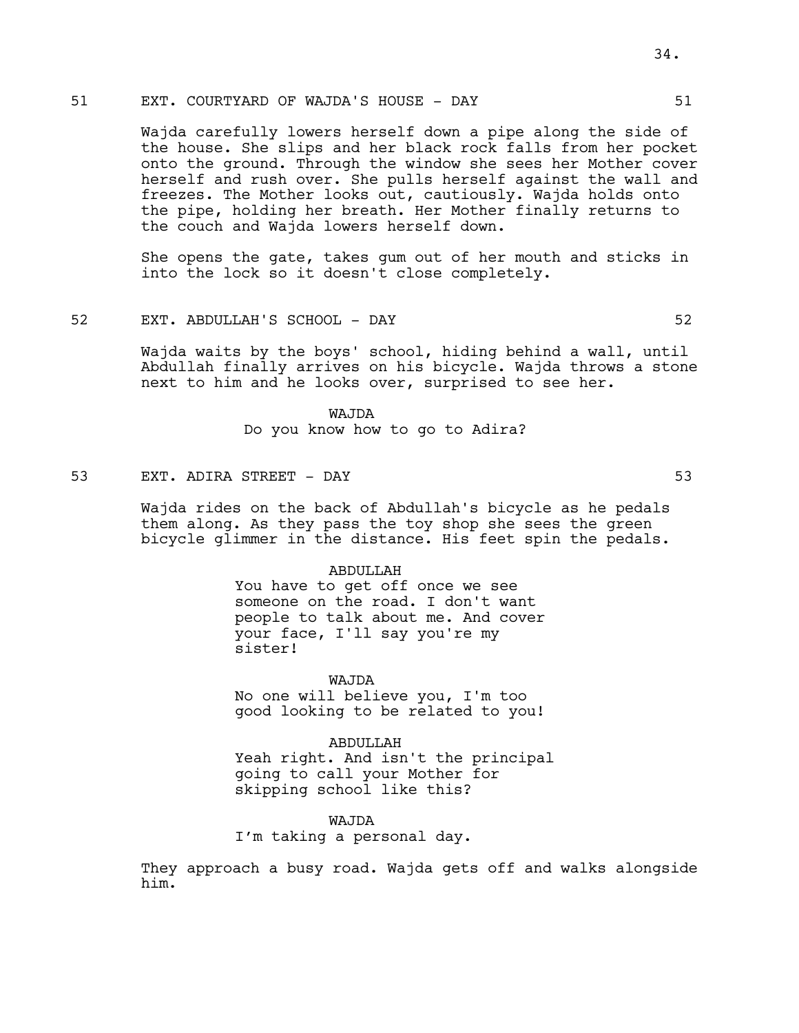51 EXT. COURTYARD OF WAJDA'S HOUSE - DAY 51

Wajda carefully lowers herself down a pipe along the side of the house. She slips and her black rock falls from her pocket onto the ground. Through the window she sees her Mother cover herself and rush over. She pulls herself against the wall and freezes. The Mother looks out, cautiously. Wajda holds onto the pipe, holding her breath. Her Mother finally returns to the couch and Wajda lowers herself down.

She opens the gate, takes gum out of her mouth and sticks in into the lock so it doesn't close completely.

52 EXT. ABDULLAH'S SCHOOL - DAY 52

Wajda waits by the boys' school, hiding behind a wall, until Abdullah finally arrives on his bicycle. Wajda throws a stone next to him and he looks over, surprised to see her.

WAJDA
Do you know how to go to Adira?

53 EXT. ADIRA STREET - DAY 53

Wajda rides on the back of Abdullah's bicycle as he pedals them along. As they pass the toy shop she sees the green bicycle glimmer in the distance. His feet spin the pedals.

ABDULLAH
You have to get off once we see someone on the road. I don't want people to talk about me. And cover your face, I'll say you're my sister!

WAJDA
No one will believe you, I'm too good looking to be related to you!

ABDULLAH
Yeah right. And isn't the principal going to call your Mother for skipping school like this?

WAJDA
I'm taking a personal day.

They approach a busy road. Wajda gets off and walks alongside him.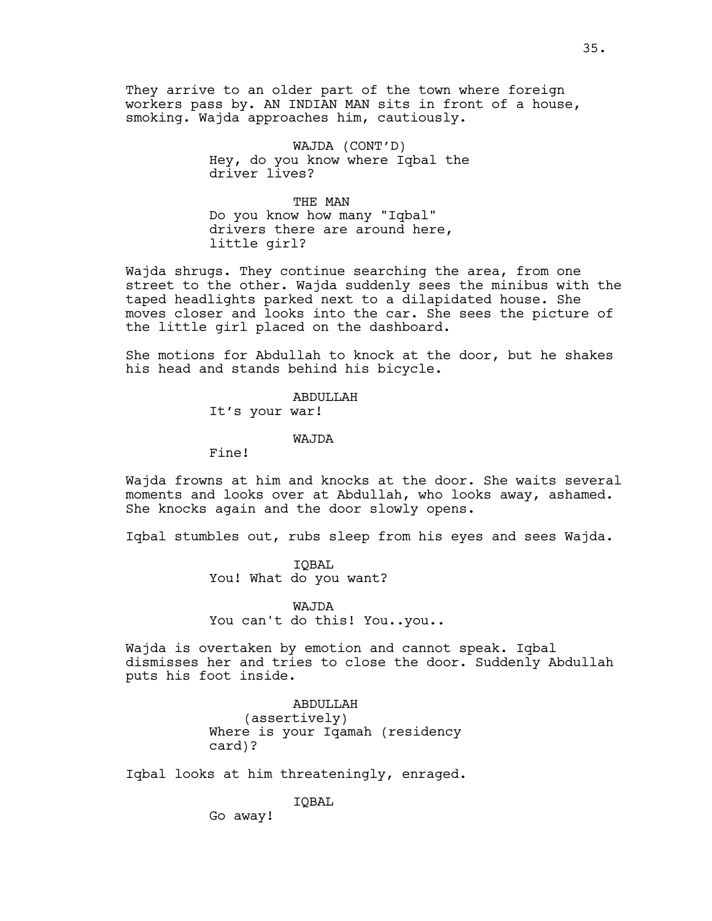They arrive to an older part of the town where foreign workers pass by. AN INDIAN MAN sits in front of a house, smoking. Wajda approaches him, cautiously.

WAJDA (CONT'D)
Hey, do you know where Iqbal the driver lives?

THE MAN
Do you know how many "Iqbal" drivers there are around here, little girl?

Wajda shrugs. They continue searching the area, from one street to the other. Wajda suddenly sees the minibus with the taped headlights parked next to a dilapidated house. She moves closer and looks into the car. She sees the picture of the little girl placed on the dashboard.

She motions for Abdullah to knock at the door, but he shakes his head and stands behind his bicycle.

ABDULLAH
It's your war!

WAJDA
Fine!

Wajda frowns at him and knocks at the door. She waits several moments and looks over at Abdullah, who looks away, ashamed. She knocks again and the door slowly opens.

Iqbal stumbles out, rubs sleep from his eyes and sees Wajda.

IQBAL
You! What do you want?

WAJDA
You can't do this! You..you..

Wajda is overtaken by emotion and cannot speak. Iqbal dismisses her and tries to close the door. Suddenly Abdullah puts his foot inside.

ABDULLAH
(assertively)
Where is your Iqamah (residency card)?

Iqbal looks at him threateningly, enraged.

IQBAL
Go away!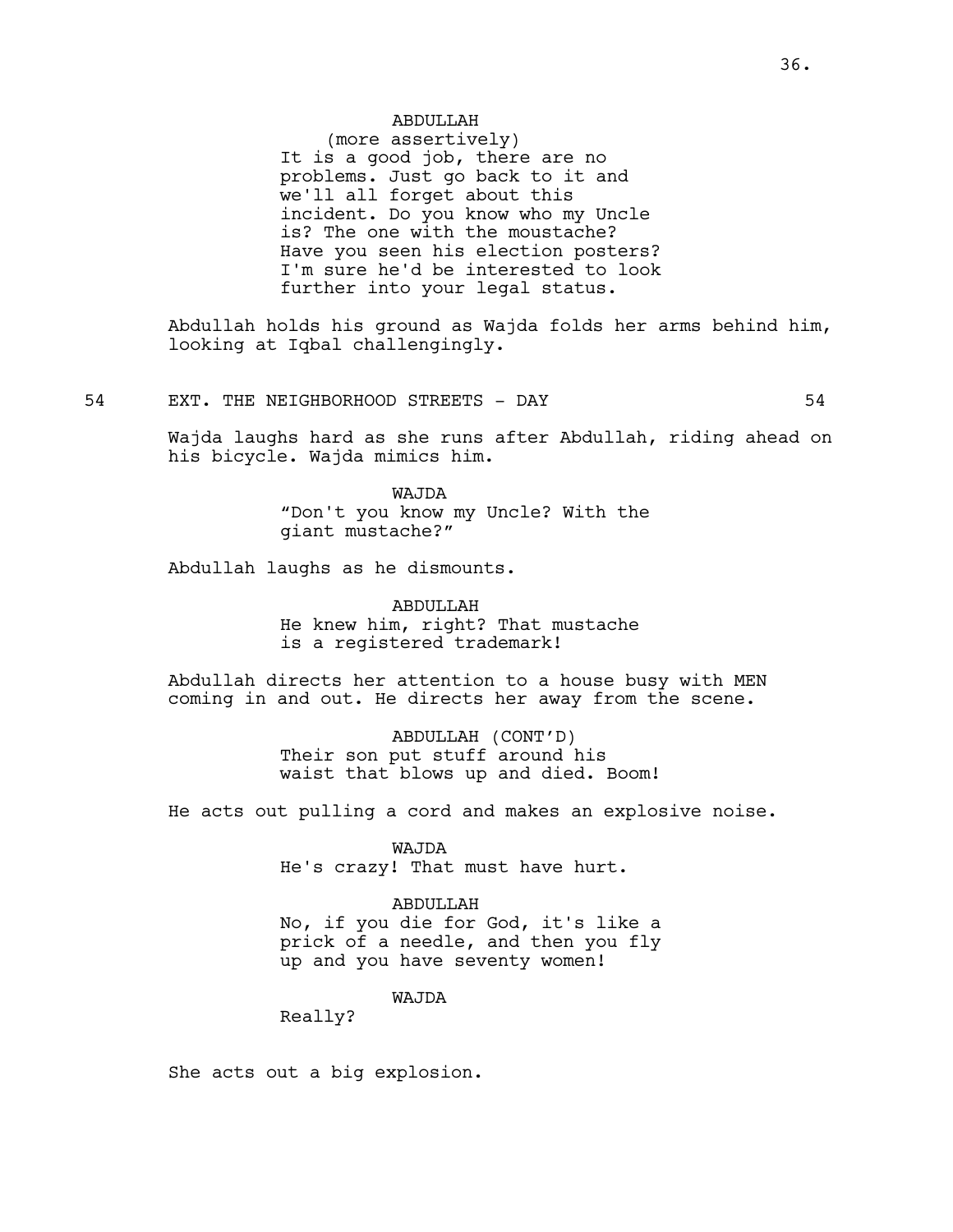ABDULLAH
(more assertively)
It is a good job, there are no problems. Just go back to it and we'll all forget about this incident. Do you know who my Uncle is? The one with the moustache? Have you seen his election posters? I'm sure he'd be interested to look further into your legal status.

Abdullah holds his ground as Wajda folds her arms behind him, looking at Iqbal challengingly.

54 EXT. THE NEIGHBORHOOD STREETS - DAY 54

Wajda laughs hard as she runs after Abdullah, riding ahead on his bicycle. Wajda mimics him.

WAJDA
"Don't you know my Uncle? With the giant mustache?"

Abdullah laughs as he dismounts.

ABDULLAH
He knew him, right? That mustache is a registered trademark!

Abdullah directs her attention to a house busy with MEN coming in and out. He directs her away from the scene.

ABDULLAH (CONT'D)
Their son put stuff around his waist that blows up and died. Boom!

He acts out pulling a cord and makes an explosive noise.

WAJDA
He's crazy! That must have hurt.

ABDULLAH
No, if you die for God, it's like a prick of a needle, and then you fly up and you have seventy women!

WAJDA
Really?

She acts out a big explosion.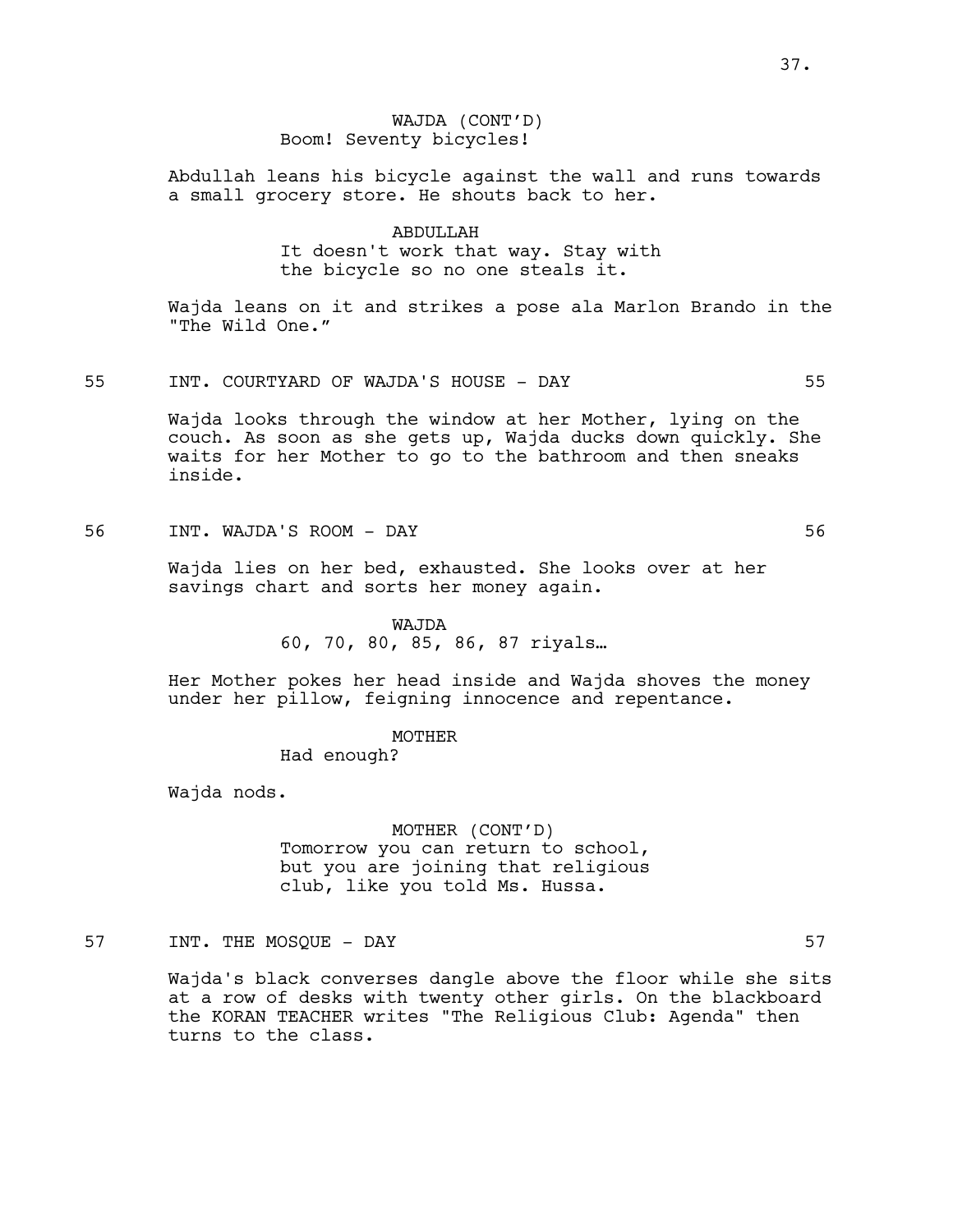WAJDA (CONT'D)
Boom! Seventy bicycles!

Abdullah leans his bicycle against the wall and runs towards a small grocery store. He shouts back to her.

ABDULLAH
It doesn't work that way. Stay with the bicycle so no one steals it.

Wajda leans on it and strikes a pose ala Marlon Brando in the "The Wild One."

55 INT. COURTYARD OF WAJDA'S HOUSE - DAY 55

Wajda looks through the window at her Mother, lying on the couch. As soon as she gets up, Wajda ducks down quickly. She waits for her Mother to go to the bathroom and then sneaks inside.

56 INT. WAJDA'S ROOM - DAY 56

Wajda lies on her bed, exhausted. She looks over at her savings chart and sorts her money again.

WAJDA
60, 70, 80, 85, 86, 87 riyals…

Her Mother pokes her head inside and Wajda shoves the money under her pillow, feigning innocence and repentance.

MOTHER
Had enough?

Wajda nods.

MOTHER (CONT'D)
Tomorrow you can return to school, but you are joining that religious club, like you told Ms. Hussa.

57 INT. THE MOSQUE - DAY 57

Wajda's black converses dangle above the floor while she sits at a row of desks with twenty other girls. On the blackboard the KORAN TEACHER writes "The Religious Club: Agenda" then turns to the class.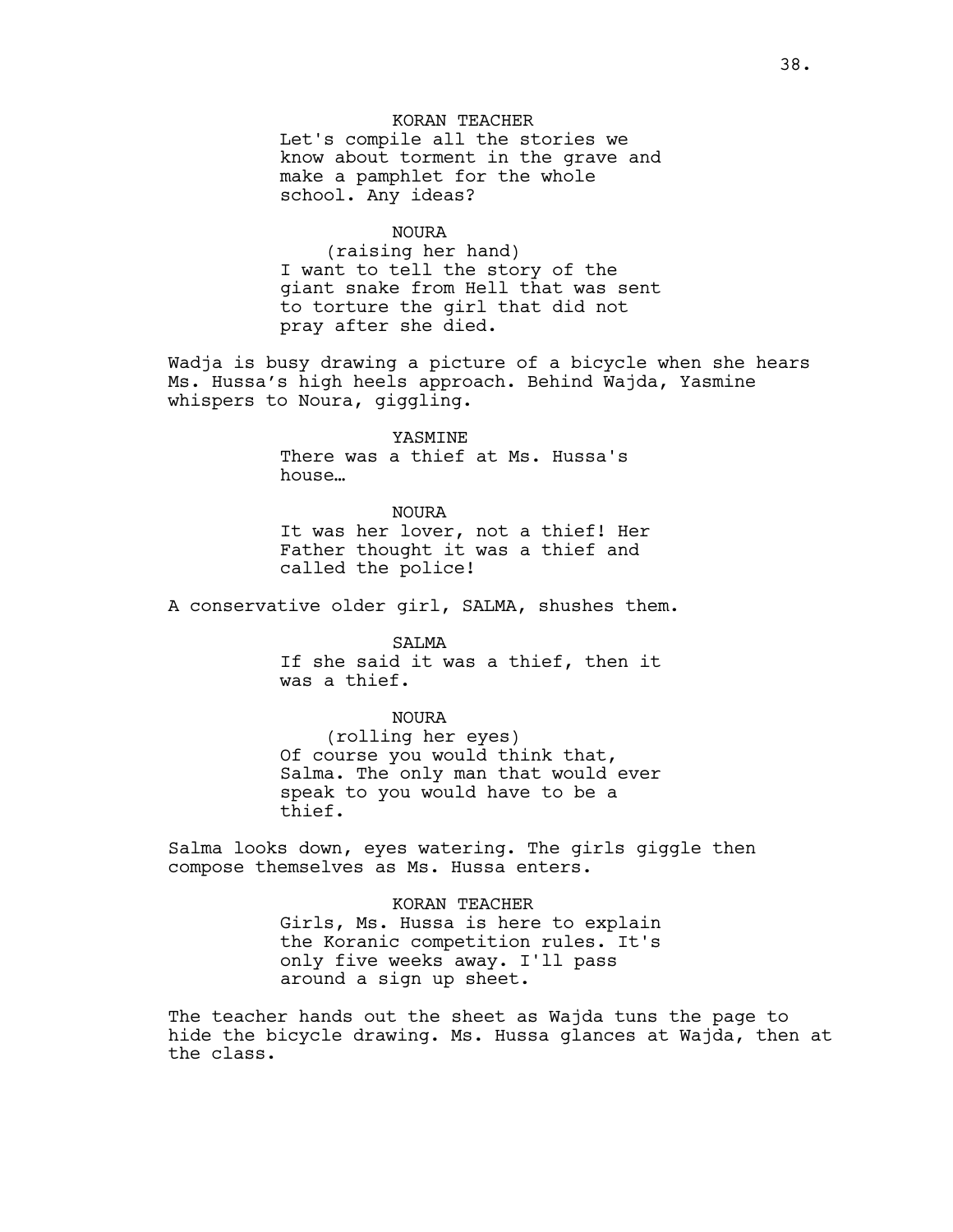KORAN TEACHER
Let's compile all the stories we know about torment in the grave and make a pamphlet for the whole school. Any ideas?

NOURA
(raising her hand)
I want to tell the story of the giant snake from Hell that was sent to torture the girl that did not pray after she died.

Wadja is busy drawing a picture of a bicycle when she hears Ms. Hussa's high heels approach. Behind Wajda, Yasmine whispers to Noura, giggling.

YASMINE
There was a thief at Ms. Hussa's house…

NOURA
It was her lover, not a thief! Her Father thought it was a thief and called the police!

A conservative older girl, SALMA, shushes them.

SALMA
If she said it was a thief, then it was a thief.

NOURA
(rolling her eyes)
Of course you would think that, Salma. The only man that would ever speak to you would have to be a thief.

Salma looks down, eyes watering. The girls giggle then compose themselves as Ms. Hussa enters.

KORAN TEACHER
Girls, Ms. Hussa is here to explain the Koranic competition rules. It's only five weeks away. I'll pass around a sign up sheet.

The teacher hands out the sheet as Wajda tuns the page to hide the bicycle drawing. Ms. Hussa glances at Wajda, then at the class.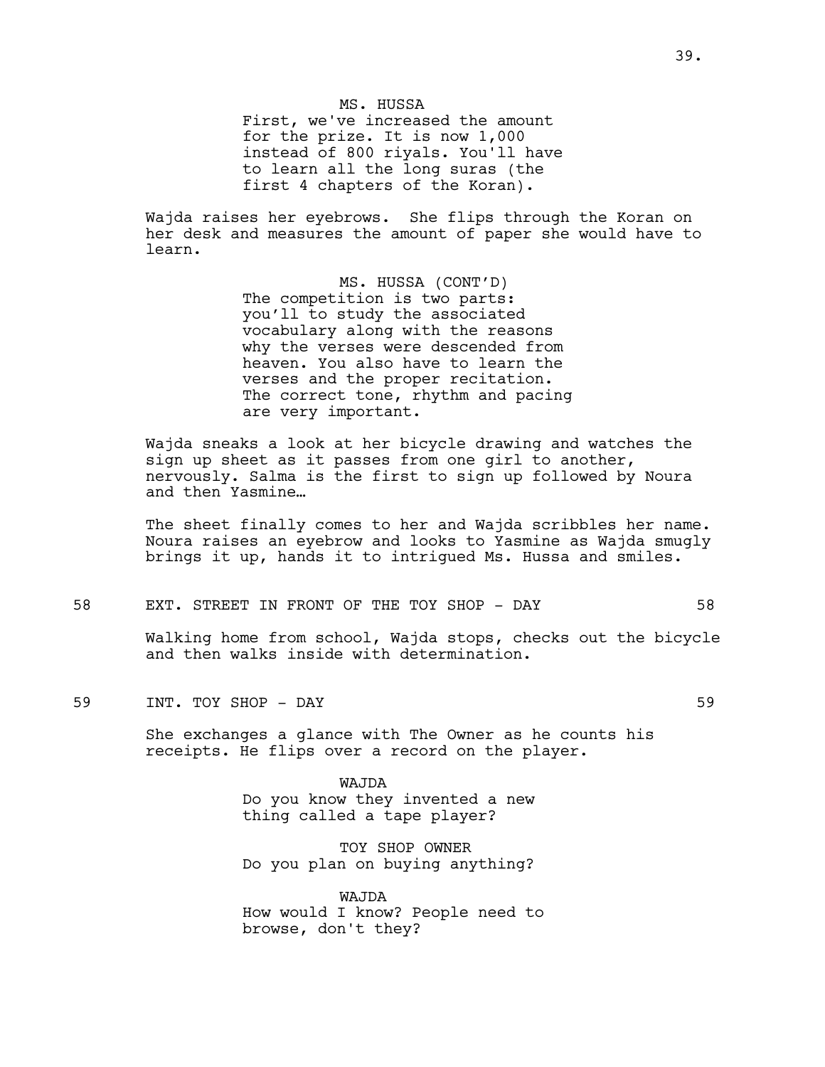MS. HUSSA
First, we've increased the amount for the prize. It is now 1,000 instead of 800 riyals. You'll have to learn all the long suras (the first 4 chapters of the Koran).

Wajda raises her eyebrows. She flips through the Koran on her desk and measures the amount of paper she would have to learn.

MS. HUSSA (CONT'D)
The competition is two parts: you'll to study the associated vocabulary along with the reasons why the verses were descended from heaven. You also have to learn the verses and the proper recitation. The correct tone, rhythm and pacing are very important.

Wajda sneaks a look at her bicycle drawing and watches the sign up sheet as it passes from one girl to another, nervously. Salma is the first to sign up followed by Noura and then Yasmine…

The sheet finally comes to her and Wajda scribbles her name. Noura raises an eyebrow and looks to Yasmine as Wajda smugly brings it up, hands it to intrigued Ms. Hussa and smiles.

58 EXT. STREET IN FRONT OF THE TOY SHOP - DAY 58

Walking home from school, Wajda stops, checks out the bicycle and then walks inside with determination.

59 INT. TOY SHOP - DAY 59

She exchanges a glance with The Owner as he counts his receipts. He flips over a record on the player.

WAJDA
Do you know they invented a new thing called a tape player?

TOY SHOP OWNER
Do you plan on buying anything?

WAJDA
How would I know? People need to browse, don't they?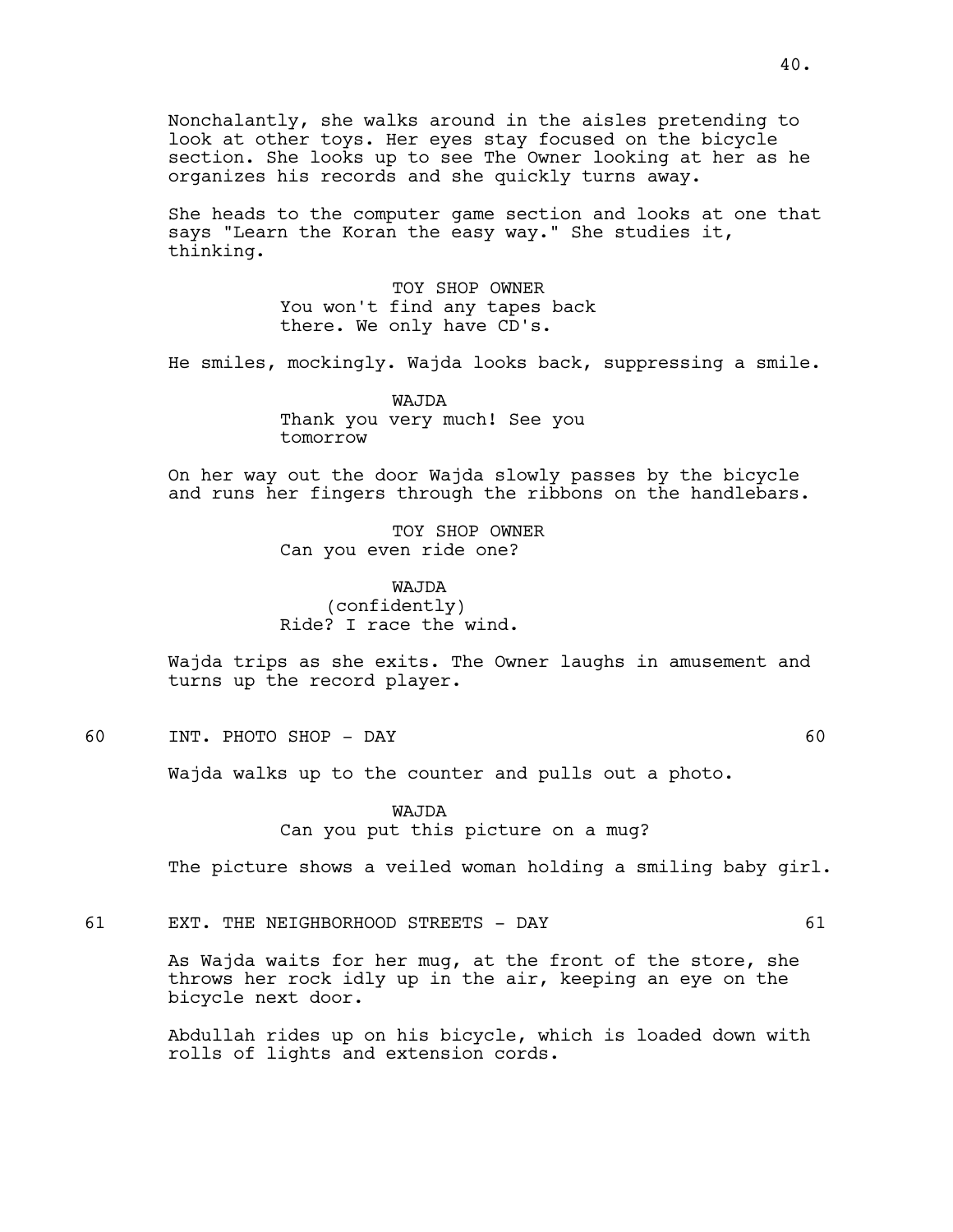Nonchalantly, she walks around in the aisles pretending to look at other toys. Her eyes stay focused on the bicycle section. She looks up to see The Owner looking at her as he organizes his records and she quickly turns away.

She heads to the computer game section and looks at one that says "Learn the Koran the easy way." She studies it, thinking.

TOY SHOP OWNER
You won't find any tapes back there. We only have CD's.

He smiles, mockingly. Wajda looks back, suppressing a smile.

WAJDA
Thank you very much! See you tomorrow

On her way out the door Wajda slowly passes by the bicycle and runs her fingers through the ribbons on the handlebars.

TOY SHOP OWNER
Can you even ride one?

WAJDA
(confidently)
Ride? I race the wind.

Wajda trips as she exits. The Owner laughs in amusement and turns up the record player.

60 INT. PHOTO SHOP - DAY 60

Wajda walks up to the counter and pulls out a photo.

WAJDA
Can you put this picture on a mug?

The picture shows a veiled woman holding a smiling baby girl.

61 EXT. THE NEIGHBORHOOD STREETS - DAY 61

As Wajda waits for her mug, at the front of the store, she throws her rock idly up in the air, keeping an eye on the bicycle next door.

Abdullah rides up on his bicycle, which is loaded down with rolls of lights and extension cords.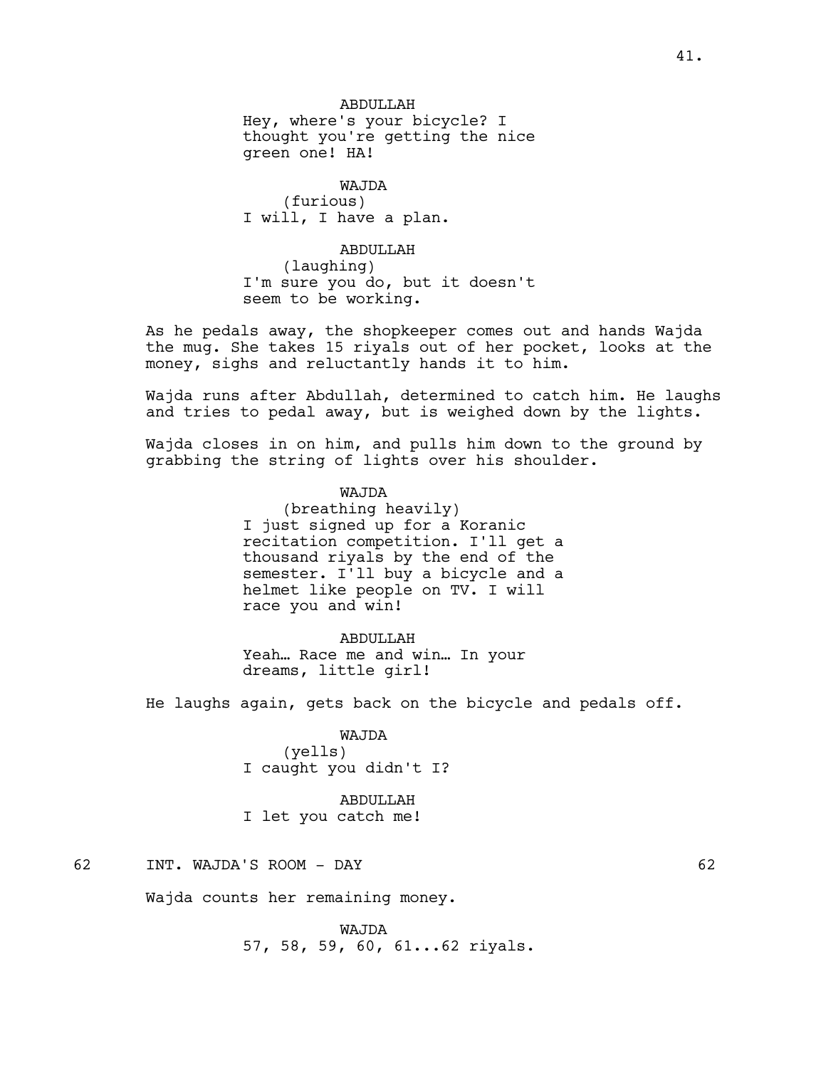ABDULLAH
Hey, where's your bicycle? I thought you're getting the nice green one! HA!

WAJDA
(furious)
I will, I have a plan.

ABDULLAH
(laughing)
I'm sure you do, but it doesn't seem to be working.

As he pedals away, the shopkeeper comes out and hands Wajda the mug. She takes 15 riyals out of her pocket, looks at the money, sighs and reluctantly hands it to him.

Wajda runs after Abdullah, determined to catch him. He laughs and tries to pedal away, but is weighed down by the lights.

Wajda closes in on him, and pulls him down to the ground by grabbing the string of lights over his shoulder.

WAJDA
(breathing heavily)
I just signed up for a Koranic recitation competition. I'll get a thousand riyals by the end of the semester. I'll buy a bicycle and a helmet like people on TV. I will race you and win!

ABDULLAH
Yeah… Race me and win… In your dreams, little girl!

He laughs again, gets back on the bicycle and pedals off.

WAJDA
(yells)
I caught you didn't I?

ABDULLAH
I let you catch me!

62 INT. WAJDA'S ROOM - DAY 62

Wajda counts her remaining money.

WAJDA
57, 58, 59, 60, 61...62 riyals.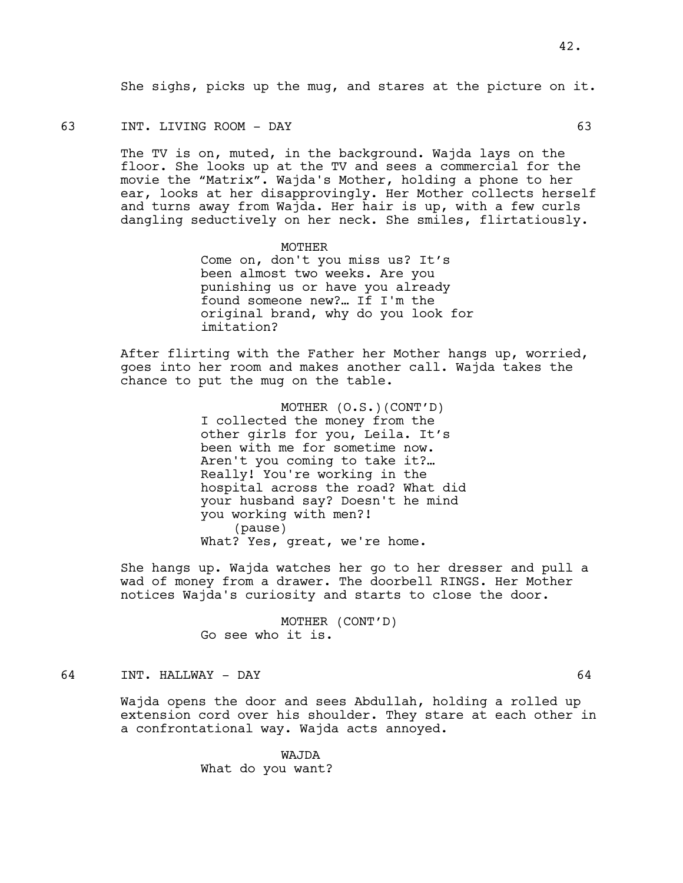She sighs, picks up the mug, and stares at the picture on it.

63 INT. LIVING ROOM - DAY 63

The TV is on, muted, in the background. Wajda lays on the floor. She looks up at the TV and sees a commercial for the movie the “Matrix”. Wajda's Mother, holding a phone to her ear, looks at her disapprovingly. Her Mother collects herself and turns away from Wajda. Her hair is up, with a few curls dangling seductively on her neck. She smiles, flirtatiously.

MOTHER
Come on, don't you miss us? It’s been almost two weeks. Are you punishing us or have you already found someone new?… If I'm the original brand, why do you look for imitation?

After flirting with the Father her Mother hangs up, worried, goes into her room and makes another call. Wajda takes the chance to put the mug on the table.

MOTHER (O.S.)(CONT’D)
I collected the money from the other girls for you, Leila. It’s been with me for sometime now. Aren't you coming to take it?… Really! You're working in the hospital across the road? What did your husband say? Doesn't he mind you working with men?!
(pause)
What? Yes, great, we're home.

She hangs up. Wajda watches her go to her dresser and pull a wad of money from a drawer. The doorbell RINGS. Her Mother notices Wajda's curiosity and starts to close the door.

MOTHER (CONT’D)
Go see who it is.

64 INT. HALLWAY - DAY 64

Wajda opens the door and sees Abdullah, holding a rolled up extension cord over his shoulder. They stare at each other in a confrontational way. Wajda acts annoyed.

WAJDA
What do you want?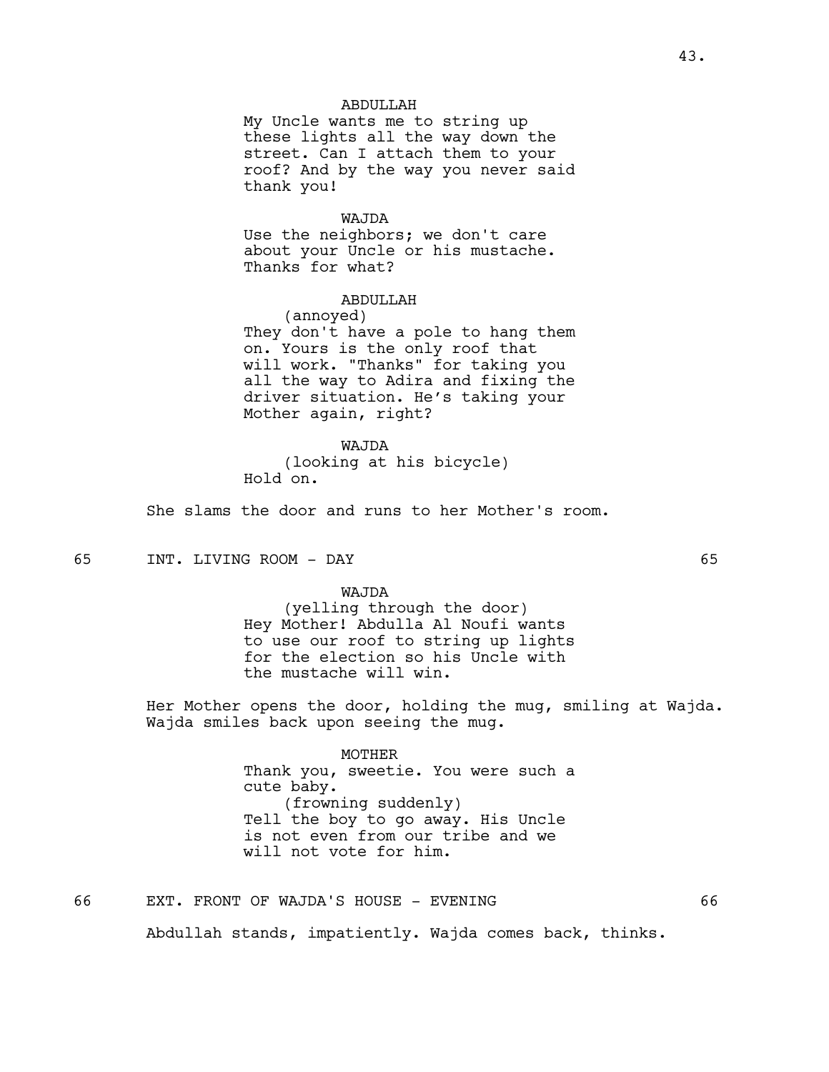ABDULLAH

My Uncle wants me to string up these lights all the way down the street. Can I attach them to your roof? And by the way you never said thank you!

WAJDA

Use the neighbors; we don't care about your Uncle or his mustache. Thanks for what?

ABDULLAH

(annoyed)

They don't have a pole to hang them on. Yours is the only roof that will work. "Thanks" for taking you all the way to Adira and fixing the driver situation. He’s taking your Mother again, right?

WAJDA

(looking at his bicycle)

Hold on.

She slams the door and runs to her Mother's room.

65 INT. LIVING ROOM - DAY 65

WAJDA

(yelling through the door)

Hey Mother! Abdulla Al Noufi wants to use our roof to string up lights for the election so his Uncle with the mustache will win.

Her Mother opens the door, holding the mug, smiling at Wajda. Wajda smiles back upon seeing the mug.

MOTHER

Thank you, sweetie. You were such a cute baby.

(frowning suddenly)

Tell the boy to go away. His Uncle is not even from our tribe and we will not vote for him.

66 EXT. FRONT OF WAJDA'S HOUSE - EVENING 66

Abdullah stands, impatiently. Wajda comes back, thinks.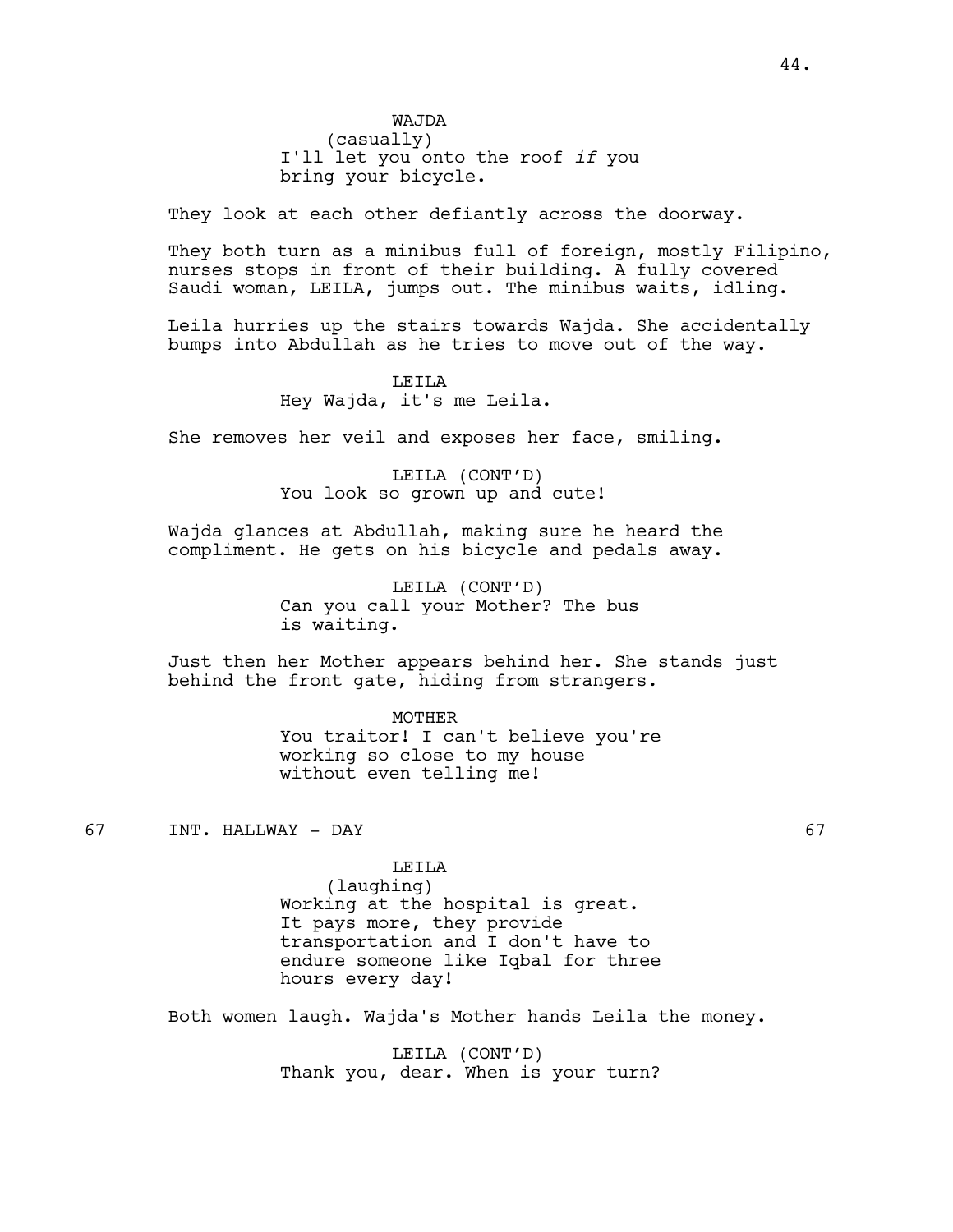WAJDA
(casually)
I'll let you onto the roof *if* you bring your bicycle.

They look at each other defiantly across the doorway.

They both turn as a minibus full of foreign, mostly Filipino, nurses stops in front of their building. A fully covered Saudi woman, LEILA, jumps out. The minibus waits, idling.

Leila hurries up the stairs towards Wajda. She accidentally bumps into Abdullah as he tries to move out of the way.

LEILA
Hey Wajda, it's me Leila.

She removes her veil and exposes her face, smiling.

LEILA (CONT'D)
You look so grown up and cute!

Wajda glances at Abdullah, making sure he heard the compliment. He gets on his bicycle and pedals away.

LEILA (CONT'D)
Can you call your Mother? The bus is waiting.

Just then her Mother appears behind her. She stands just behind the front gate, hiding from strangers.

MOTHER
You traitor! I can't believe you're working so close to my house without even telling me!

67 INT. HALLWAY - DAY 67

LEILA
(laughing)
Working at the hospital is great. It pays more, they provide transportation and I don't have to endure someone like Iqbal for three hours every day!

Both women laugh. Wajda's Mother hands Leila the money.

LEILA (CONT'D)
Thank you, dear. When is your turn?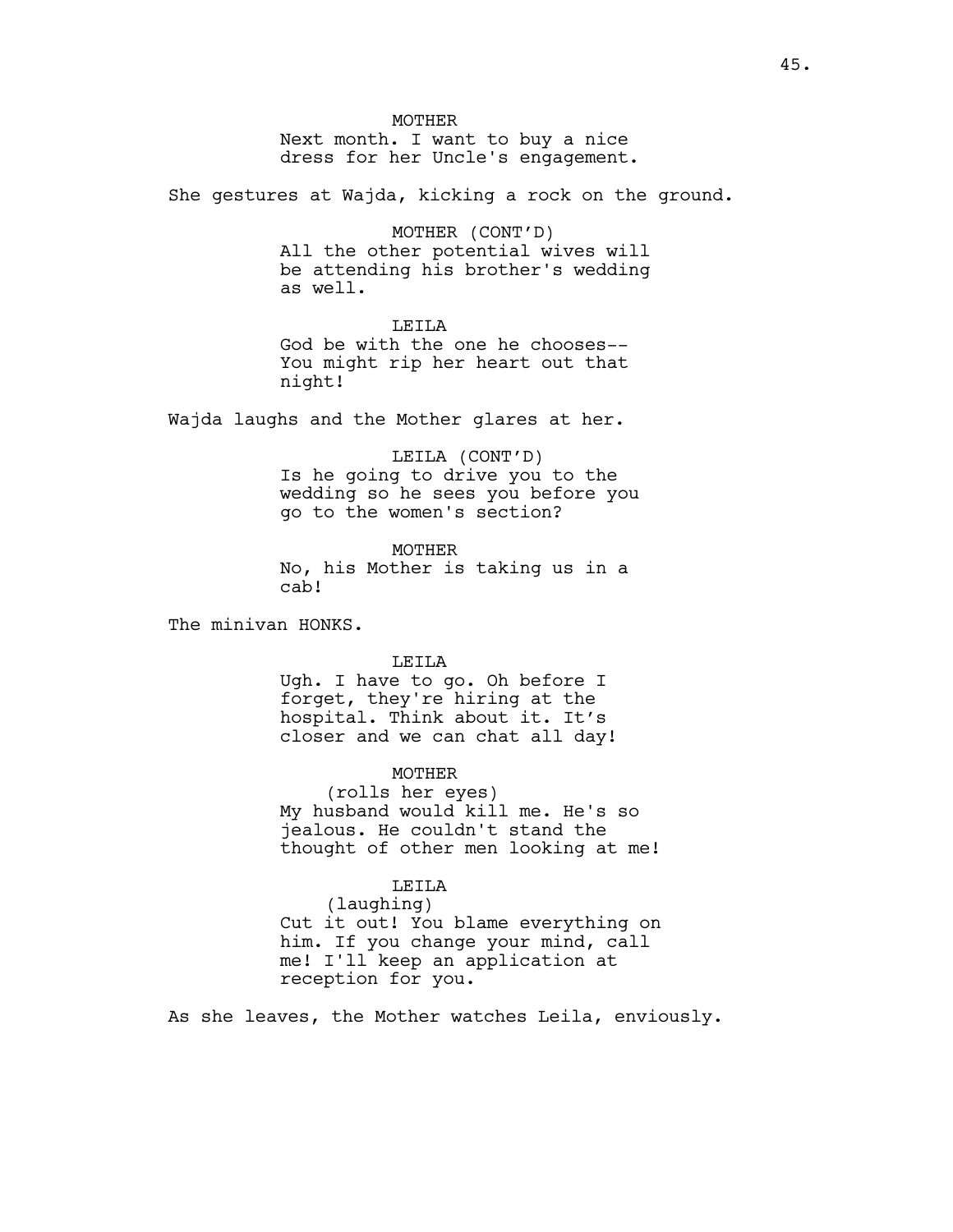MOTHER
Next month. I want to buy a nice dress for her Uncle's engagement.

She gestures at Wajda, kicking a rock on the ground.

MOTHER (CONT'D)
All the other potential wives will be attending his brother's wedding as well.

LEILA
God be with the one he chooses-- You might rip her heart out that night!

Wajda laughs and the Mother glares at her.

LEILA (CONT'D)
Is he going to drive you to the wedding so he sees you before you go to the women's section?

MOTHER
No, his Mother is taking us in a cab!

The minivan HONKS.

LEILA
Ugh. I have to go. Oh before I forget, they're hiring at the hospital. Think about it. It's closer and we can chat all day!

MOTHER
(rolls her eyes)
My husband would kill me. He's so jealous. He couldn't stand the thought of other men looking at me!

LEILA
(laughing)
Cut it out! You blame everything on him. If you change your mind, call me! I'll keep an application at reception for you.

As she leaves, the Mother watches Leila, enviously.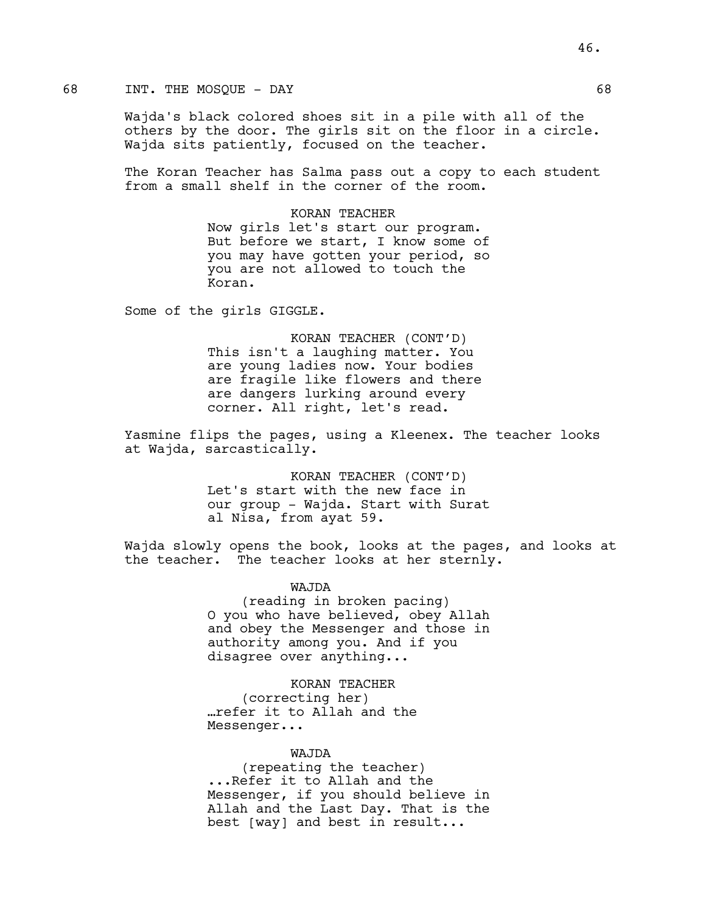68 INT. THE MOSQUE - DAY 68

Wajda's black colored shoes sit in a pile with all of the others by the door. The girls sit on the floor in a circle. Wajda sits patiently, focused on the teacher.

The Koran Teacher has Salma pass out a copy to each student from a small shelf in the corner of the room.

KORAN TEACHER
Now girls let's start our program. But before we start, I know some of you may have gotten your period, so you are not allowed to touch the Koran.

Some of the girls GIGGLE.

KORAN TEACHER (CONT'D)
This isn't a laughing matter. You are young ladies now. Your bodies are fragile like flowers and there are dangers lurking around every corner. All right, let's read.

Yasmine flips the pages, using a Kleenex. The teacher looks at Wajda, sarcastically.

KORAN TEACHER (CONT'D)
Let's start with the new face in our group - Wajda. Start with Surat al Nisa, from ayat 59.

Wajda slowly opens the book, looks at the pages, and looks at the teacher. The teacher looks at her sternly.

WAJDA
(reading in broken pacing)
O you who have believed, obey Allah and obey the Messenger and those in authority among you. And if you disagree over anything...

KORAN TEACHER
(correcting her)
…refer it to Allah and the Messenger...

WAJDA
(repeating the teacher)
...Refer it to Allah and the Messenger, if you should believe in Allah and the Last Day. That is the best [way] and best in result...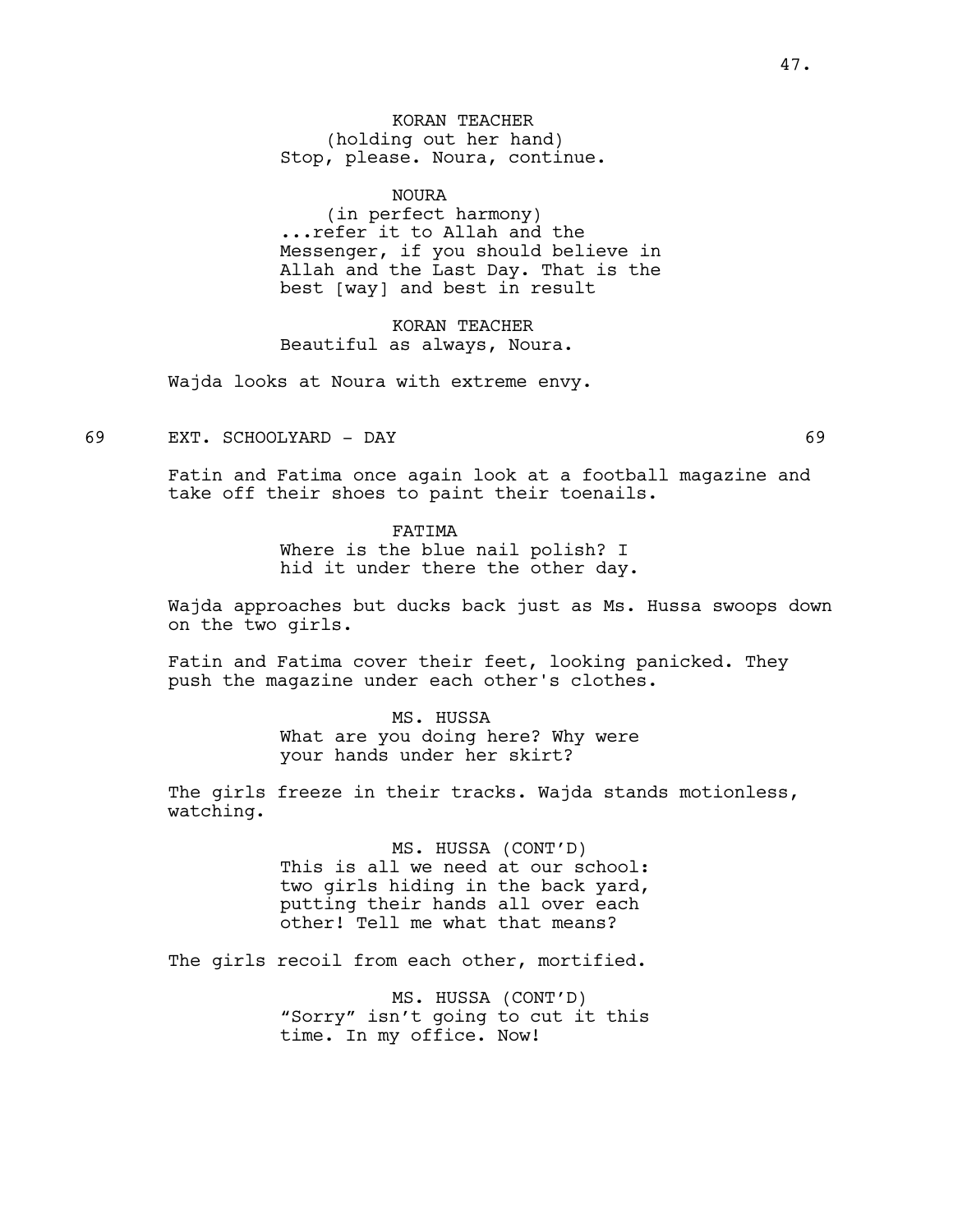KORAN TEACHER
(holding out her hand)
Stop, please. Noura, continue.

NOURA
(in perfect harmony)
...refer it to Allah and the Messenger, if you should believe in Allah and the Last Day. That is the best [way] and best in result

KORAN TEACHER
Beautiful as always, Noura.

Wajda looks at Noura with extreme envy.

69 EXT. SCHOOLYARD - DAY 69

Fatin and Fatima once again look at a football magazine and take off their shoes to paint their toenails.

FATIMA
Where is the blue nail polish? I hid it under there the other day.

Wajda approaches but ducks back just as Ms. Hussa swoops down on the two girls.

Fatin and Fatima cover their feet, looking panicked. They push the magazine under each other's clothes.

MS. HUSSA
What are you doing here? Why were your hands under her skirt?

The girls freeze in their tracks. Wajda stands motionless, watching.

MS. HUSSA (CONT'D)
This is all we need at our school: two girls hiding in the back yard, putting their hands all over each other! Tell me what that means?

The girls recoil from each other, mortified.

MS. HUSSA (CONT'D)
"Sorry" isn't going to cut it this time. In my office. Now!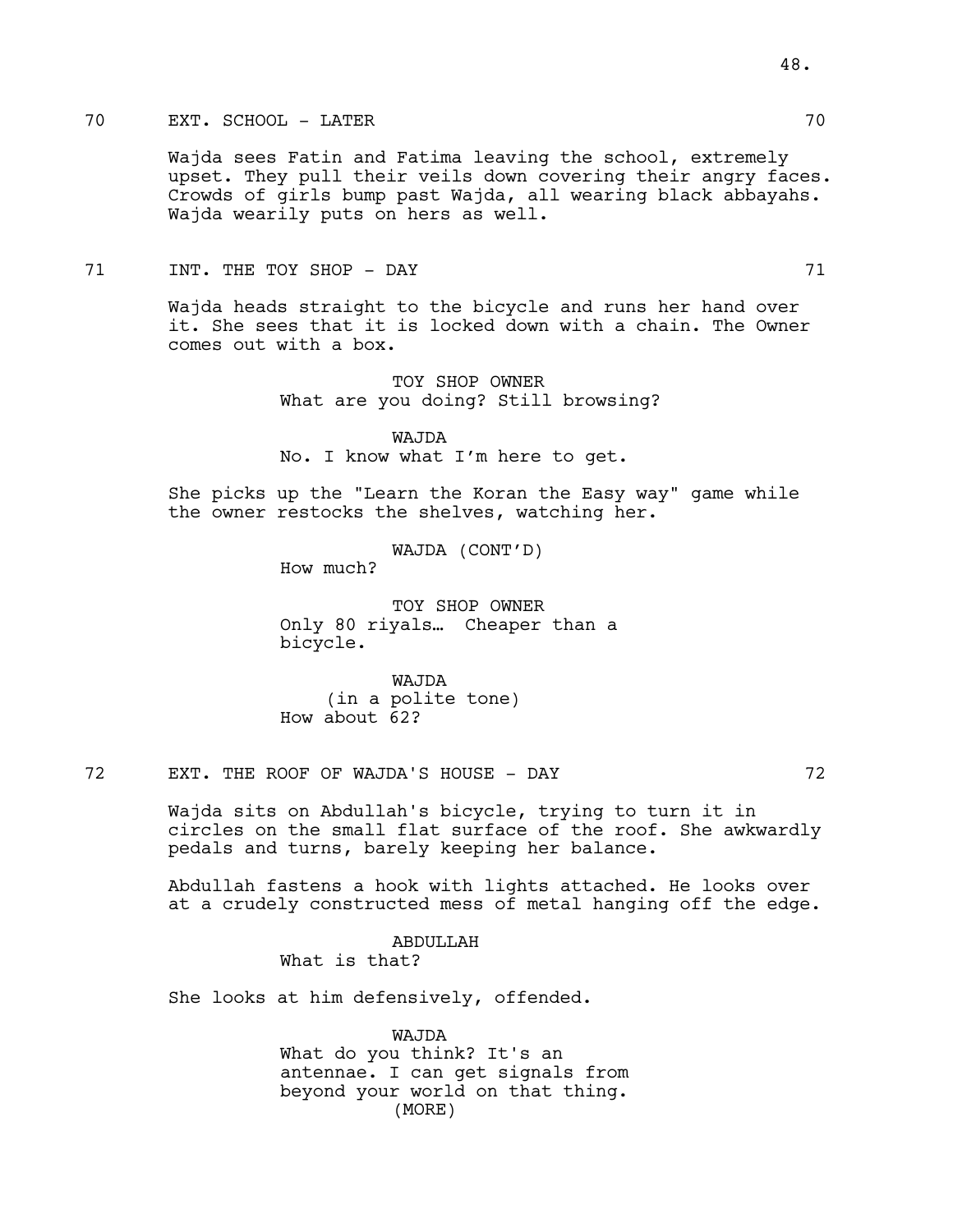70 EXT. SCHOOL - LATER 70

Wajda sees Fatin and Fatima leaving the school, extremely upset. They pull their veils down covering their angry faces. Crowds of girls bump past Wajda, all wearing black abbayahs. Wajda wearily puts on hers as well.

71 INT. THE TOY SHOP - DAY 71

Wajda heads straight to the bicycle and runs her hand over it. She sees that it is locked down with a chain. The Owner comes out with a box.

TOY SHOP OWNER
What are you doing? Still browsing?

WAJDA
No. I know what I'm here to get.

She picks up the "Learn the Koran the Easy way" game while the owner restocks the shelves, watching her.

WAJDA (CONT'D)
How much?

TOY SHOP OWNER
Only 80 riyals… Cheaper than a bicycle.

WAJDA
(in a polite tone)
How about 62?

72 EXT. THE ROOF OF WAJDA'S HOUSE - DAY 72

Wajda sits on Abdullah's bicycle, trying to turn it in circles on the small flat surface of the roof. She awkwardly pedals and turns, barely keeping her balance.

Abdullah fastens a hook with lights attached. He looks over at a crudely constructed mess of metal hanging off the edge.

ABDULLAH
What is that?

She looks at him defensively, offended.

WAJDA
What do you think? It's an antennae. I can get signals from beyond your world on that thing.
(MORE)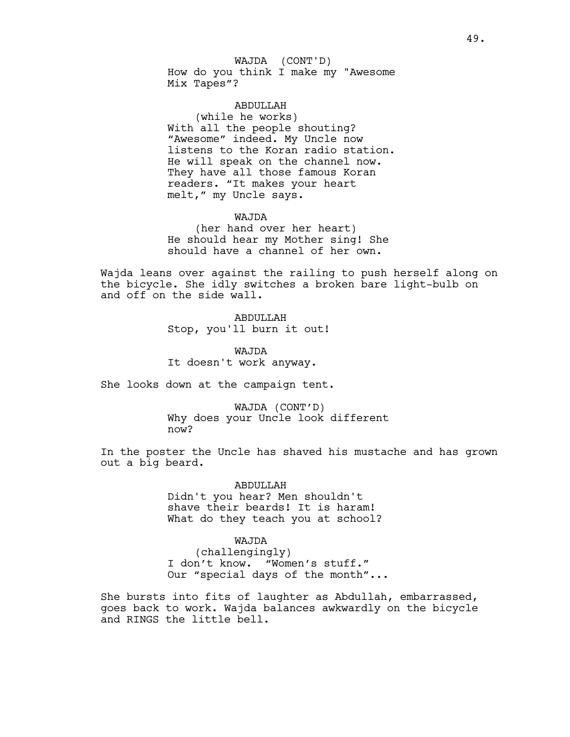WAJDA (CONT'D)
How do you think I make my "Awesome Mix Tapes"?

ABDULLAH
(while he works)
With all the people shouting? "Awesome" indeed. My Uncle now listens to the Koran radio station. He will speak on the channel now. They have all those famous Koran readers. "It makes your heart melt," my Uncle says.

WAJDA
(her hand over her heart)
He should hear my Mother sing! She should have a channel of her own.

Wajda leans over against the railing to push herself along on the bicycle. She idly switches a broken bare light-bulb on and off on the side wall.

ABDULLAH
Stop, you'll burn it out!

WAJDA
It doesn't work anyway.

She looks down at the campaign tent.

WAJDA (CONT'D)
Why does your Uncle look different now?

In the poster the Uncle has shaved his mustache and has grown out a big beard.

ABDULLAH
Didn't you hear? Men shouldn't shave their beards! It is haram! What do they teach you at school?

WAJDA
(challengingly)
I don't know. "Women's stuff." Our "special days of the month"...

She bursts into fits of laughter as Abdullah, embarrassed, goes back to work. Wajda balances awkwardly on the bicycle and RINGS the little bell.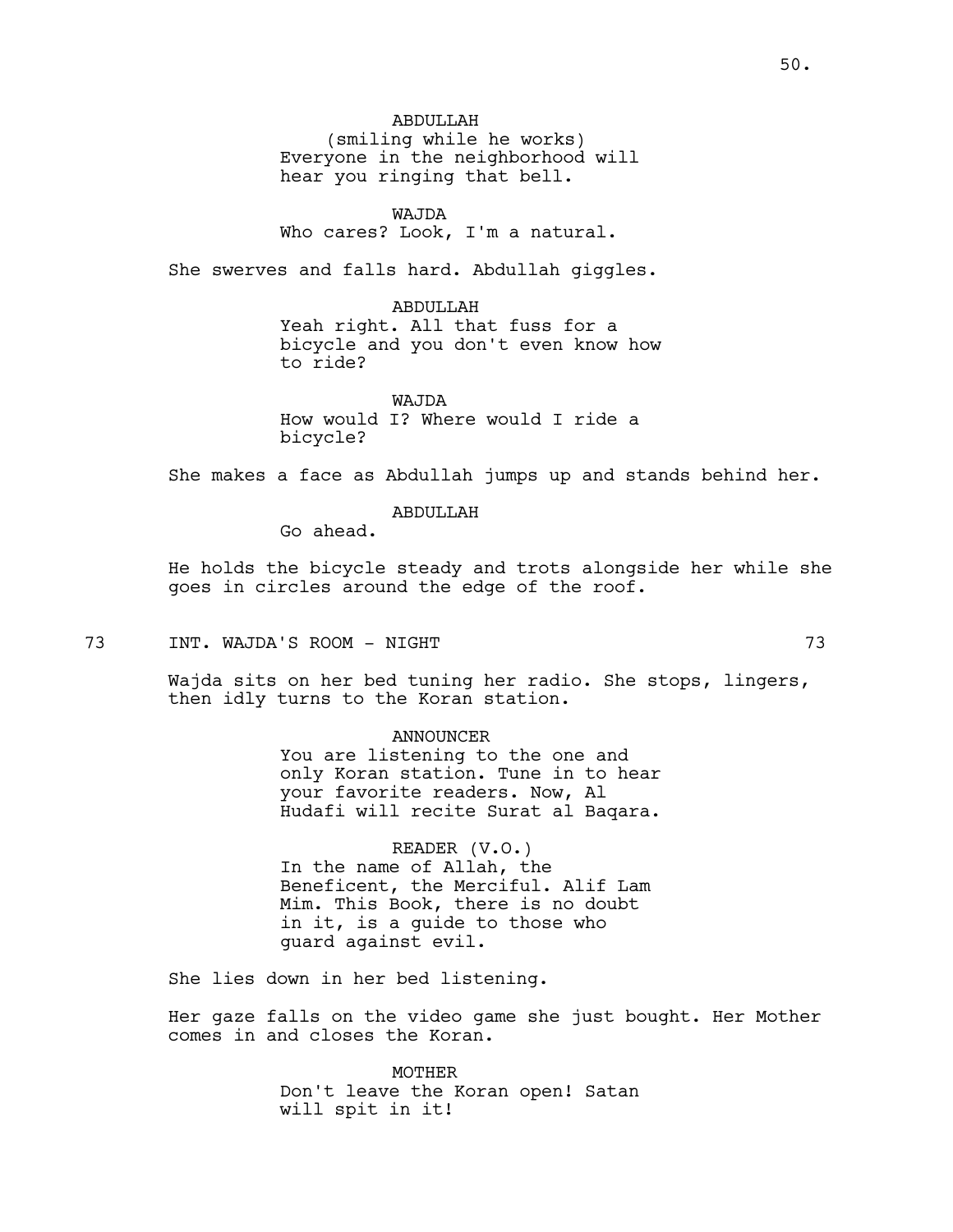ABDULLAH
(smiling while he works)
Everyone in the neighborhood will hear you ringing that bell.

WAJDA
Who cares? Look, I'm a natural.

She swerves and falls hard. Abdullah giggles.

ABDULLAH
Yeah right. All that fuss for a bicycle and you don't even know how to ride?

WAJDA
How would I? Where would I ride a bicycle?

She makes a face as Abdullah jumps up and stands behind her.

ABDULLAH
Go ahead.

He holds the bicycle steady and trots alongside her while she goes in circles around the edge of the roof.

73 INT. WAJDA'S ROOM - NIGHT 73

Wajda sits on her bed tuning her radio. She stops, lingers, then idly turns to the Koran station.

ANNOUNCER
You are listening to the one and only Koran station. Tune in to hear your favorite readers. Now, Al Hudafi will recite Surat al Baqara.

READER (V.O.)
In the name of Allah, the Beneficent, the Merciful. Alif Lam Mim. This Book, there is no doubt in it, is a guide to those who guard against evil.

She lies down in her bed listening.

Her gaze falls on the video game she just bought. Her Mother comes in and closes the Koran.

MOTHER
Don't leave the Koran open! Satan will spit in it!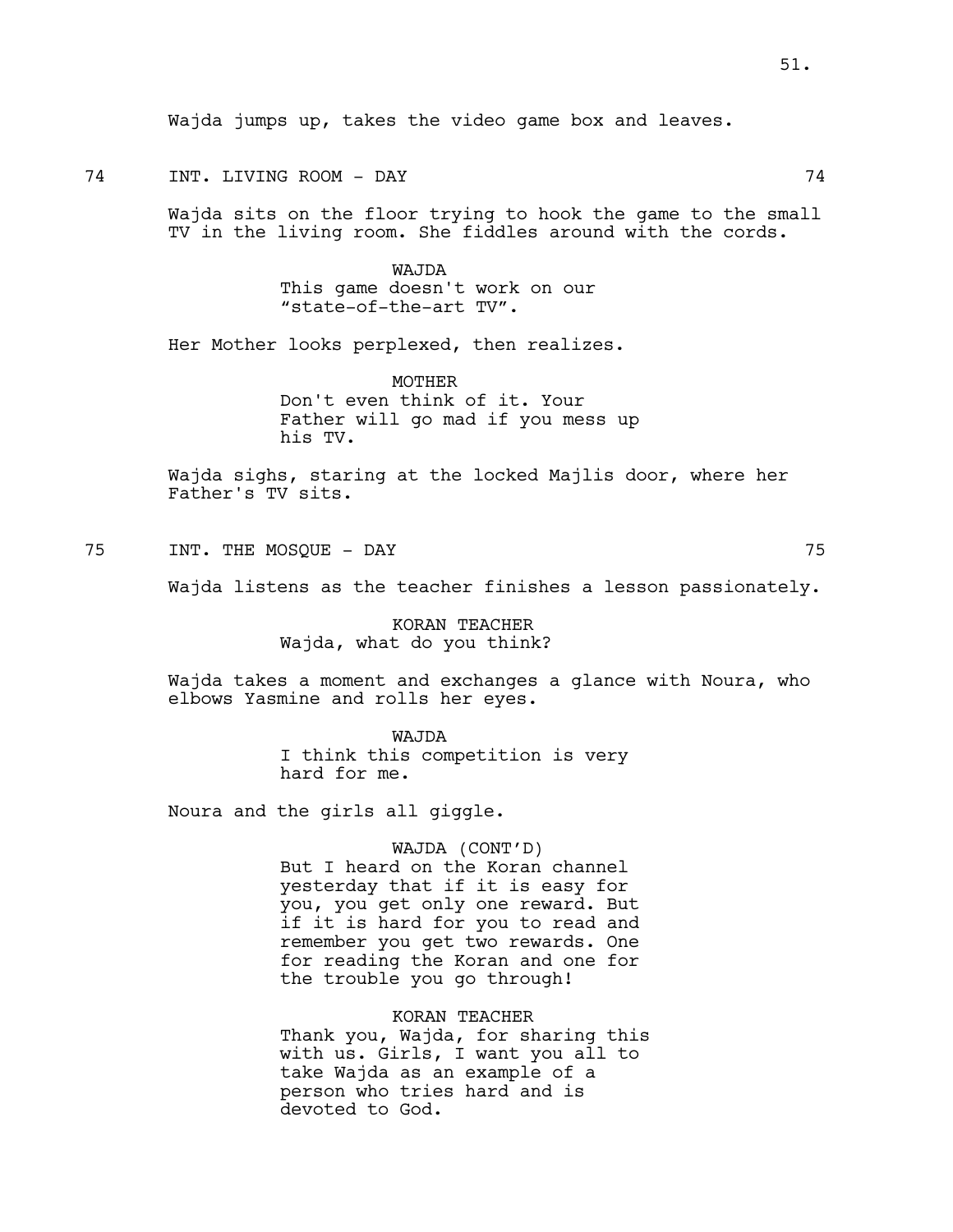Wajda jumps up, takes the video game box and leaves.

74 INT. LIVING ROOM - DAY 74

Wajda sits on the floor trying to hook the game to the small TV in the living room. She fiddles around with the cords.

WAJDA
This game doesn't work on our "state-of-the-art TV".

Her Mother looks perplexed, then realizes.

MOTHER
Don't even think of it. Your Father will go mad if you mess up his TV.

Wajda sighs, staring at the locked Majlis door, where her Father's TV sits.

75 INT. THE MOSQUE - DAY 75

Wajda listens as the teacher finishes a lesson passionately.

KORAN TEACHER
Wajda, what do you think?

Wajda takes a moment and exchanges a glance with Noura, who elbows Yasmine and rolls her eyes.

WAJDA
I think this competition is very hard for me.

Noura and the girls all giggle.

WAJDA (CONT'D)
But I heard on the Koran channel yesterday that if it is easy for you, you get only one reward. But if it is hard for you to read and remember you get two rewards. One for reading the Koran and one for the trouble you go through!

KORAN TEACHER
Thank you, Wajda, for sharing this with us. Girls, I want you all to take Wajda as an example of a person who tries hard and is devoted to God.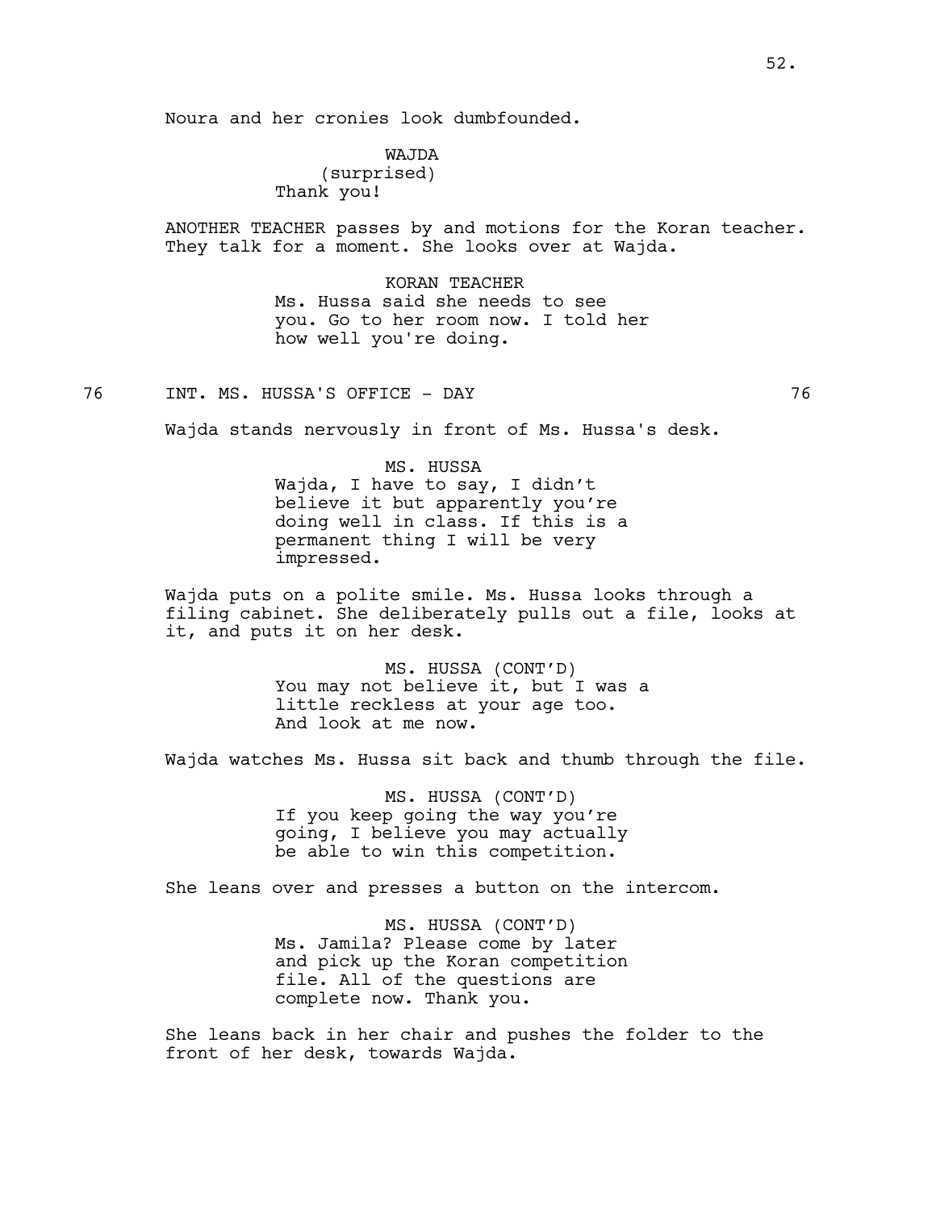Noura and her cronies look dumbfounded.

WAJDA
(surprised)
Thank you!

ANOTHER TEACHER passes by and motions for the Koran teacher. They talk for a moment. She looks over at Wajda.

KORAN TEACHER
Ms. Hussa said she needs to see you. Go to her room now. I told her how well you're doing.

76 INT. MS. HUSSA'S OFFICE - DAY 76

Wajda stands nervously in front of Ms. Hussa's desk.

MS. HUSSA
Wajda, I have to say, I didn't believe it but apparently you're doing well in class. If this is a permanent thing I will be very impressed.

Wajda puts on a polite smile. Ms. Hussa looks through a filing cabinet. She deliberately pulls out a file, looks at it, and puts it on her desk.

MS. HUSSA (CONT'D)
You may not believe it, but I was a little reckless at your age too. And look at me now.

Wajda watches Ms. Hussa sit back and thumb through the file.

MS. HUSSA (CONT'D)
If you keep going the way you're going, I believe you may actually be able to win this competition.

She leans over and presses a button on the intercom.

MS. HUSSA (CONT'D)
Ms. Jamila? Please come by later and pick up the Koran competition file. All of the questions are complete now. Thank you.

She leans back in her chair and pushes the folder to the front of her desk, towards Wajda.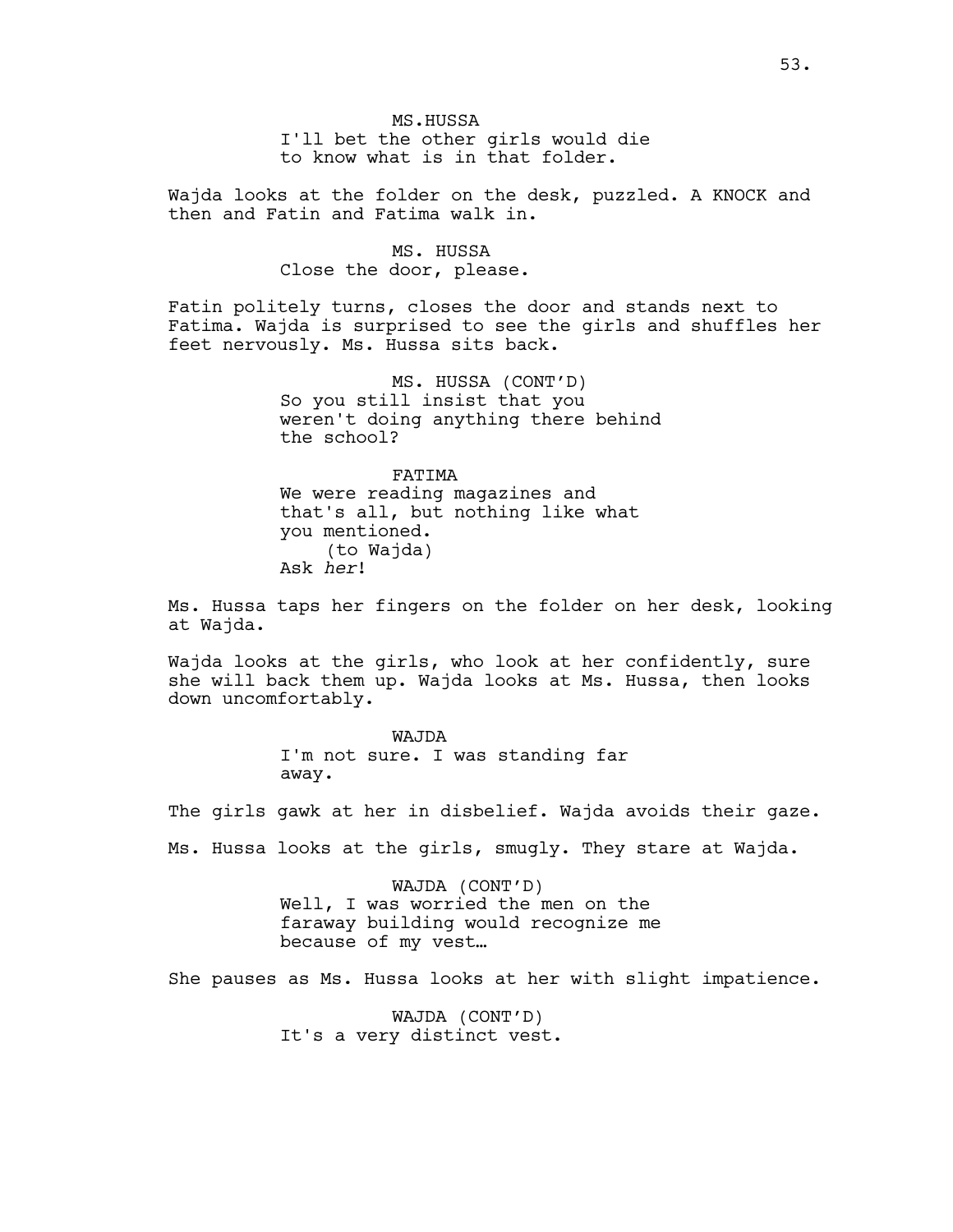MS.HUSSA
I'll bet the other girls would die to know what is in that folder.

Wajda looks at the folder on the desk, puzzled. A KNOCK and then and Fatin and Fatima walk in.

MS. HUSSA
Close the door, please.

Fatin politely turns, closes the door and stands next to Fatima. Wajda is surprised to see the girls and shuffles her feet nervously. Ms. Hussa sits back.

MS. HUSSA (CONT'D)
So you still insist that you weren't doing anything there behind the school?

FATIMA
We were reading magazines and that's all, but nothing like what you mentioned.
(to Wajda)
Ask *her*!

Ms. Hussa taps her fingers on the folder on her desk, looking at Wajda.

Wajda looks at the girls, who look at her confidently, sure she will back them up. Wajda looks at Ms. Hussa, then looks down uncomfortably.

WAJDA
I'm not sure. I was standing far away.

The girls gawk at her in disbelief. Wajda avoids their gaze.

Ms. Hussa looks at the girls, smugly. They stare at Wajda.

WAJDA (CONT'D)
Well, I was worried the men on the faraway building would recognize me because of my vest…

She pauses as Ms. Hussa looks at her with slight impatience.

WAJDA (CONT'D)
It's a very distinct vest.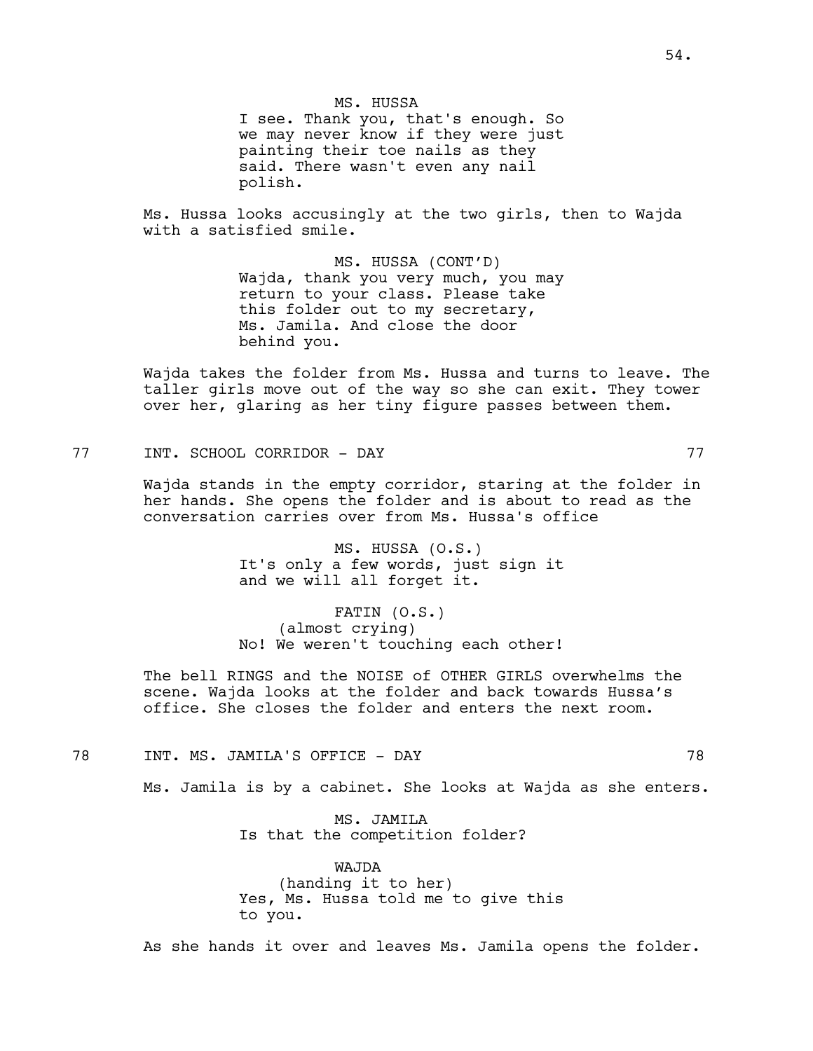MS. HUSSA
I see. Thank you, that's enough. So we may never know if they were just painting their toe nails as they said. There wasn't even any nail polish.

Ms. Hussa looks accusingly at the two girls, then to Wajda with a satisfied smile.

MS. HUSSA (CONT'D)
Wajda, thank you very much, you may return to your class. Please take this folder out to my secretary, Ms. Jamila. And close the door behind you.

Wajda takes the folder from Ms. Hussa and turns to leave. The taller girls move out of the way so she can exit. They tower over her, glaring as her tiny figure passes between them.

77 INT. SCHOOL CORRIDOR - DAY 77

Wajda stands in the empty corridor, staring at the folder in her hands. She opens the folder and is about to read as the conversation carries over from Ms. Hussa's office

MS. HUSSA (O.S.)
It's only a few words, just sign it and we will all forget it.

FATIN (O.S.)
(almost crying)
No! We weren't touching each other!

The bell RINGS and the NOISE of OTHER GIRLS overwhelms the scene. Wajda looks at the folder and back towards Hussa's office. She closes the folder and enters the next room.

78 INT. MS. JAMILA'S OFFICE - DAY 78

Ms. Jamila is by a cabinet. She looks at Wajda as she enters.

MS. JAMILA
Is that the competition folder?

WAJDA
(handing it to her)
Yes, Ms. Hussa told me to give this to you.

As she hands it over and leaves Ms. Jamila opens the folder.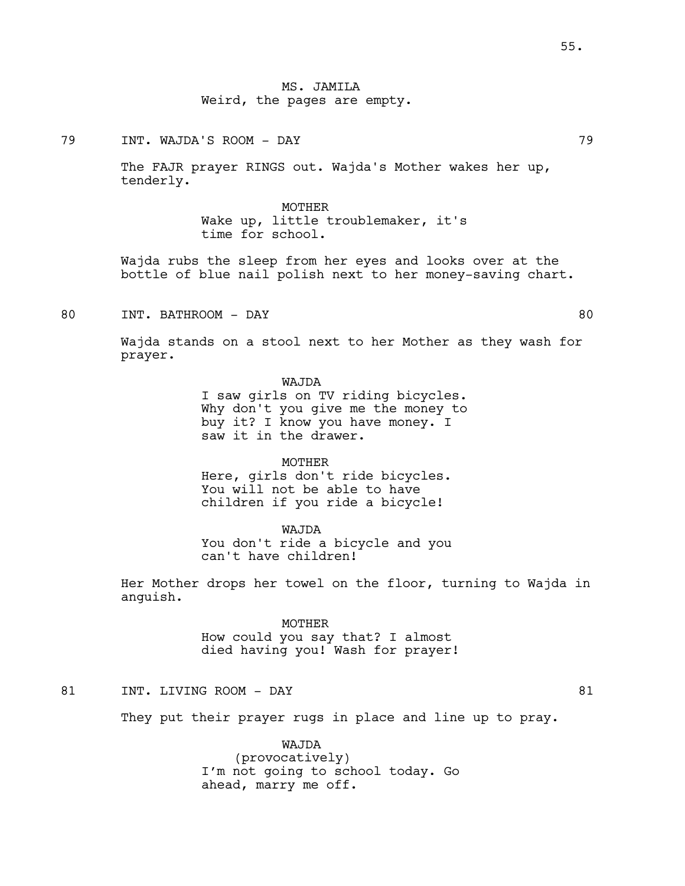MS. JAMILA
Weird, the pages are empty.

79 INT. WAJDA'S ROOM - DAY 79

The FAJR prayer RINGS out. Wajda's Mother wakes her up, tenderly.

MOTHER
Wake up, little troublemaker, it's time for school.

Wajda rubs the sleep from her eyes and looks over at the bottle of blue nail polish next to her money-saving chart.

80 INT. BATHROOM - DAY 80

Wajda stands on a stool next to her Mother as they wash for prayer.

WAJDA
I saw girls on TV riding bicycles. Why don't you give me the money to buy it? I know you have money. I saw it in the drawer.

MOTHER
Here, girls don't ride bicycles. You will not be able to have children if you ride a bicycle!

WAJDA
You don't ride a bicycle and you can't have children!

Her Mother drops her towel on the floor, turning to Wajda in anguish.

MOTHER
How could you say that? I almost died having you! Wash for prayer!

81 INT. LIVING ROOM - DAY 81

They put their prayer rugs in place and line up to pray.

WAJDA
(provocatively)
I'm not going to school today. Go ahead, marry me off.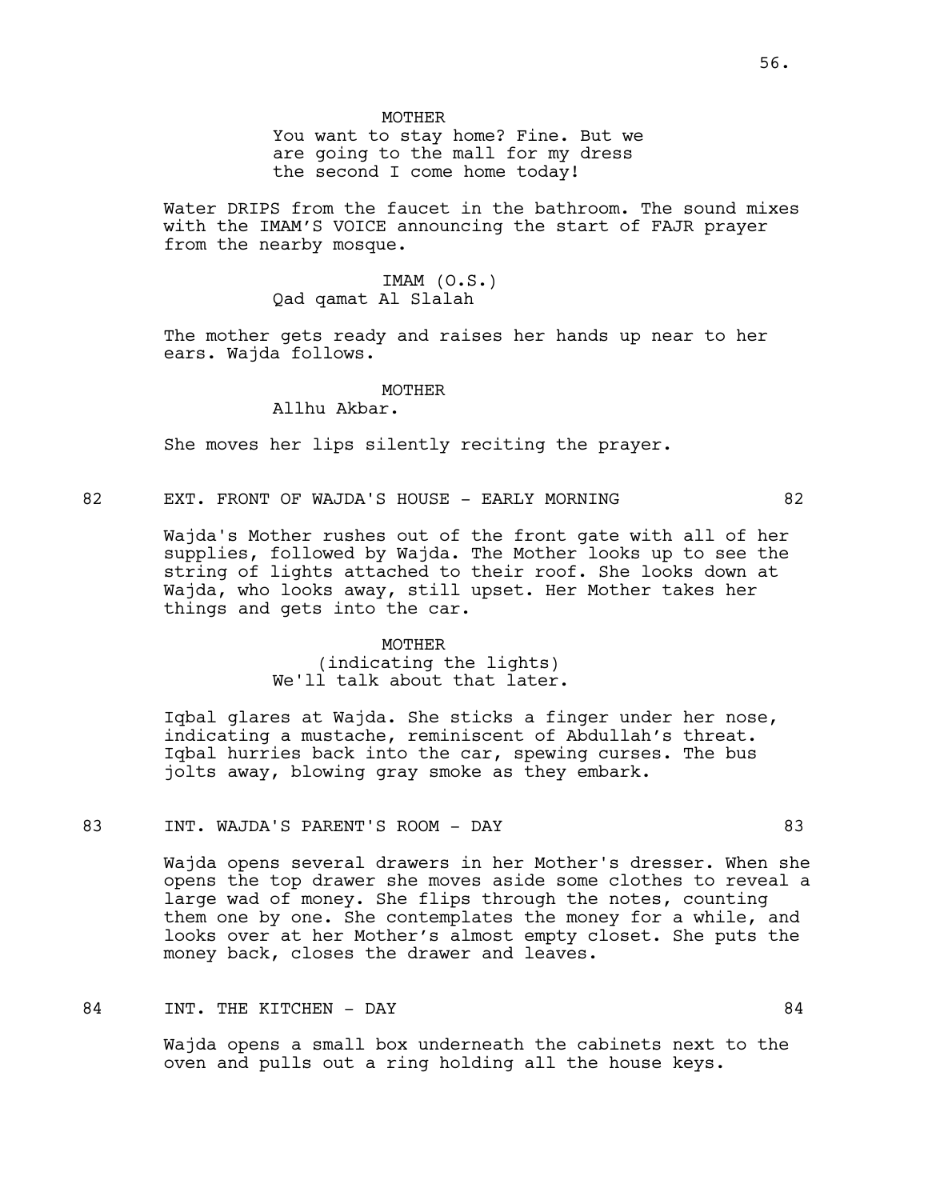MOTHER
You want to stay home? Fine. But we are going to the mall for my dress the second I come home today!

Water DRIPS from the faucet in the bathroom. The sound mixes with the IMAM'S VOICE announcing the start of FAJR prayer from the nearby mosque.

IMAM (O.S.)
Qad qamat Al Slalah

The mother gets ready and raises her hands up near to her ears. Wajda follows.

MOTHER
Allhu Akbar.

She moves her lips silently reciting the prayer.

82 EXT. FRONT OF WAJDA'S HOUSE - EARLY MORNING 82

Wajda's Mother rushes out of the front gate with all of her supplies, followed by Wajda. The Mother looks up to see the string of lights attached to their roof. She looks down at Wajda, who looks away, still upset. Her Mother takes her things and gets into the car.

MOTHER
(indicating the lights)
We'll talk about that later.

Iqbal glares at Wajda. She sticks a finger under her nose, indicating a mustache, reminiscent of Abdullah's threat. Iqbal hurries back into the car, spewing curses. The bus jolts away, blowing gray smoke as they embark.

83 INT. WAJDA'S PARENT'S ROOM - DAY 83

Wajda opens several drawers in her Mother's dresser. When she opens the top drawer she moves aside some clothes to reveal a large wad of money. She flips through the notes, counting them one by one. She contemplates the money for a while, and looks over at her Mother's almost empty closet. She puts the money back, closes the drawer and leaves.

84 INT. THE KITCHEN - DAY 84

Wajda opens a small box underneath the cabinets next to the oven and pulls out a ring holding all the house keys.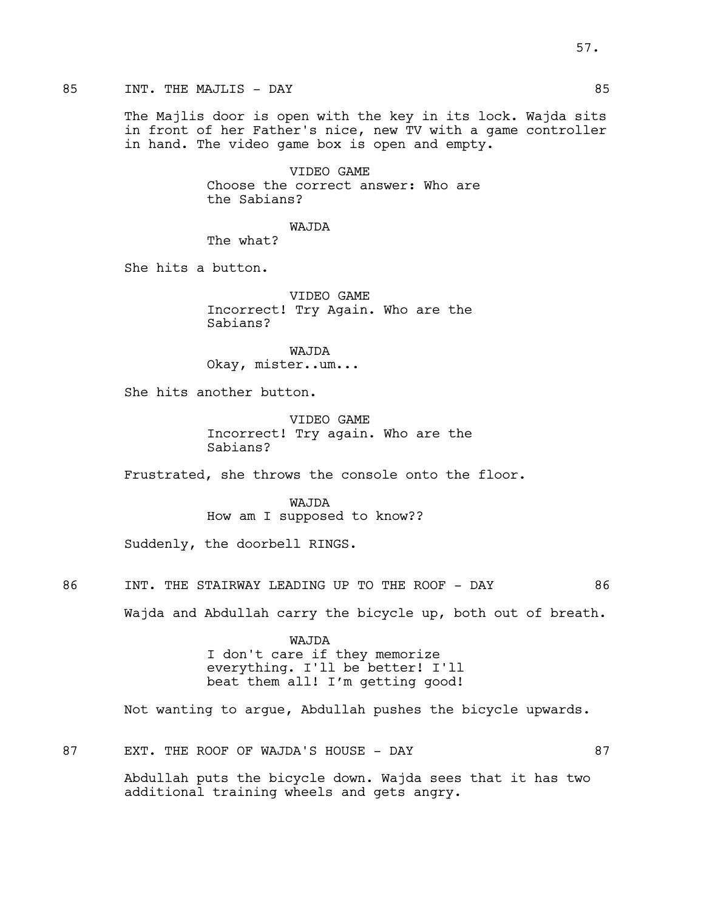85 INT. THE MAJLIS - DAY 85

The Majlis door is open with the key in its lock. Wajda sits in front of her Father's nice, new TV with a game controller in hand. The video game box is open and empty.

VIDEO GAME
Choose the correct answer: Who are the Sabians?

WAJDA
The what?

She hits a button.

VIDEO GAME
Incorrect! Try Again. Who are the Sabians?

WAJDA
Okay, mister..um...

She hits another button.

VIDEO GAME
Incorrect! Try again. Who are the Sabians?

Frustrated, she throws the console onto the floor.

WAJDA
How am I supposed to know??

Suddenly, the doorbell RINGS.

86 INT. THE STAIRWAY LEADING UP TO THE ROOF - DAY 86

Wajda and Abdullah carry the bicycle up, both out of breath.

WAJDA
I don't care if they memorize everything. I'll be better! I'll beat them all! I'm getting good!

Not wanting to argue, Abdullah pushes the bicycle upwards.

87 EXT. THE ROOF OF WAJDA'S HOUSE - DAY 87

Abdullah puts the bicycle down. Wajda sees that it has two additional training wheels and gets angry.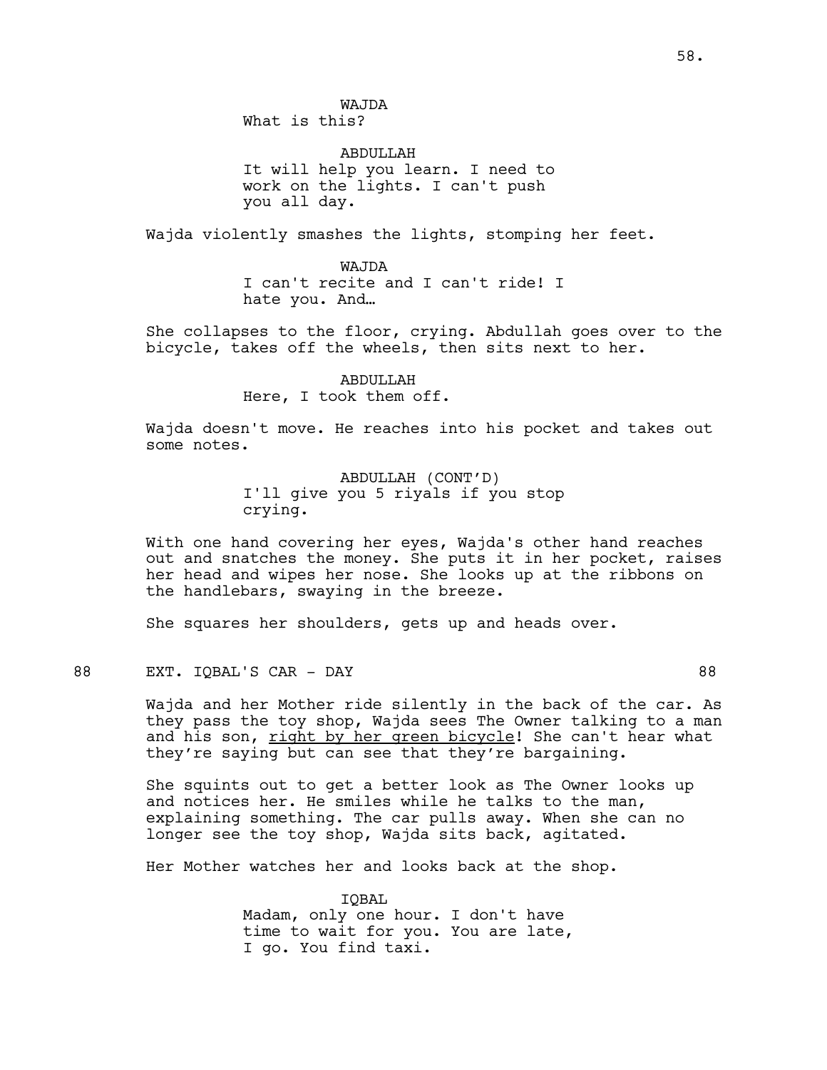WAJDA
What is this?

ABDULLAH
It will help you learn. I need to work on the lights. I can't push you all day.

Wajda violently smashes the lights, stomping her feet.

WAJDA
I can't recite and I can't ride! I hate you. And…

She collapses to the floor, crying. Abdullah goes over to the bicycle, takes off the wheels, then sits next to her.

ABDULLAH
Here, I took them off.

Wajda doesn't move. He reaches into his pocket and takes out some notes.

ABDULLAH (CONT'D)
I'll give you 5 riyals if you stop crying.

With one hand covering her eyes, Wajda's other hand reaches out and snatches the money. She puts it in her pocket, raises her head and wipes her nose. She looks up at the ribbons on the handlebars, swaying in the breeze.

She squares her shoulders, gets up and heads over.

88 EXT. IQBAL'S CAR - DAY 88

Wajda and her Mother ride silently in the back of the car. As they pass the toy shop, Wajda sees The Owner talking to a man and his son, <u>right by her green bicycle</u>! She can't hear what they're saying but can see that they're bargaining.

She squints out to get a better look as The Owner looks up and notices her. He smiles while he talks to the man, explaining something. The car pulls away. When she can no longer see the toy shop, Wajda sits back, agitated.

Her Mother watches her and looks back at the shop.

IQBAL
Madam, only one hour. I don't have time to wait for you. You are late, I go. You find taxi.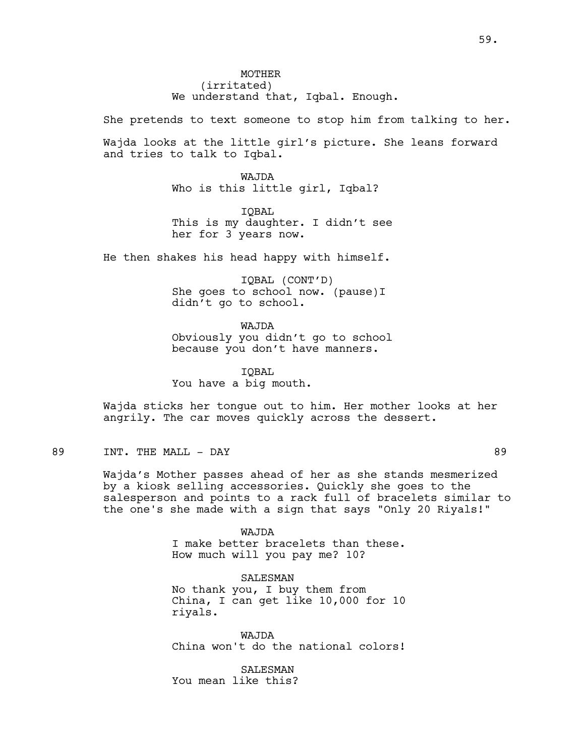MOTHER
(irritated)
We understand that, Iqbal. Enough.

She pretends to text someone to stop him from talking to her.

Wajda looks at the little girl's picture. She leans forward and tries to talk to Iqbal.

WAJDA
Who is this little girl, Iqbal?

IQBAL
This is my daughter. I didn't see her for 3 years now.

He then shakes his head happy with himself.

IQBAL (CONT'D)
She goes to school now. (pause)I didn't go to school.

WAJDA
Obviously you didn't go to school because you don't have manners.

IQBAL
You have a big mouth.

Wajda sticks her tongue out to him. Her mother looks at her angrily. The car moves quickly across the dessert.

89 INT. THE MALL - DAY 89

Wajda's Mother passes ahead of her as she stands mesmerized by a kiosk selling accessories. Quickly she goes to the salesperson and points to a rack full of bracelets similar to the one's she made with a sign that says "Only 20 Riyals!"

WAJDA
I make better bracelets than these. How much will you pay me? 10?

SALESMAN
No thank you, I buy them from China, I can get like 10,000 for 10 riyals.

WAJDA
China won't do the national colors!

SALESMAN
You mean like this?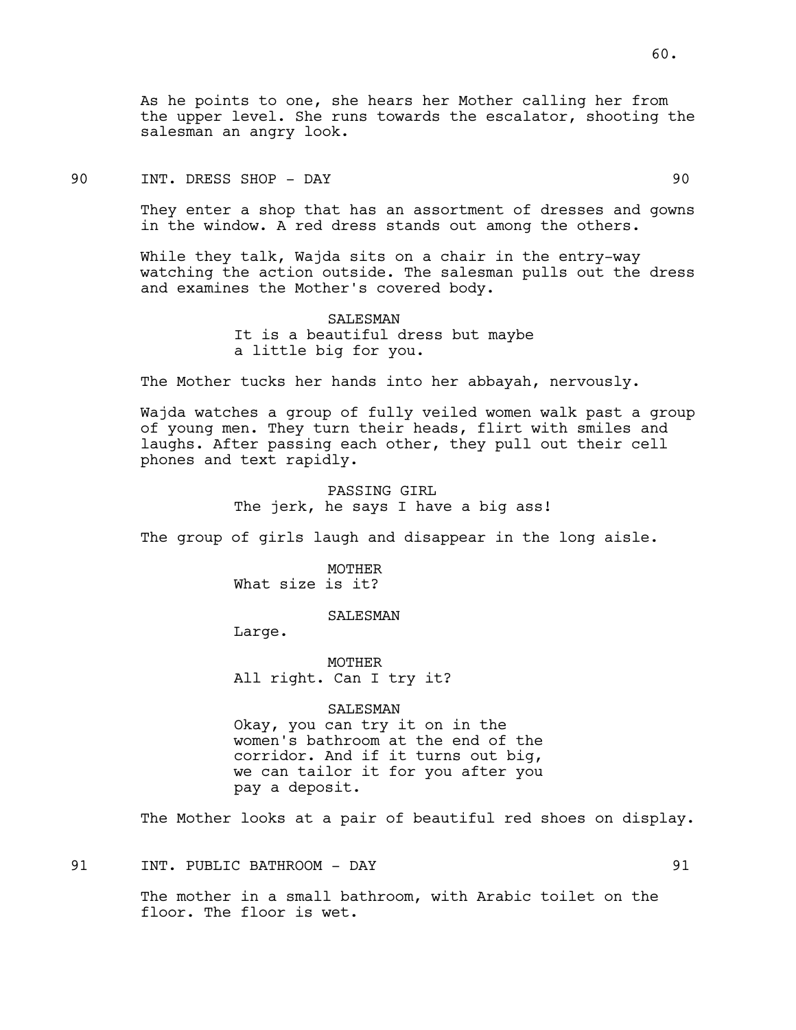As he points to one, she hears her Mother calling her from the upper level. She runs towards the escalator, shooting the salesman an angry look.

### 90 INT. DRESS SHOP - DAY 90

They enter a shop that has an assortment of dresses and gowns in the window. A red dress stands out among the others.

While they talk, Wajda sits on a chair in the entry-way watching the action outside. The salesman pulls out the dress and examines the Mother's covered body.

SALESMAN
It is a beautiful dress but maybe a little big for you.

The Mother tucks her hands into her abbayah, nervously.

Wajda watches a group of fully veiled women walk past a group of young men. They turn their heads, flirt with smiles and laughs. After passing each other, they pull out their cell phones and text rapidly.

PASSING GIRL
The jerk, he says I have a big ass!

The group of girls laugh and disappear in the long aisle.

MOTHER
What size is it?

SALESMAN
Large.

MOTHER
All right. Can I try it?

SALESMAN
Okay, you can try it on in the women's bathroom at the end of the corridor. And if it turns out big, we can tailor it for you after you pay a deposit.

The Mother looks at a pair of beautiful red shoes on display.

### 91 INT. PUBLIC BATHROOM - DAY 91

The mother in a small bathroom, with Arabic toilet on the floor. The floor is wet.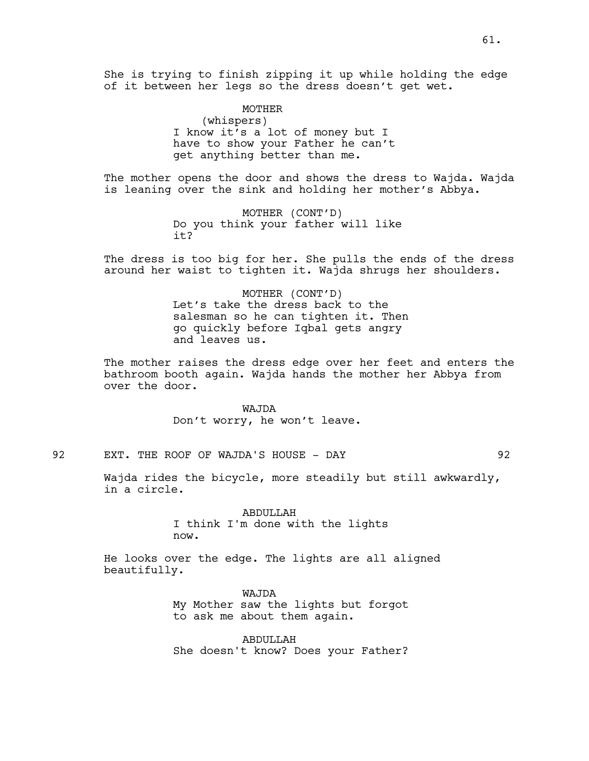She is trying to finish zipping it up while holding the edge of it between her legs so the dress doesn't get wet.

MOTHER
(whispers)
I know it's a lot of money but I have to show your Father he can't get anything better than me.

The mother opens the door and shows the dress to Wajda. Wajda is leaning over the sink and holding her mother's Abbya.

MOTHER (CONT'D)
Do you think your father will like it?

The dress is too big for her. She pulls the ends of the dress around her waist to tighten it. Wajda shrugs her shoulders.

MOTHER (CONT'D)
Let's take the dress back to the salesman so he can tighten it. Then go quickly before Iqbal gets angry and leaves us.

The mother raises the dress edge over her feet and enters the bathroom booth again. Wajda hands the mother her Abbya from over the door.

WAJDA
Don't worry, he won't leave.

92 EXT. THE ROOF OF WAJDA'S HOUSE - DAY 92

Wajda rides the bicycle, more steadily but still awkwardly, in a circle.

ABDULLAH
I think I'm done with the lights now.

He looks over the edge. The lights are all aligned beautifully.

WAJDA
My Mother saw the lights but forgot to ask me about them again.

ABDULLAH
She doesn't know? Does your Father?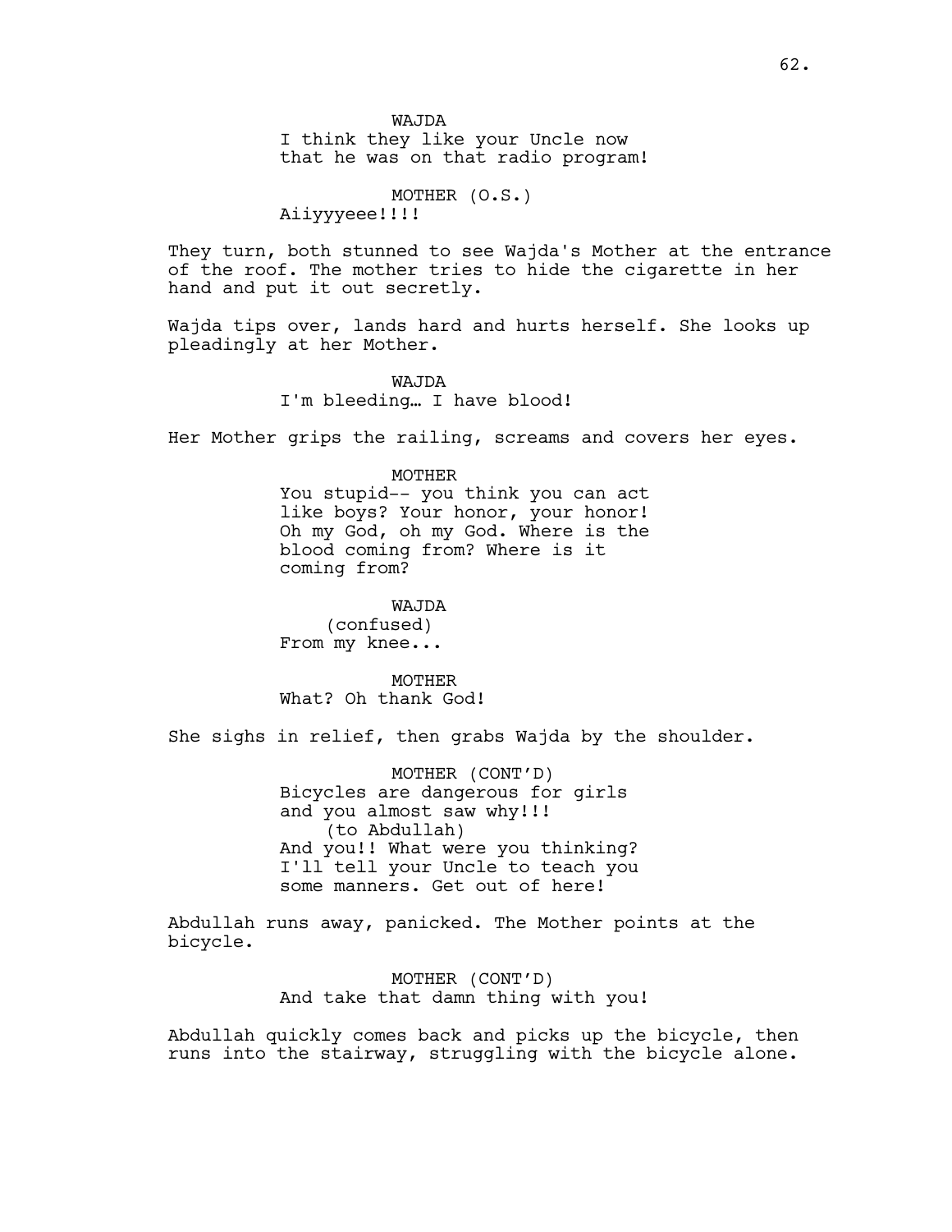WAJDA
I think they like your Uncle now that he was on that radio program!

MOTHER (O.S.)
Aiiyyyeee!!!!

They turn, both stunned to see Wajda's Mother at the entrance of the roof. The mother tries to hide the cigarette in her hand and put it out secretly.

Wajda tips over, lands hard and hurts herself. She looks up pleadingly at her Mother.

WAJDA
I'm bleeding… I have blood!

Her Mother grips the railing, screams and covers her eyes.

MOTHER
You stupid-- you think you can act like boys? Your honor, your honor! Oh my God, oh my God. Where is the blood coming from? Where is it coming from?

WAJDA
(confused)
From my knee...

MOTHER
What? Oh thank God!

She sighs in relief, then grabs Wajda by the shoulder.

MOTHER (CONT'D)
Bicycles are dangerous for girls and you almost saw why!!!
(to Abdullah)
And you!! What were you thinking? I'll tell your Uncle to teach you some manners. Get out of here!

Abdullah runs away, panicked. The Mother points at the bicycle.

MOTHER (CONT'D)
And take that damn thing with you!

Abdullah quickly comes back and picks up the bicycle, then runs into the stairway, struggling with the bicycle alone.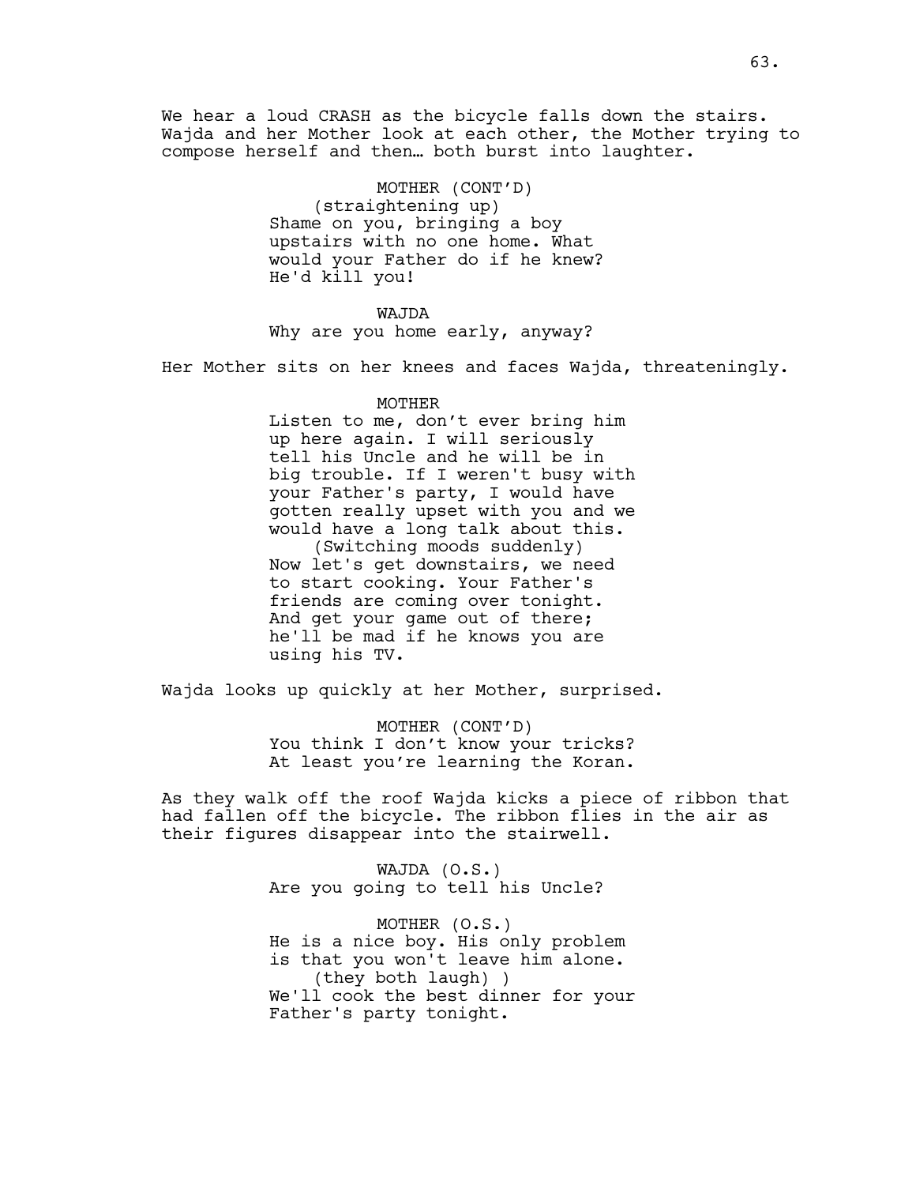We hear a loud CRASH as the bicycle falls down the stairs. Wajda and her Mother look at each other, the Mother trying to compose herself and then… both burst into laughter.

MOTHER (CONT'D)
(straightening up)
Shame on you, bringing a boy upstairs with no one home. What would your Father do if he knew? He'd kill you!

WAJDA
Why are you home early, anyway?

Her Mother sits on her knees and faces Wajda, threateningly.

MOTHER
Listen to me, don't ever bring him up here again. I will seriously tell his Uncle and he will be in big trouble. If I weren't busy with your Father's party, I would have gotten really upset with you and we would have a long talk about this.
(Switching moods suddenly)
Now let's get downstairs, we need to start cooking. Your Father's friends are coming over tonight. And get your game out of there; he'll be mad if he knows you are using his TV.

Wajda looks up quickly at her Mother, surprised.

MOTHER (CONT'D)
You think I don't know your tricks? At least you're learning the Koran.

As they walk off the roof Wajda kicks a piece of ribbon that had fallen off the bicycle. The ribbon flies in the air as their figures disappear into the stairwell.

WAJDA (O.S.)
Are you going to tell his Uncle?

MOTHER (O.S.)
He is a nice boy. His only problem is that you won't leave him alone.
(they both laugh) )
We'll cook the best dinner for your Father's party tonight.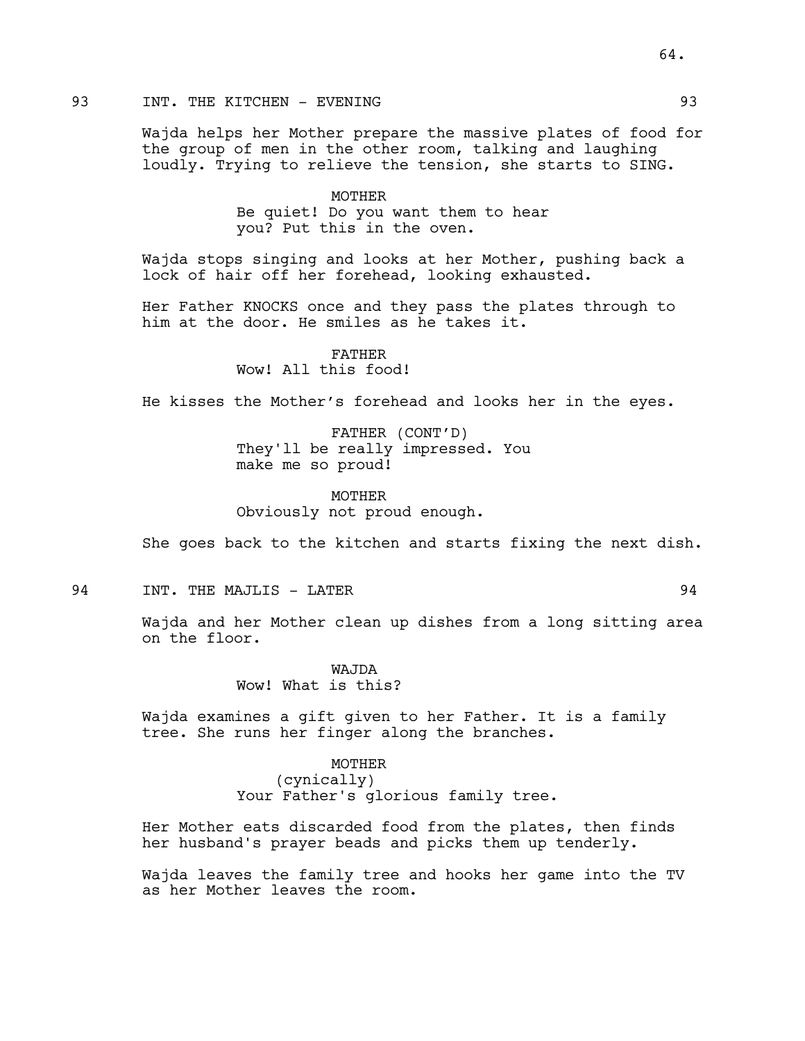93 INT. THE KITCHEN - EVENING 93

Wajda helps her Mother prepare the massive plates of food for the group of men in the other room, talking and laughing loudly. Trying to relieve the tension, she starts to SING.

MOTHER
Be quiet! Do you want them to hear you? Put this in the oven.

Wajda stops singing and looks at her Mother, pushing back a lock of hair off her forehead, looking exhausted.

Her Father KNOCKS once and they pass the plates through to him at the door. He smiles as he takes it.

FATHER
Wow! All this food!

He kisses the Mother's forehead and looks her in the eyes.

FATHER (CONT'D)
They'll be really impressed. You make me so proud!

MOTHER
Obviously not proud enough.

She goes back to the kitchen and starts fixing the next dish.

94 INT. THE MAJLIS - LATER 94

Wajda and her Mother clean up dishes from a long sitting area on the floor.

WAJDA
Wow! What is this?

Wajda examines a gift given to her Father. It is a family tree. She runs her finger along the branches.

MOTHER
(cynically)
Your Father's glorious family tree.

Her Mother eats discarded food from the plates, then finds her husband's prayer beads and picks them up tenderly.

Wajda leaves the family tree and hooks her game into the TV as her Mother leaves the room.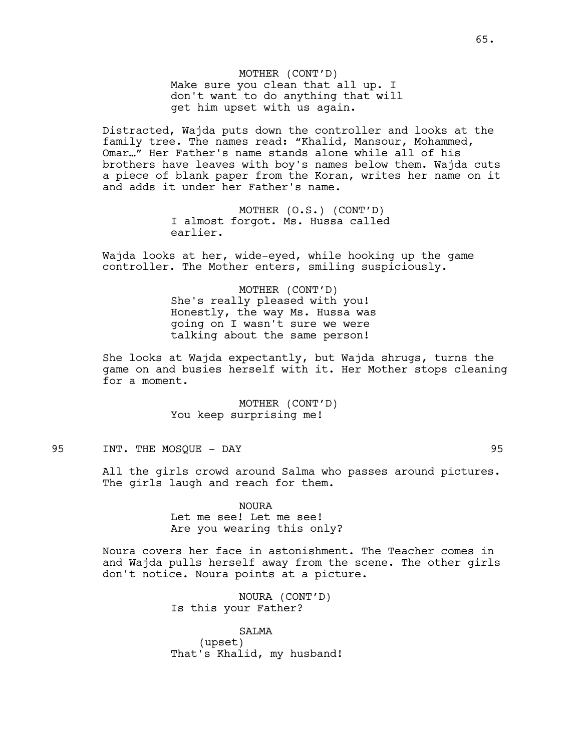MOTHER (CONT'D)
Make sure you clean that all up. I don't want to do anything that will get him upset with us again.

Distracted, Wajda puts down the controller and looks at the family tree. The names read: "Khalid, Mansour, Mohammed, Omar…" Her Father's name stands alone while all of his brothers have leaves with boy's names below them. Wajda cuts a piece of blank paper from the Koran, writes her name on it and adds it under her Father's name.

MOTHER (O.S.) (CONT'D)
I almost forgot. Ms. Hussa called earlier.

Wajda looks at her, wide-eyed, while hooking up the game controller. The Mother enters, smiling suspiciously.

MOTHER (CONT'D)
She's really pleased with you! Honestly, the way Ms. Hussa was going on I wasn't sure we were talking about the same person!

She looks at Wajda expectantly, but Wajda shrugs, turns the game on and busies herself with it. Her Mother stops cleaning for a moment.

MOTHER (CONT'D)
You keep surprising me!

95 INT. THE MOSQUE - DAY 95

All the girls crowd around Salma who passes around pictures. The girls laugh and reach for them.

NOURA
Let me see! Let me see!
Are you wearing this only?

Noura covers her face in astonishment. The Teacher comes in and Wajda pulls herself away from the scene. The other girls don't notice. Noura points at a picture.

NOURA (CONT'D)
Is this your Father?

SALMA
(upset)
That's Khalid, my husband!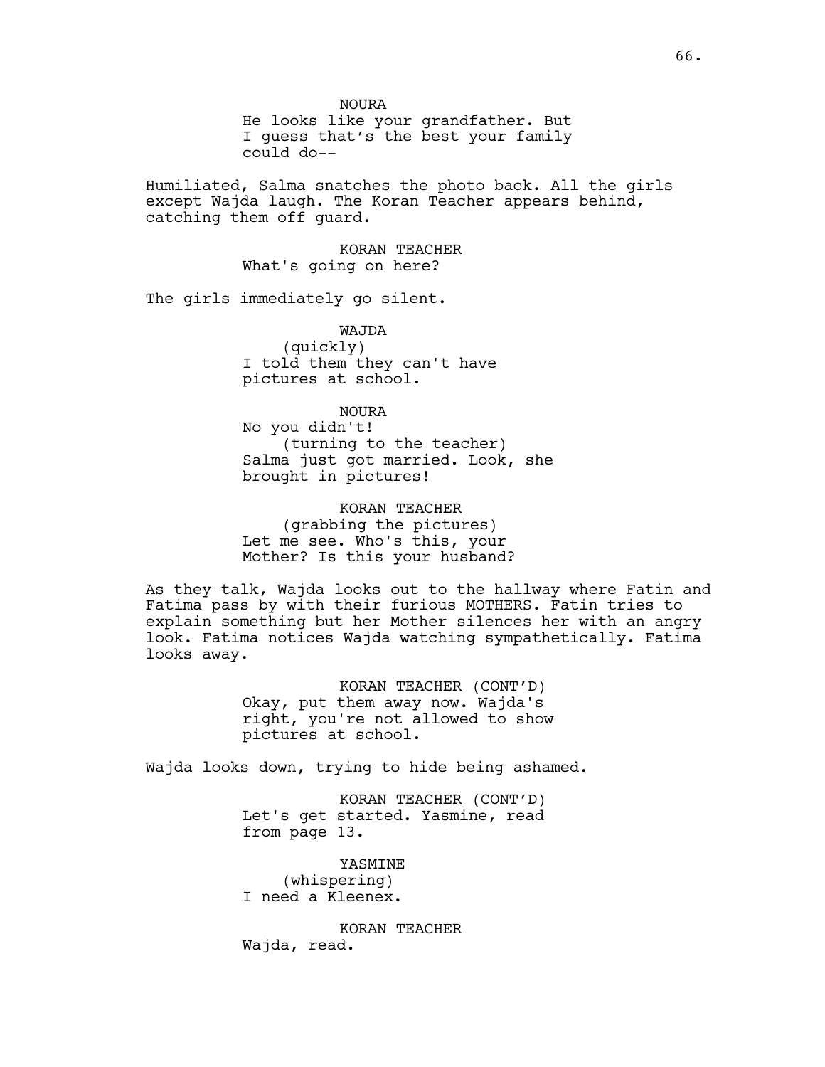NOURA
He looks like your grandfather. But I guess that's the best your family could do--

Humiliated, Salma snatches the photo back. All the girls except Wajda laugh. The Koran Teacher appears behind, catching them off guard.

KORAN TEACHER
What's going on here?

The girls immediately go silent.

WAJDA
(quickly)
I told them they can't have pictures at school.

NOURA
No you didn't!
(turning to the teacher)
Salma just got married. Look, she brought in pictures!

KORAN TEACHER
(grabbing the pictures)
Let me see. Who's this, your Mother? Is this your husband?

As they talk, Wajda looks out to the hallway where Fatin and Fatima pass by with their furious MOTHERS. Fatin tries to explain something but her Mother silences her with an angry look. Fatima notices Wajda watching sympathetically. Fatima looks away.

KORAN TEACHER (CONT'D)
Okay, put them away now. Wajda's right, you're not allowed to show pictures at school.

Wajda looks down, trying to hide being ashamed.

KORAN TEACHER (CONT'D)
Let's get started. Yasmine, read from page 13.

YASMINE
(whispering)
I need a Kleenex.

KORAN TEACHER
Wajda, read.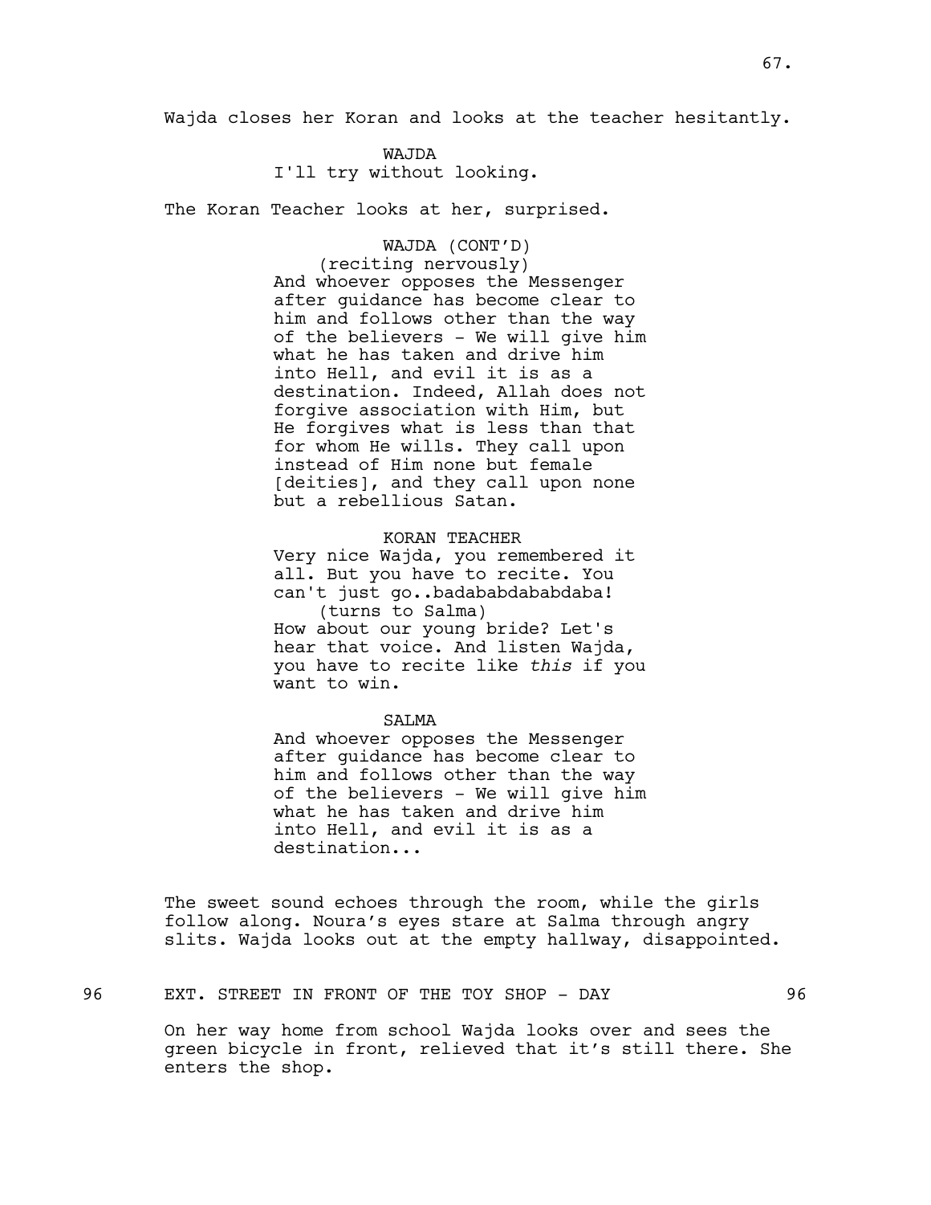Wajda closes her Koran and looks at the teacher hesitantly.

WAJDA
I'll try without looking.

The Koran Teacher looks at her, surprised.

WAJDA (CONT'D)
(reciting nervously)
And whoever opposes the Messenger after guidance has become clear to him and follows other than the way of the believers - We will give him what he has taken and drive him into Hell, and evil it is as a destination. Indeed, Allah does not forgive association with Him, but He forgives what is less than that for whom He wills. They call upon instead of Him none but female [deities], and they call upon none but a rebellious Satan.

KORAN TEACHER
Very nice Wajda, you remembered it all. But you have to recite. You can't just go..badababdababdaba!
(turns to Salma)
How about our young bride? Let's hear that voice. And listen Wajda, you have to recite like *this* if you want to win.

SALMA
And whoever opposes the Messenger after guidance has become clear to him and follows other than the way of the believers - We will give him what he has taken and drive him into Hell, and evil it is as a destination...

The sweet sound echoes through the room, while the girls follow along. Noura's eyes stare at Salma through angry slits. Wajda looks out at the empty hallway, disappointed.

96 EXT. STREET IN FRONT OF THE TOY SHOP - DAY 96

On her way home from school Wajda looks over and sees the green bicycle in front, relieved that it's still there. She enters the shop.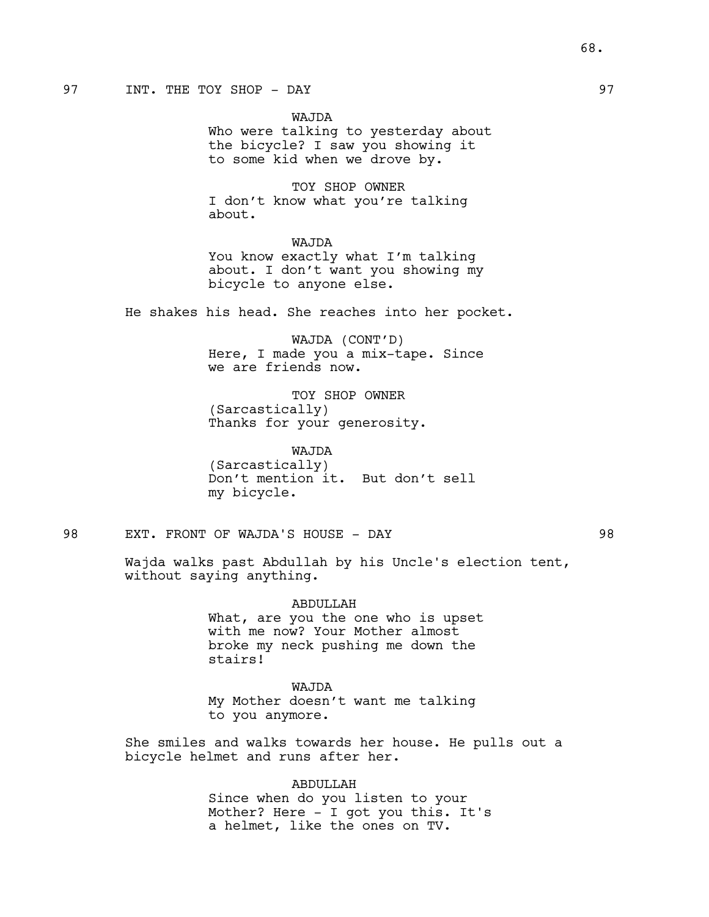97 INT. THE TOY SHOP - DAY 97

WAJDA
Who were talking to yesterday about the bicycle? I saw you showing it to some kid when we drove by.

TOY SHOP OWNER
I don't know what you're talking about.

WAJDA
You know exactly what I'm talking about. I don't want you showing my bicycle to anyone else.

He shakes his head. She reaches into her pocket.

WAJDA (CONT'D)
Here, I made you a mix-tape. Since we are friends now.

TOY SHOP OWNER
(Sarcastically)
Thanks for your generosity.

WAJDA
(Sarcastically)
Don't mention it. But don't sell my bicycle.

98 EXT. FRONT OF WAJDA'S HOUSE - DAY 98

Wajda walks past Abdullah by his Uncle's election tent, without saying anything.

ABDULLAH
What, are you the one who is upset with me now? Your Mother almost broke my neck pushing me down the stairs!

WAJDA
My Mother doesn't want me talking to you anymore.

She smiles and walks towards her house. He pulls out a bicycle helmet and runs after her.

ABDULLAH
Since when do you listen to your Mother? Here - I got you this. It's a helmet, like the ones on TV.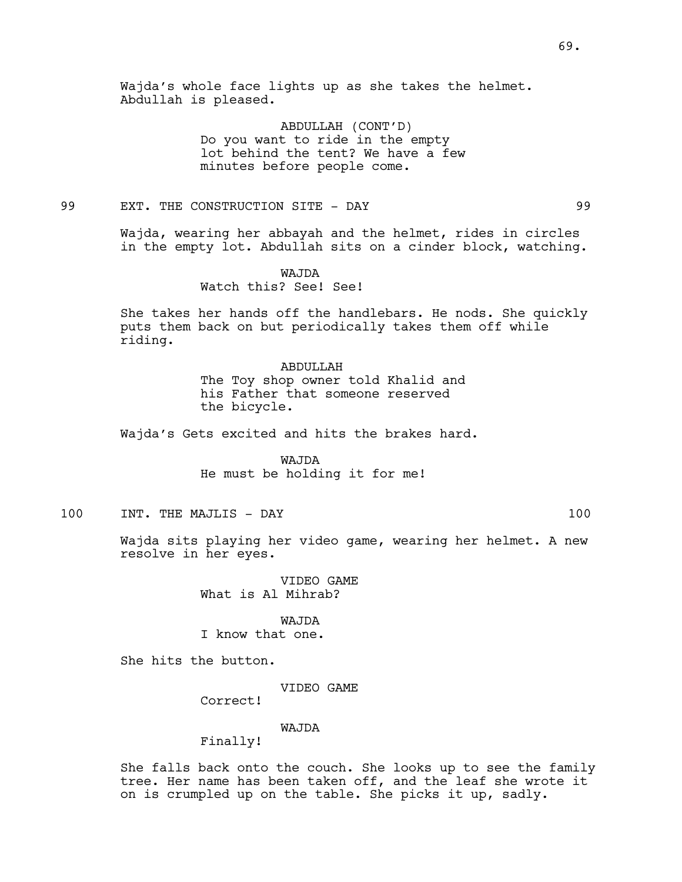Wajda's whole face lights up as she takes the helmet. Abdullah is pleased.

ABDULLAH (CONT'D)
Do you want to ride in the empty lot behind the tent? We have a few minutes before people come.

99 EXT. THE CONSTRUCTION SITE - DAY 99

Wajda, wearing her abbayah and the helmet, rides in circles in the empty lot. Abdullah sits on a cinder block, watching.

WAJDA
Watch this? See! See!

She takes her hands off the handlebars. He nods. She quickly puts them back on but periodically takes them off while riding.

ABDULLAH
The Toy shop owner told Khalid and his Father that someone reserved the bicycle.

Wajda's Gets excited and hits the brakes hard.

WAJDA
He must be holding it for me!

100 INT. THE MAJLIS - DAY 100

Wajda sits playing her video game, wearing her helmet. A new resolve in her eyes.

VIDEO GAME
What is Al Mihrab?

WAJDA
I know that one.

She hits the button.

VIDEO GAME
Correct!

WAJDA
Finally!

She falls back onto the couch. She looks up to see the family tree. Her name has been taken off, and the leaf she wrote it on is crumpled up on the table. She picks it up, sadly.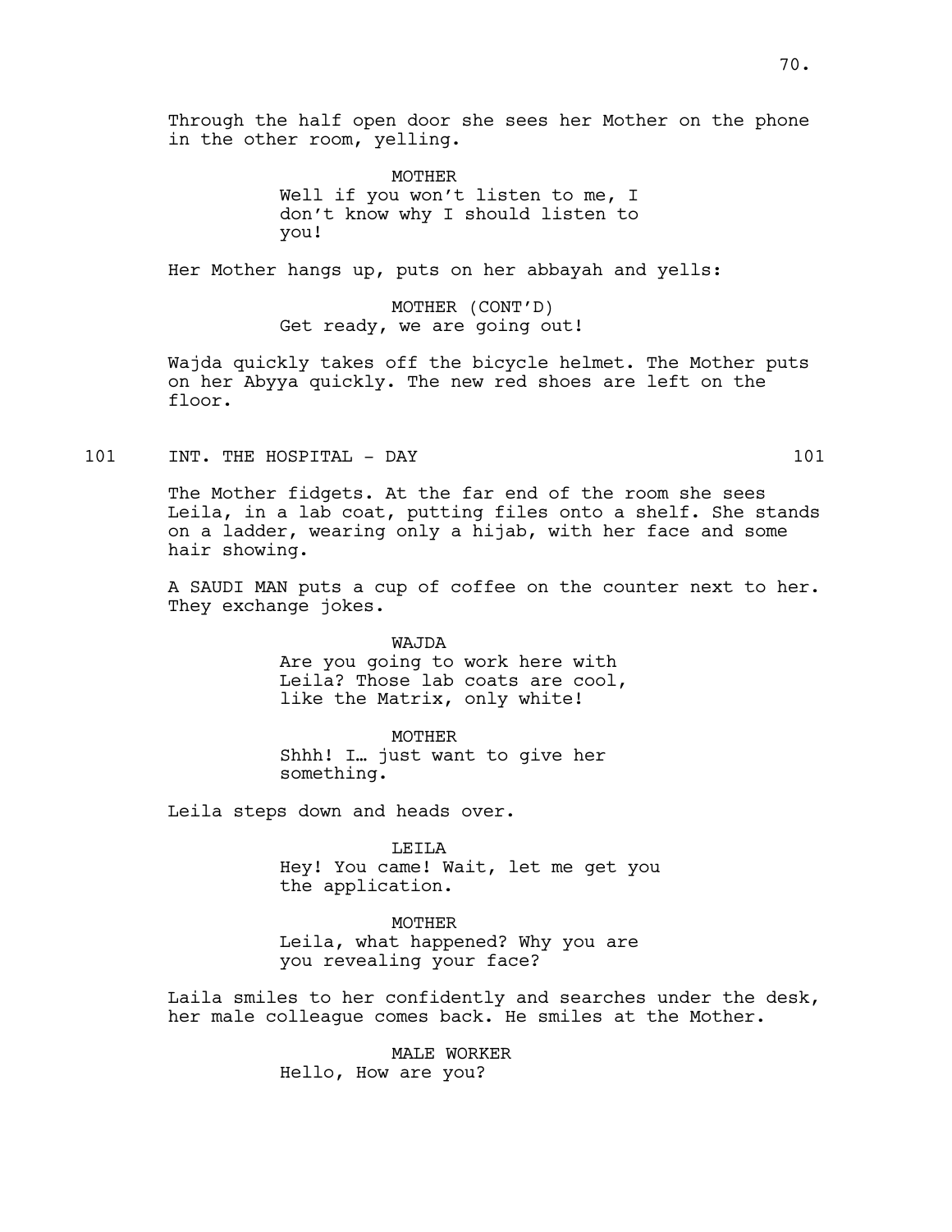Through the half open door she sees her Mother on the phone in the other room, yelling.

MOTHER
Well if you won't listen to me, I don't know why I should listen to you!

Her Mother hangs up, puts on her abbayah and yells:

MOTHER (CONT'D)
Get ready, we are going out!

Wajda quickly takes off the bicycle helmet. The Mother puts on her Abyya quickly. The new red shoes are left on the floor.

101 INT. THE HOSPITAL - DAY 101

The Mother fidgets. At the far end of the room she sees Leila, in a lab coat, putting files onto a shelf. She stands on a ladder, wearing only a hijab, with her face and some hair showing.

A SAUDI MAN puts a cup of coffee on the counter next to her. They exchange jokes.

WAJDA
Are you going to work here with Leila? Those lab coats are cool, like the Matrix, only white!

MOTHER
Shhh! I… just want to give her something.

Leila steps down and heads over.

LEILA
Hey! You came! Wait, let me get you the application.

MOTHER
Leila, what happened? Why you are you revealing your face?

Laila smiles to her confidently and searches under the desk, her male colleague comes back. He smiles at the Mother.

MALE WORKER
Hello, How are you?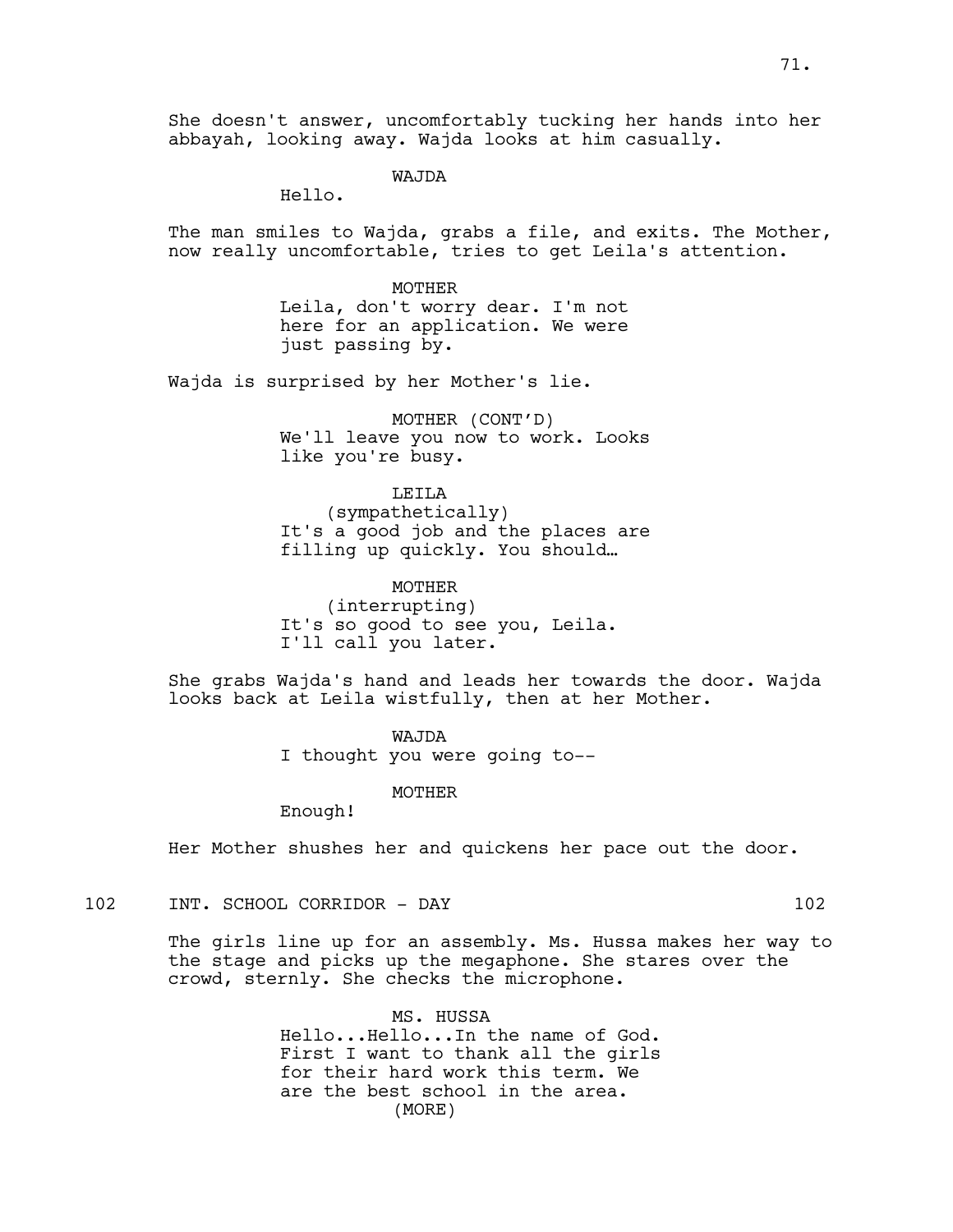She doesn't answer, uncomfortably tucking her hands into her abbayah, looking away. Wajda looks at him casually.

WAJDA

Hello.

The man smiles to Wajda, grabs a file, and exits. The Mother, now really uncomfortable, tries to get Leila's attention.

MOTHER

Leila, don't worry dear. I'm not here for an application. We were just passing by.

Wajda is surprised by her Mother's lie.

MOTHER (CONT'D)

We'll leave you now to work. Looks like you're busy.

LEILA

(sympathetically)

It's a good job and the places are filling up quickly. You should…

MOTHER

(interrupting)

It's so good to see you, Leila. I'll call you later.

She grabs Wajda's hand and leads her towards the door. Wajda looks back at Leila wistfully, then at her Mother.

WAJDA

I thought you were going to--

MOTHER

Enough!

Her Mother shushes her and quickens her pace out the door.

102 INT. SCHOOL CORRIDOR - DAY 102

The girls line up for an assembly. Ms. Hussa makes her way to the stage and picks up the megaphone. She stares over the crowd, sternly. She checks the microphone.

MS. HUSSA

Hello...Hello...In the name of God. First I want to thank all the girls for their hard work this term. We are the best school in the area.

(MORE)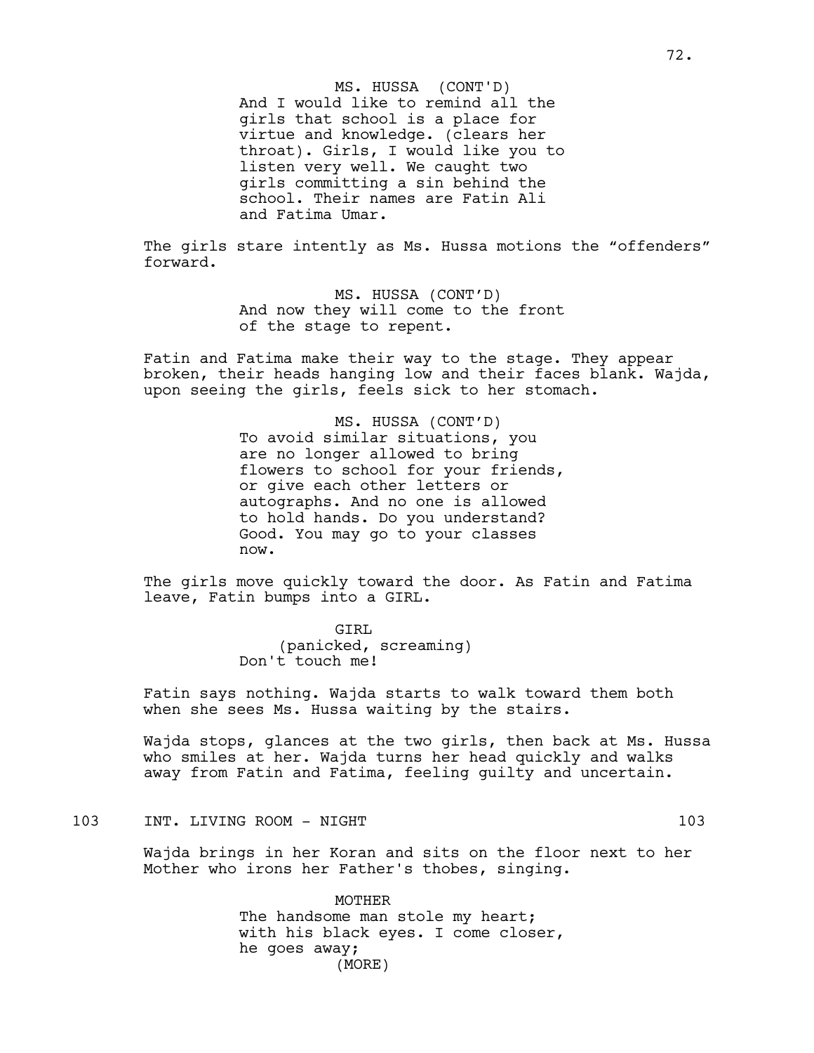MS. HUSSA (CONT'D)
And I would like to remind all the girls that school is a place for virtue and knowledge. (clears her throat). Girls, I would like you to listen very well. We caught two girls committing a sin behind the school. Their names are Fatin Ali and Fatima Umar.

The girls stare intently as Ms. Hussa motions the “offenders” forward.

MS. HUSSA (CONT’D)
And now they will come to the front of the stage to repent.

Fatin and Fatima make their way to the stage. They appear broken, their heads hanging low and their faces blank. Wajda, upon seeing the girls, feels sick to her stomach.

MS. HUSSA (CONT’D)
To avoid similar situations, you are no longer allowed to bring flowers to school for your friends, or give each other letters or autographs. And no one is allowed to hold hands. Do you understand? Good. You may go to your classes now.

The girls move quickly toward the door. As Fatin and Fatima leave, Fatin bumps into a GIRL.

GIRL
(panicked, screaming)
Don't touch me!

Fatin says nothing. Wajda starts to walk toward them both when she sees Ms. Hussa waiting by the stairs.

Wajda stops, glances at the two girls, then back at Ms. Hussa who smiles at her. Wajda turns her head quickly and walks away from Fatin and Fatima, feeling guilty and uncertain.

103 INT. LIVING ROOM - NIGHT 103

Wajda brings in her Koran and sits on the floor next to her Mother who irons her Father's thobes, singing.

MOTHER
The handsome man stole my heart; with his black eyes. I come closer, he goes away;
(MORE)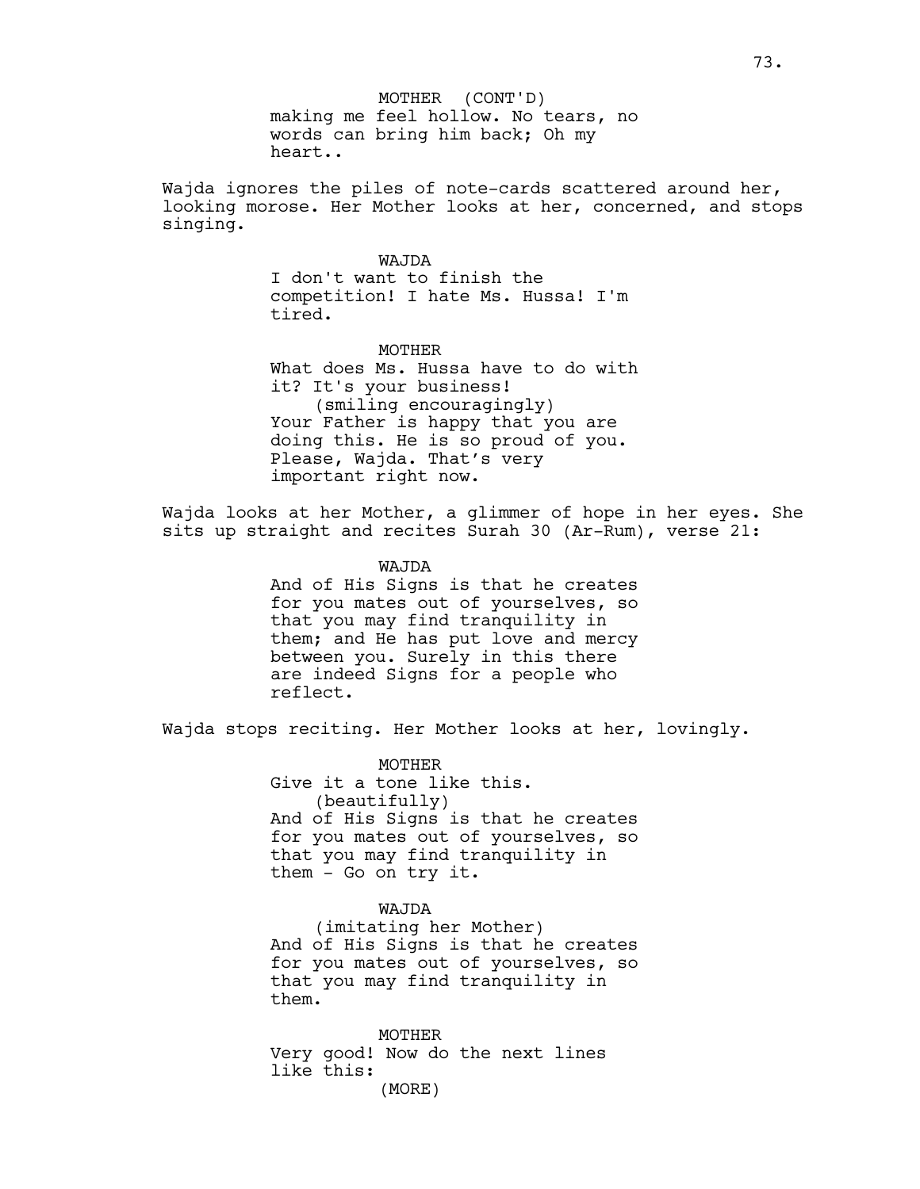MOTHER (CONT'D)
making me feel hollow. No tears, no words can bring him back; Oh my heart..

Wajda ignores the piles of note-cards scattered around her, looking morose. Her Mother looks at her, concerned, and stops singing.

WAJDA
I don't want to finish the competition! I hate Ms. Hussa! I'm tired.

MOTHER
What does Ms. Hussa have to do with it? It's your business!
(smiling encouragingly)
Your Father is happy that you are doing this. He is so proud of you. Please, Wajda. That's very important right now.

Wajda looks at her Mother, a glimmer of hope in her eyes. She sits up straight and recites Surah 30 (Ar-Rum), verse 21:

WAJDA
And of His Signs is that he creates for you mates out of yourselves, so that you may find tranquility in them; and He has put love and mercy between you. Surely in this there are indeed Signs for a people who reflect.

Wajda stops reciting. Her Mother looks at her, lovingly.

MOTHER
Give it a tone like this.
(beautifully)
And of His Signs is that he creates for you mates out of yourselves, so that you may find tranquility in them - Go on try it.

WAJDA
(imitating her Mother)
And of His Signs is that he creates for you mates out of yourselves, so that you may find tranquility in them.

MOTHER
Very good! Now do the next lines like this:
(MORE)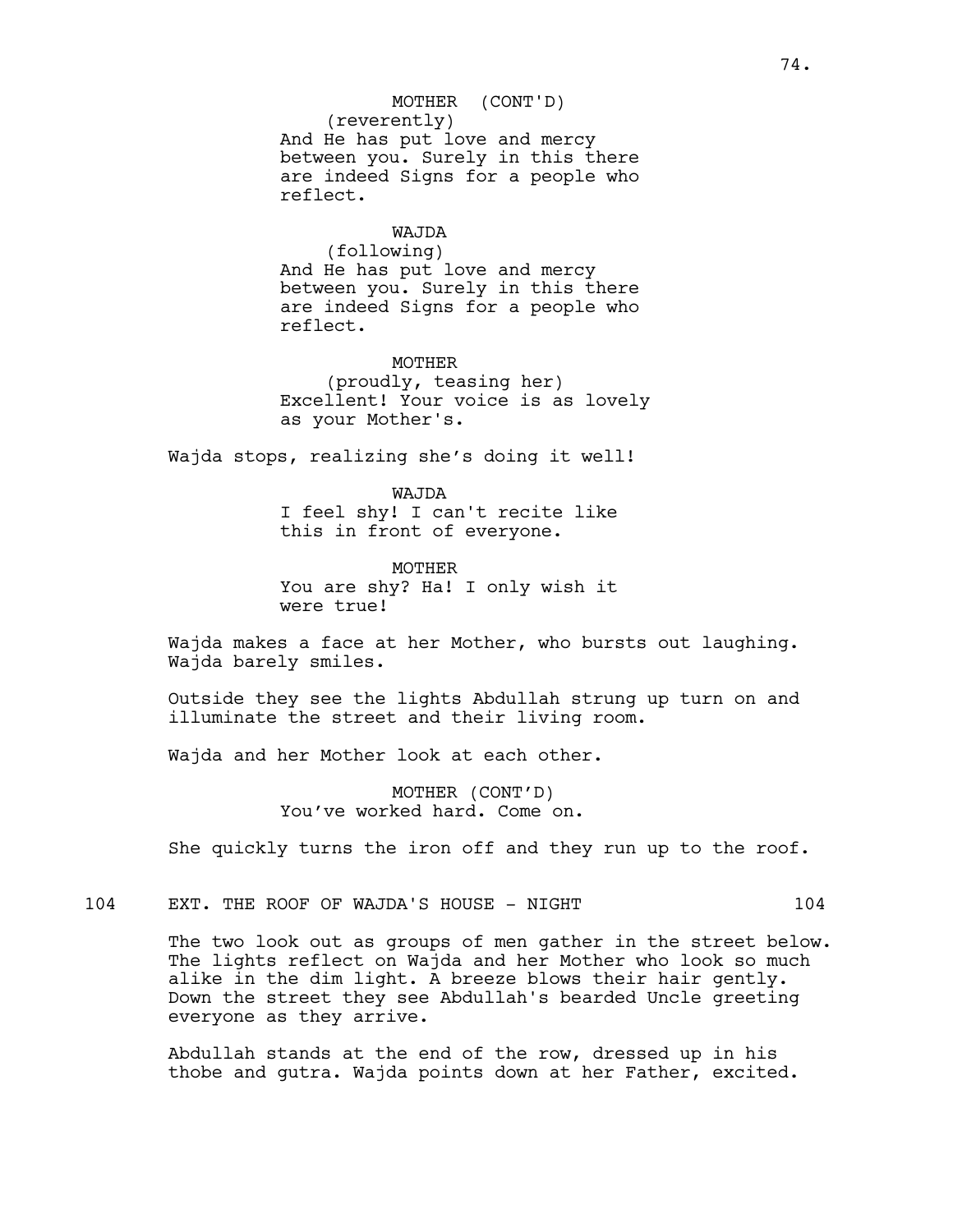MOTHER (CONT'D)
(reverently)
And He has put love and mercy between you. Surely in this there are indeed Signs for a people who reflect.

WAJDA
(following)
And He has put love and mercy between you. Surely in this there are indeed Signs for a people who reflect.

MOTHER
(proudly, teasing her)
Excellent! Your voice is as lovely as your Mother's.

Wajda stops, realizing she's doing it well!

WAJDA
I feel shy! I can't recite like this in front of everyone.

MOTHER
You are shy? Ha! I only wish it were true!

Wajda makes a face at her Mother, who bursts out laughing. Wajda barely smiles.

Outside they see the lights Abdullah strung up turn on and illuminate the street and their living room.

Wajda and her Mother look at each other.

MOTHER (CONT'D)
You've worked hard. Come on.

She quickly turns the iron off and they run up to the roof.

104 EXT. THE ROOF OF WAJDA'S HOUSE - NIGHT 104

The two look out as groups of men gather in the street below. The lights reflect on Wajda and her Mother who look so much alike in the dim light. A breeze blows their hair gently. Down the street they see Abdullah's bearded Uncle greeting everyone as they arrive.

Abdullah stands at the end of the row, dressed up in his thobe and gutra. Wajda points down at her Father, excited.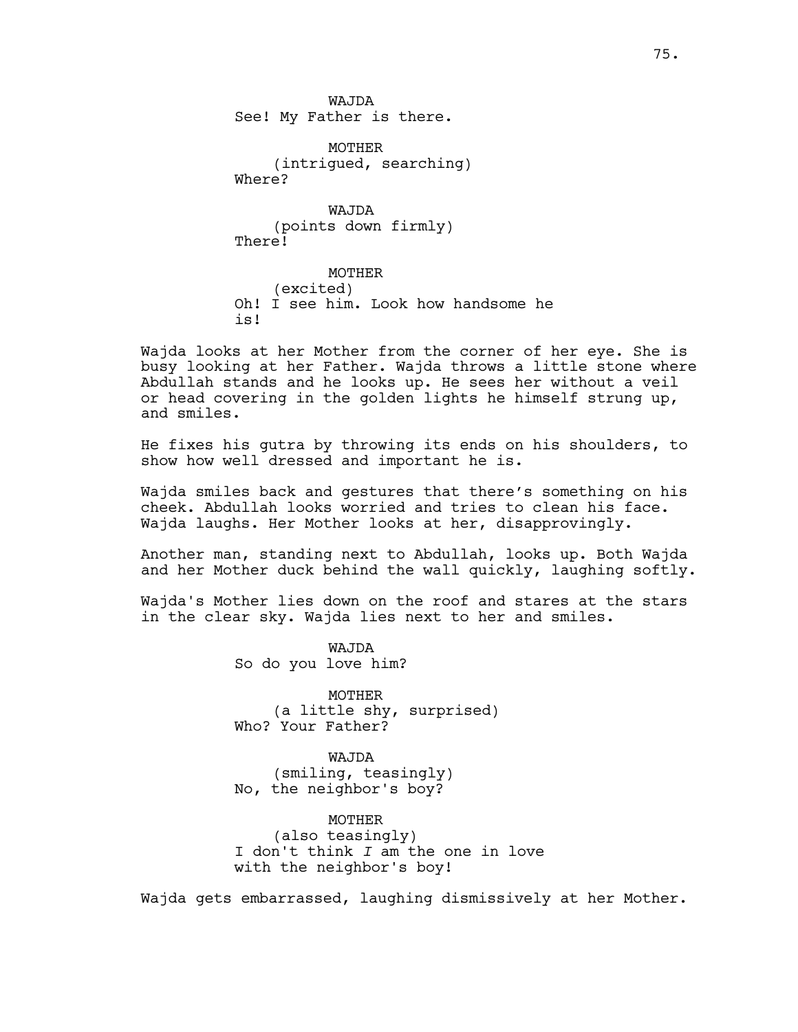WAJDA
See! My Father is there.

MOTHER
(intrigued, searching)
Where?

WAJDA
(points down firmly)
There!

MOTHER
(excited)
Oh! I see him. Look how handsome he is!

Wajda looks at her Mother from the corner of her eye. She is busy looking at her Father. Wajda throws a little stone where Abdullah stands and he looks up. He sees her without a veil or head covering in the golden lights he himself strung up, and smiles.

He fixes his gutra by throwing its ends on his shoulders, to show how well dressed and important he is.

Wajda smiles back and gestures that there's something on his cheek. Abdullah looks worried and tries to clean his face. Wajda laughs. Her Mother looks at her, disapprovingly.

Another man, standing next to Abdullah, looks up. Both Wajda and her Mother duck behind the wall quickly, laughing softly.

Wajda's Mother lies down on the roof and stares at the stars in the clear sky. Wajda lies next to her and smiles.

WAJDA
So do you love him?

MOTHER
(a little shy, surprised)
Who? Your Father?

WAJDA
(smiling, teasingly)
No, the neighbor's boy?

MOTHER
(also teasingly)
I don't think *I* am the one in love with the neighbor's boy!

Wajda gets embarrassed, laughing dismissively at her Mother.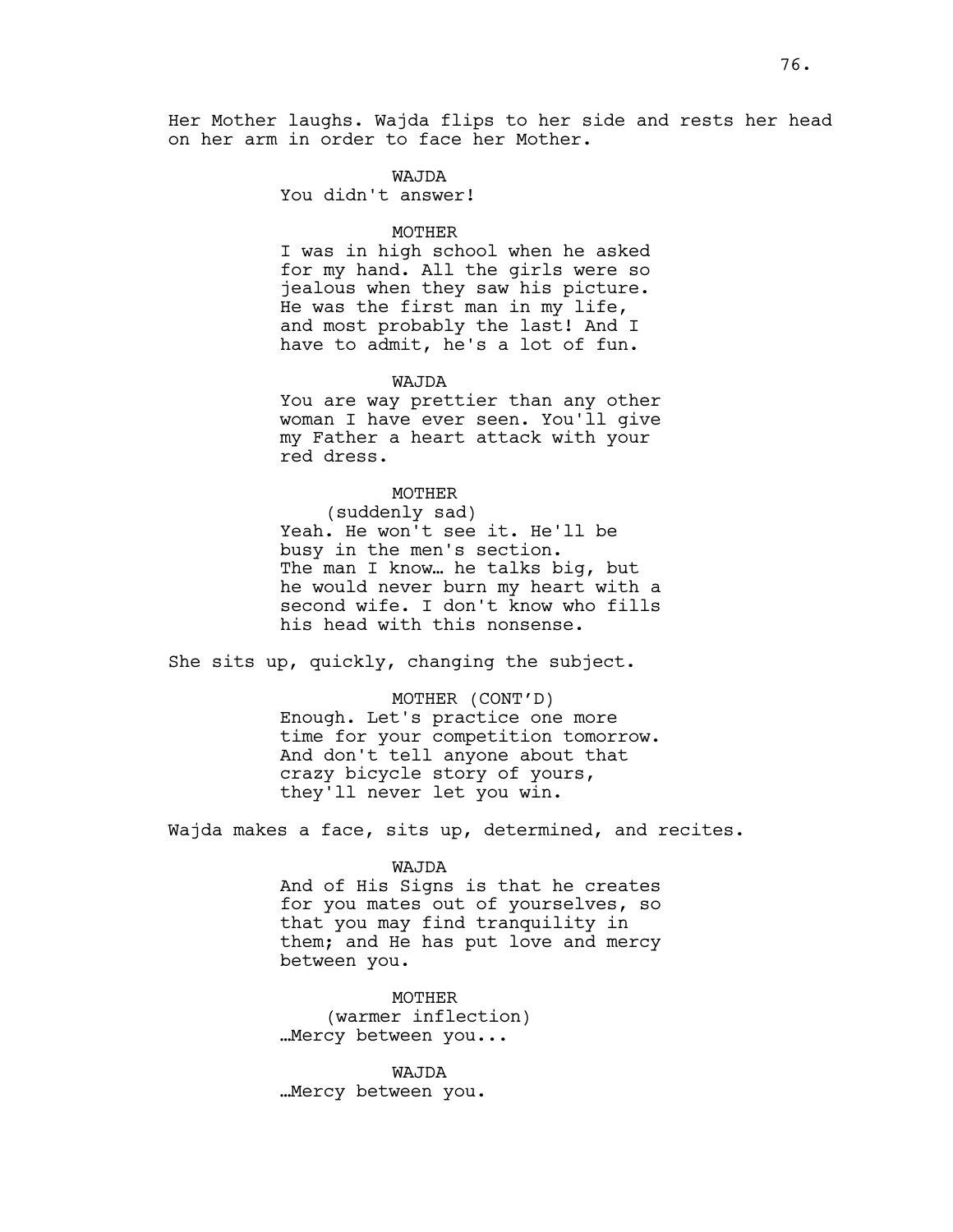Her Mother laughs. Wajda flips to her side and rests her head on her arm in order to face her Mother.

WAJDA
You didn't answer!

MOTHER
I was in high school when he asked for my hand. All the girls were so jealous when they saw his picture. He was the first man in my life, and most probably the last! And I have to admit, he's a lot of fun.

WAJDA
You are way prettier than any other woman I have ever seen. You'll give my Father a heart attack with your red dress.

MOTHER
(suddenly sad)
Yeah. He won't see it. He'll be busy in the men's section.
The man I know… he talks big, but he would never burn my heart with a second wife. I don't know who fills his head with this nonsense.

She sits up, quickly, changing the subject.

MOTHER (CONT'D)
Enough. Let's practice one more time for your competition tomorrow. And don't tell anyone about that crazy bicycle story of yours, they'll never let you win.

Wajda makes a face, sits up, determined, and recites.

WAJDA
And of His Signs is that he creates for you mates out of yourselves, so that you may find tranquility in them; and He has put love and mercy between you.

MOTHER
(warmer inflection)
…Mercy between you...

WAJDA
…Mercy between you.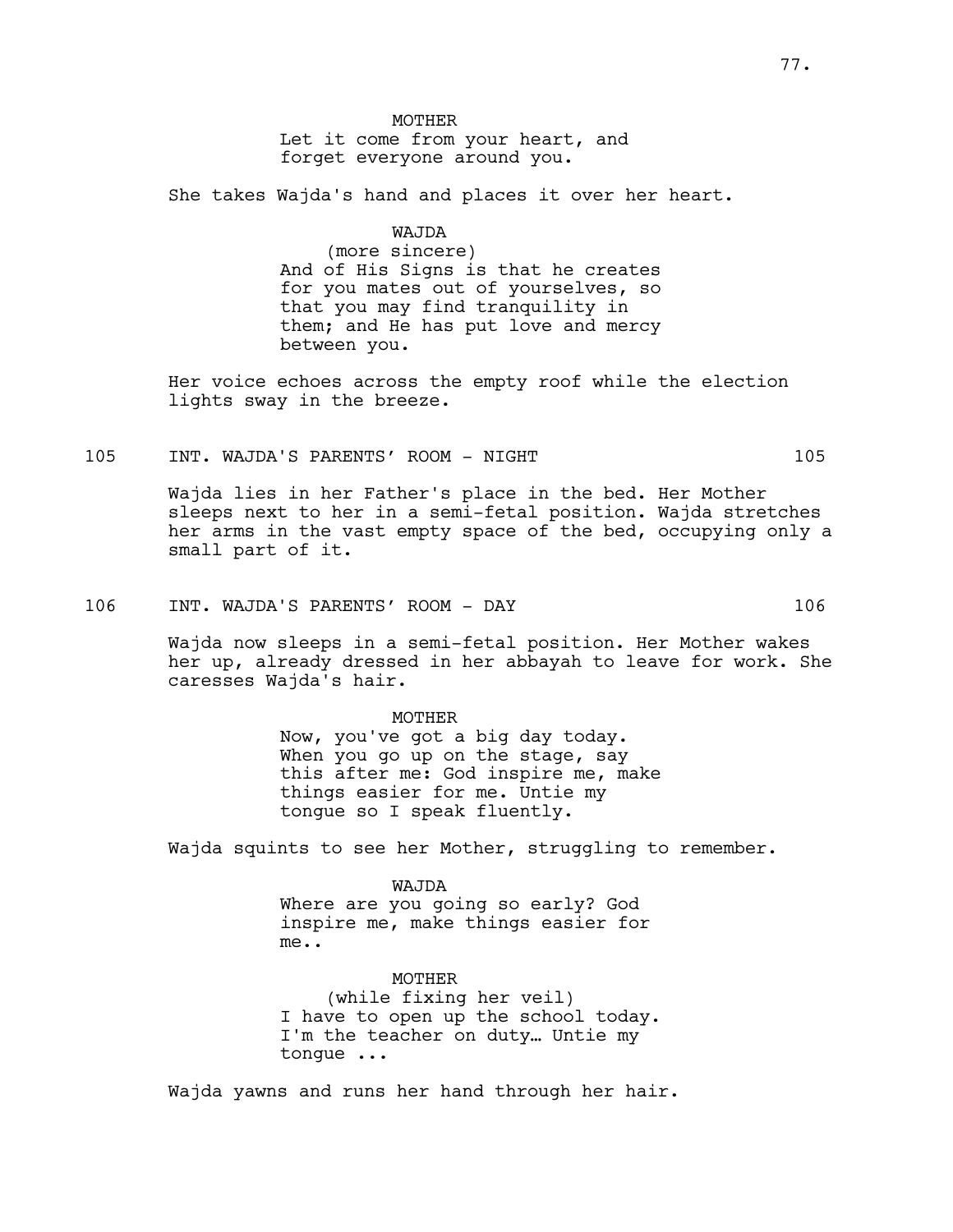MOTHER
Let it come from your heart, and forget everyone around you.

She takes Wajda's hand and places it over her heart.

WAJDA
(more sincere)
And of His Signs is that he creates for you mates out of yourselves, so that you may find tranquility in them; and He has put love and mercy between you.

Her voice echoes across the empty roof while the election lights sway in the breeze.

105 INT. WAJDA'S PARENTS' ROOM - NIGHT 105

Wajda lies in her Father's place in the bed. Her Mother sleeps next to her in a semi-fetal position. Wajda stretches her arms in the vast empty space of the bed, occupying only a small part of it.

106 INT. WAJDA'S PARENTS' ROOM - DAY 106

Wajda now sleeps in a semi-fetal position. Her Mother wakes her up, already dressed in her abbayah to leave for work. She caresses Wajda's hair.

MOTHER
Now, you've got a big day today. When you go up on the stage, say this after me: God inspire me, make things easier for me. Untie my tongue so I speak fluently.

Wajda squints to see her Mother, struggling to remember.

WAJDA
Where are you going so early? God inspire me, make things easier for me..

MOTHER
(while fixing her veil)
I have to open up the school today. I'm the teacher on duty… Untie my tongue ...

Wajda yawns and runs her hand through her hair.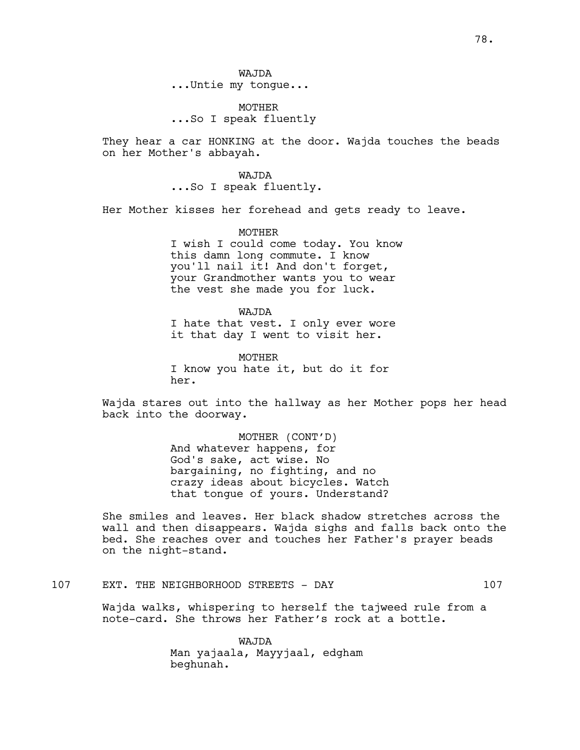WAJDA
...Untie my tongue...

MOTHER
...So I speak fluently

They hear a car HONKING at the door. Wajda touches the beads on her Mother's abbayah.

WAJDA
...So I speak fluently.

Her Mother kisses her forehead and gets ready to leave.

MOTHER
I wish I could come today. You know this damn long commute. I know you'll nail it! And don't forget, your Grandmother wants you to wear the vest she made you for luck.

WAJDA
I hate that vest. I only ever wore it that day I went to visit her.

MOTHER
I know you hate it, but do it for her.

Wajda stares out into the hallway as her Mother pops her head back into the doorway.

MOTHER (CONT'D)
And whatever happens, for God's sake, act wise. No bargaining, no fighting, and no crazy ideas about bicycles. Watch that tongue of yours. Understand?

She smiles and leaves. Her black shadow stretches across the wall and then disappears. Wajda sighs and falls back onto the bed. She reaches over and touches her Father's prayer beads on the night-stand.

107 EXT. THE NEIGHBORHOOD STREETS - DAY 107

Wajda walks, whispering to herself the tajweed rule from a note-card. She throws her Father's rock at a bottle.

WAJDA
Man yajaala, Mayyjaal, edgham beghunah.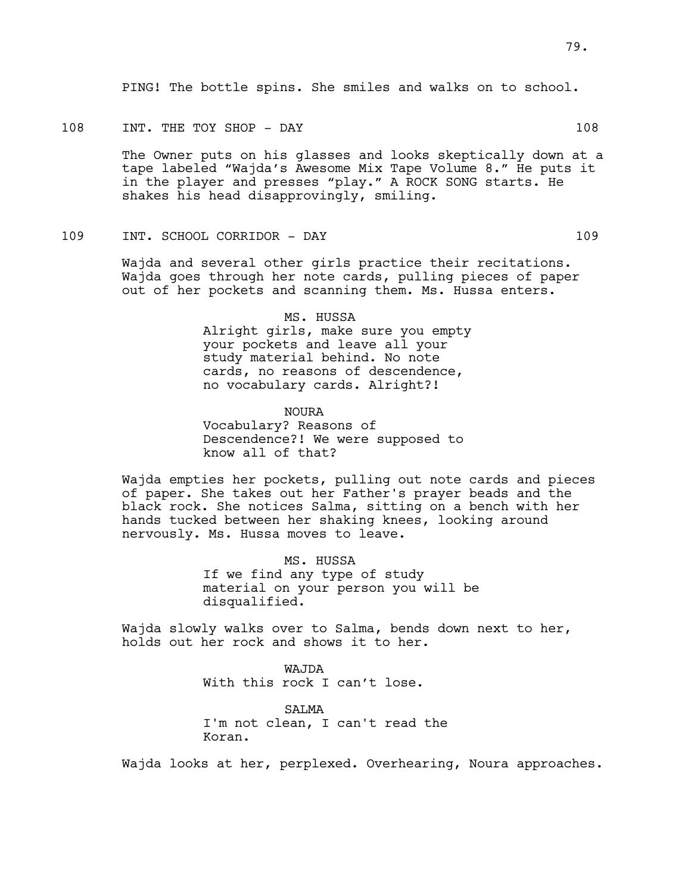PING! The bottle spins. She smiles and walks on to school.

108 INT. THE TOY SHOP - DAY 108

The Owner puts on his glasses and looks skeptically down at a tape labeled "Wajda's Awesome Mix Tape Volume 8." He puts it in the player and presses "play." A ROCK SONG starts. He shakes his head disapprovingly, smiling.

109 INT. SCHOOL CORRIDOR - DAY 109

Wajda and several other girls practice their recitations. Wajda goes through her note cards, pulling pieces of paper out of her pockets and scanning them. Ms. Hussa enters.

MS. HUSSA
Alright girls, make sure you empty your pockets and leave all your study material behind. No note cards, no reasons of descendence, no vocabulary cards. Alright?!

NOURA
Vocabulary? Reasons of Descendence?! We were supposed to know all of that?

Wajda empties her pockets, pulling out note cards and pieces of paper. She takes out her Father's prayer beads and the black rock. She notices Salma, sitting on a bench with her hands tucked between her shaking knees, looking around nervously. Ms. Hussa moves to leave.

MS. HUSSA
If we find any type of study material on your person you will be disqualified.

Wajda slowly walks over to Salma, bends down next to her, holds out her rock and shows it to her.

WAJDA
With this rock I can't lose.

SALMA
I'm not clean, I can't read the Koran.

Wajda looks at her, perplexed. Overhearing, Noura approaches.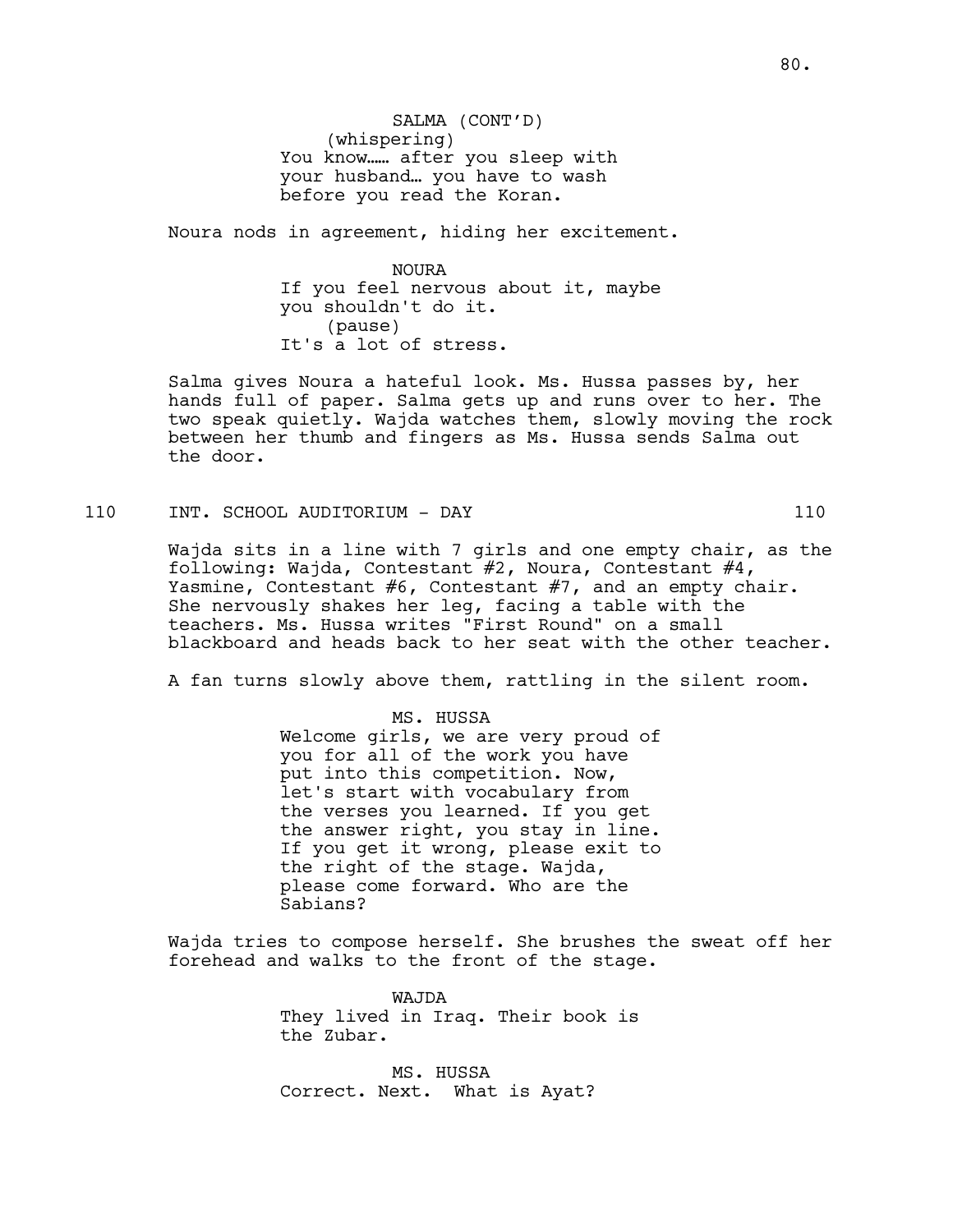SALMA (CONT'D)
(whispering)
You know…… after you sleep with your husband… you have to wash before you read the Koran.

Noura nods in agreement, hiding her excitement.

NOURA
If you feel nervous about it, maybe you shouldn't do it.
(pause)
It's a lot of stress.

Salma gives Noura a hateful look. Ms. Hussa passes by, her hands full of paper. Salma gets up and runs over to her. The two speak quietly. Wajda watches them, slowly moving the rock between her thumb and fingers as Ms. Hussa sends Salma out the door.

110 INT. SCHOOL AUDITORIUM - DAY 110

Wajda sits in a line with 7 girls and one empty chair, as the following: Wajda, Contestant #2, Noura, Contestant #4, Yasmine, Contestant #6, Contestant #7, and an empty chair. She nervously shakes her leg, facing a table with the teachers. Ms. Hussa writes "First Round" on a small blackboard and heads back to her seat with the other teacher.

A fan turns slowly above them, rattling in the silent room.

MS. HUSSA
Welcome girls, we are very proud of you for all of the work you have put into this competition. Now, let's start with vocabulary from the verses you learned. If you get the answer right, you stay in line. If you get it wrong, please exit to the right of the stage. Wajda, please come forward. Who are the Sabians?

Wajda tries to compose herself. She brushes the sweat off her forehead and walks to the front of the stage.

WAJDA
They lived in Iraq. Their book is the Zubar.

MS. HUSSA
Correct. Next. What is Ayat?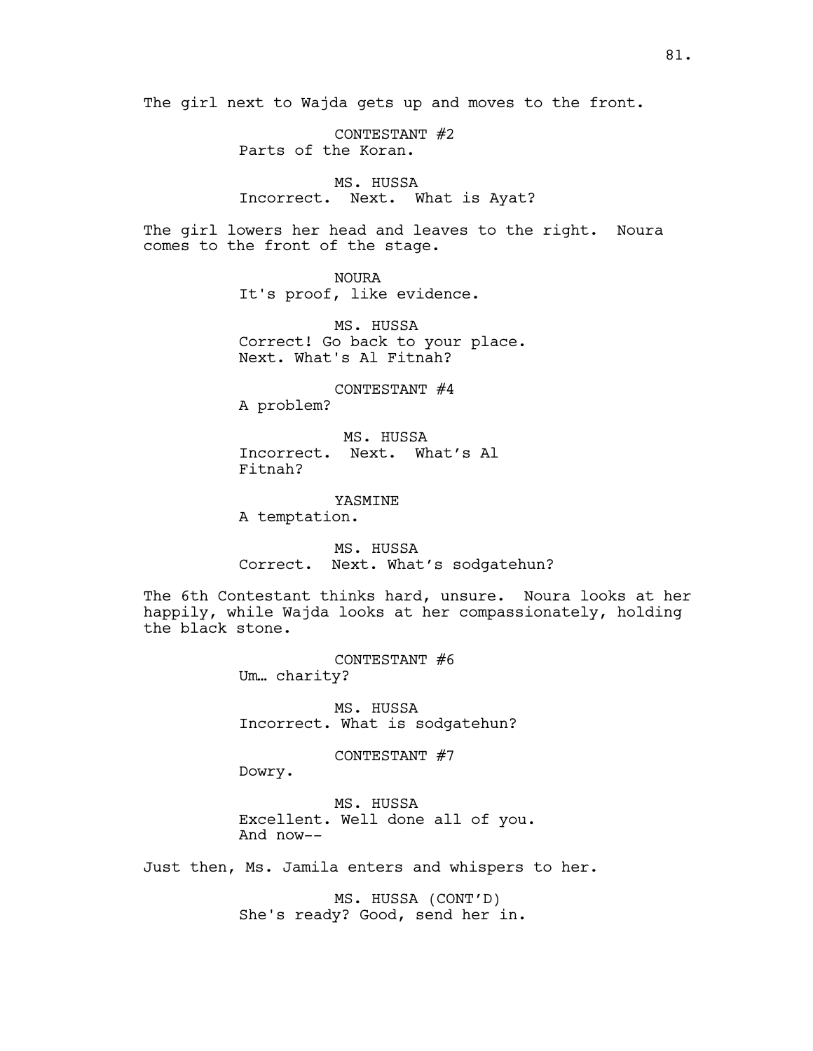The girl next to Wajda gets up and moves to the front.

CONTESTANT #2
Parts of the Koran.

MS. HUSSA
Incorrect. Next. What is Ayat?

The girl lowers her head and leaves to the right. Noura comes to the front of the stage.

NOURA
It's proof, like evidence.

MS. HUSSA
Correct! Go back to your place.
Next. What's Al Fitnah?

CONTESTANT #4
A problem?

MS. HUSSA
Incorrect. Next. What's Al Fitnah?

YASMINE
A temptation.

MS. HUSSA
Correct. Next. What's sodgatehun?

The 6th Contestant thinks hard, unsure. Noura looks at her happily, while Wajda looks at her compassionately, holding the black stone.

CONTESTANT #6
Um… charity?

MS. HUSSA
Incorrect. What is sodgatehun?

CONTESTANT #7
Dowry.

MS. HUSSA
Excellent. Well done all of you.
And now--

Just then, Ms. Jamila enters and whispers to her.

MS. HUSSA (CONT'D)
She's ready? Good, send her in.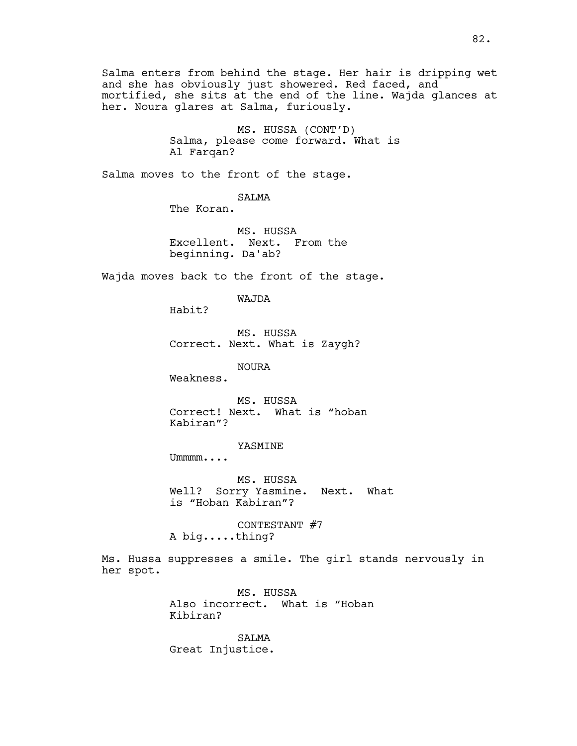Salma enters from behind the stage. Her hair is dripping wet and she has obviously just showered. Red faced, and mortified, she sits at the end of the line. Wajda glances at her. Noura glares at Salma, furiously.

MS. HUSSA (CONT'D)
Salma, please come forward. What is Al Farqan?

Salma moves to the front of the stage.

SALMA
The Koran.

MS. HUSSA
Excellent. Next. From the beginning. Da'ab?

Wajda moves back to the front of the stage.

WAJDA
Habit?

MS. HUSSA
Correct. Next. What is Zaygh?

NOURA
Weakness.

MS. HUSSA
Correct! Next. What is "hoban Kabiran"?

YASMINE
Ummmm....

MS. HUSSA
Well? Sorry Yasmine. Next. What is "Hoban Kabiran"?

CONTESTANT #7
A big.....thing?

Ms. Hussa suppresses a smile. The girl stands nervously in her spot.

MS. HUSSA
Also incorrect. What is "Hoban Kibiran?

SALMA
Great Injustice.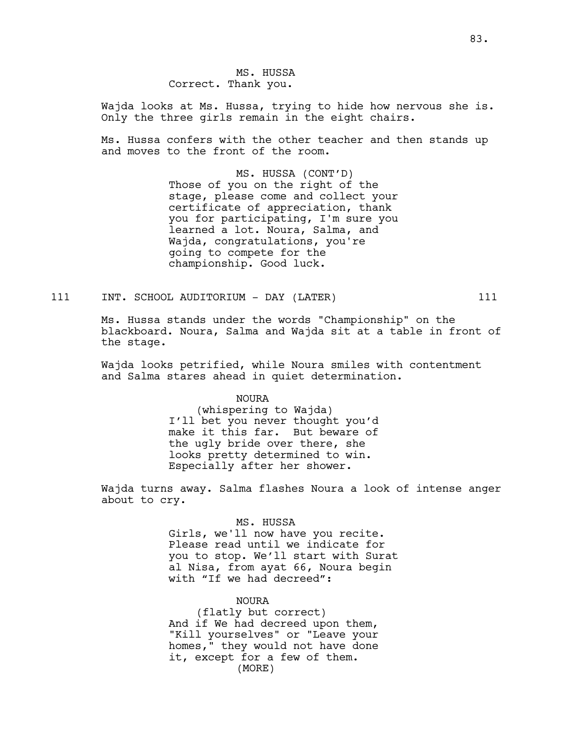MS. HUSSA
Correct. Thank you.

Wajda looks at Ms. Hussa, trying to hide how nervous she is. Only the three girls remain in the eight chairs.

Ms. Hussa confers with the other teacher and then stands up and moves to the front of the room.

MS. HUSSA (CONT'D)
Those of you on the right of the stage, please come and collect your certificate of appreciation, thank you for participating, I'm sure you learned a lot. Noura, Salma, and Wajda, congratulations, you're going to compete for the championship. Good luck.

111 INT. SCHOOL AUDITORIUM - DAY (LATER) 111

Ms. Hussa stands under the words "Championship" on the blackboard. Noura, Salma and Wajda sit at a table in front of the stage.

Wajda looks petrified, while Noura smiles with contentment and Salma stares ahead in quiet determination.

NOURA
(whispering to Wajda)
I'll bet you never thought you'd make it this far. But beware of the ugly bride over there, she looks pretty determined to win. Especially after her shower.

Wajda turns away. Salma flashes Noura a look of intense anger about to cry.

MS. HUSSA
Girls, we'll now have you recite. Please read until we indicate for you to stop. We'll start with Surat al Nisa, from ayat 66, Noura begin with "If we had decreed":

NOURA
(flatly but correct)
And if We had decreed upon them, "Kill yourselves" or "Leave your homes," they would not have done it, except for a few of them.
(MORE)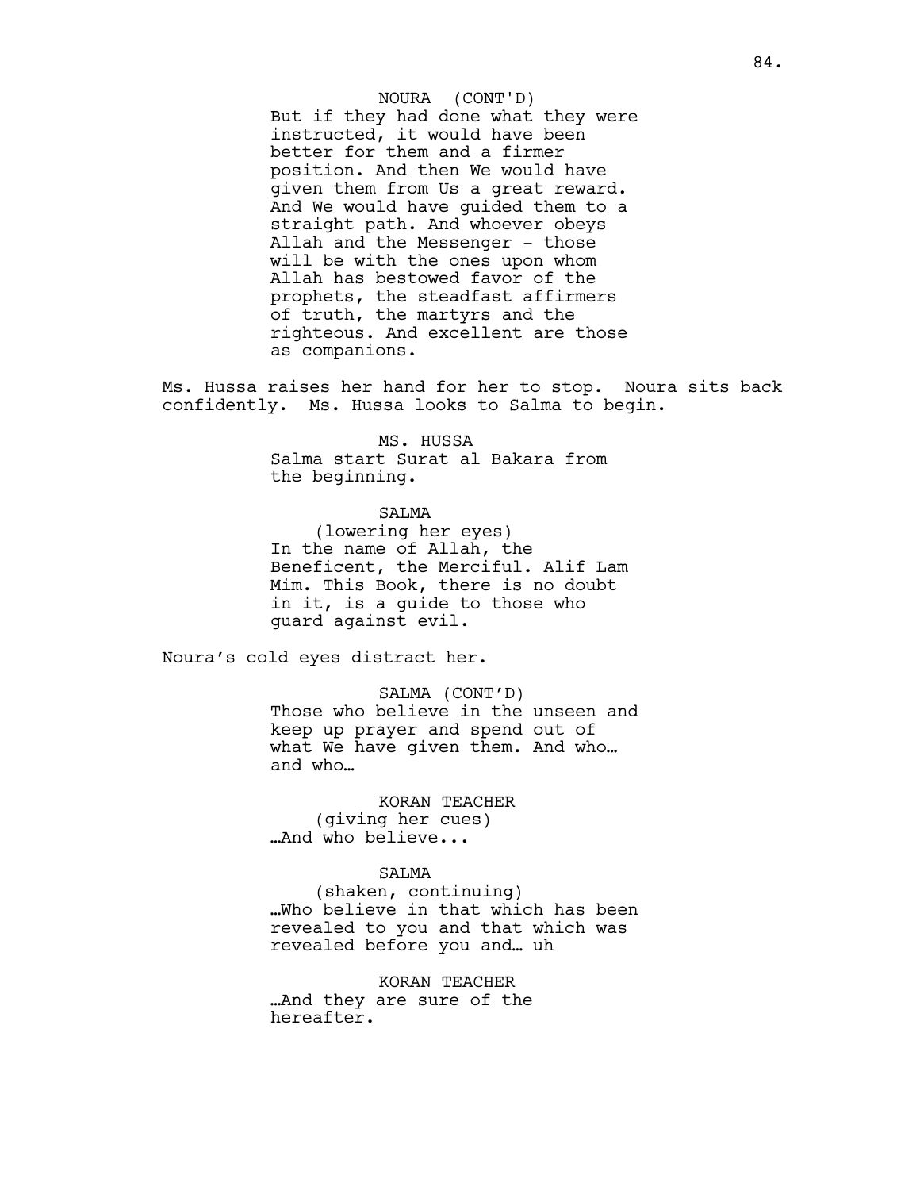NOURA (CONT'D)
But if they had done what they were instructed, it would have been better for them and a firmer position. And then We would have given them from Us a great reward. And We would have guided them to a straight path. And whoever obeys Allah and the Messenger - those will be with the ones upon whom Allah has bestowed favor of the prophets, the steadfast affirmers of truth, the martyrs and the righteous. And excellent are those as companions.

Ms. Hussa raises her hand for her to stop. Noura sits back confidently. Ms. Hussa looks to Salma to begin.

MS. HUSSA
Salma start Surat al Bakara from the beginning.

SALMA
(lowering her eyes)
In the name of Allah, the Beneficent, the Merciful. Alif Lam Mim. This Book, there is no doubt in it, is a guide to those who guard against evil.

Noura's cold eyes distract her.

SALMA (CONT'D)
Those who believe in the unseen and keep up prayer and spend out of what We have given them. And who… and who…

KORAN TEACHER
(giving her cues)
…And who believe...

SALMA
(shaken, continuing)
…Who believe in that which has been revealed to you and that which was revealed before you and… uh

KORAN TEACHER
…And they are sure of the hereafter.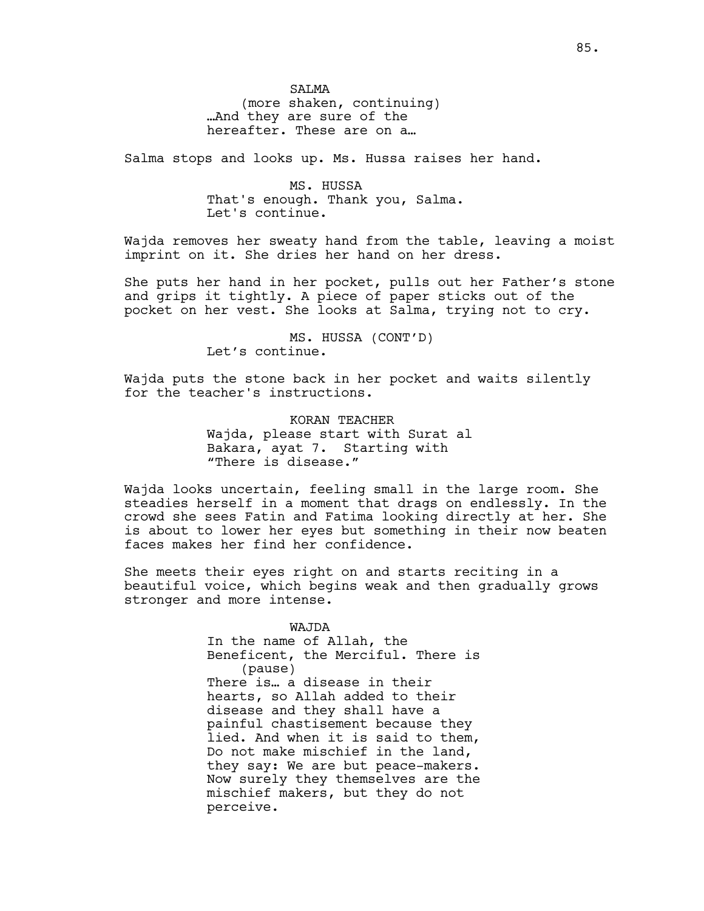SALMA
(more shaken, continuing)
…And they are sure of the hereafter. These are on a…

Salma stops and looks up. Ms. Hussa raises her hand.

MS. HUSSA
That's enough. Thank you, Salma. Let's continue.

Wajda removes her sweaty hand from the table, leaving a moist imprint on it. She dries her hand on her dress.

She puts her hand in her pocket, pulls out her Father's stone and grips it tightly. A piece of paper sticks out of the pocket on her vest. She looks at Salma, trying not to cry.

MS. HUSSA (CONT'D)
Let's continue.

Wajda puts the stone back in her pocket and waits silently for the teacher's instructions.

KORAN TEACHER
Wajda, please start with Surat al Bakara, ayat 7. Starting with "There is disease."

Wajda looks uncertain, feeling small in the large room. She steadies herself in a moment that drags on endlessly. In the crowd she sees Fatin and Fatima looking directly at her. She is about to lower her eyes but something in their now beaten faces makes her find her confidence.

She meets their eyes right on and starts reciting in a beautiful voice, which begins weak and then gradually grows stronger and more intense.

WAJDA
In the name of Allah, the Beneficent, the Merciful. There is
(pause)
There is… a disease in their hearts, so Allah added to their disease and they shall have a painful chastisement because they lied. And when it is said to them, Do not make mischief in the land, they say: We are but peace-makers. Now surely they themselves are the mischief makers, but they do not perceive.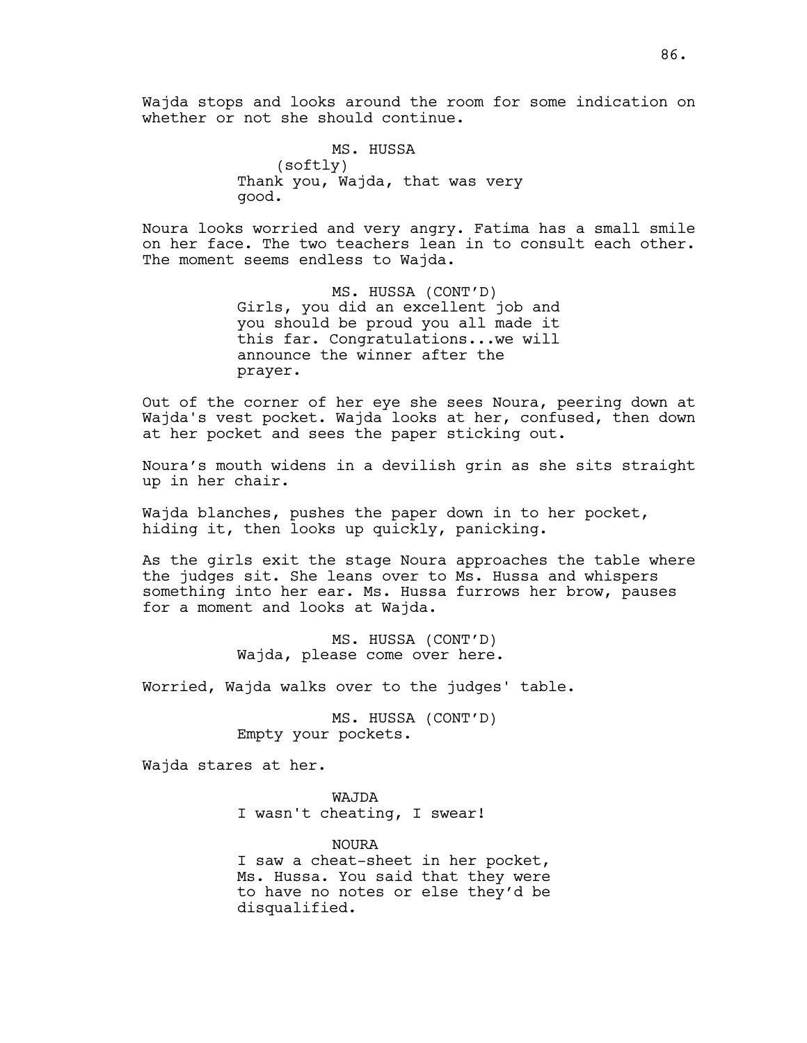Wajda stops and looks around the room for some indication on whether or not she should continue.

MS. HUSSA
(softly)
Thank you, Wajda, that was very good.

Noura looks worried and very angry. Fatima has a small smile on her face. The two teachers lean in to consult each other. The moment seems endless to Wajda.

MS. HUSSA (CONT'D)
Girls, you did an excellent job and you should be proud you all made it this far. Congratulations...we will announce the winner after the prayer.

Out of the corner of her eye she sees Noura, peering down at Wajda's vest pocket. Wajda looks at her, confused, then down at her pocket and sees the paper sticking out.

Noura's mouth widens in a devilish grin as she sits straight up in her chair.

Wajda blanches, pushes the paper down in to her pocket, hiding it, then looks up quickly, panicking.

As the girls exit the stage Noura approaches the table where the judges sit. She leans over to Ms. Hussa and whispers something into her ear. Ms. Hussa furrows her brow, pauses for a moment and looks at Wajda.

MS. HUSSA (CONT'D)
Wajda, please come over here.

Worried, Wajda walks over to the judges' table.

MS. HUSSA (CONT'D)
Empty your pockets.

Wajda stares at her.

WAJDA
I wasn't cheating, I swear!

NOURA
I saw a cheat-sheet in her pocket, Ms. Hussa. You said that they were to have no notes or else they'd be disqualified.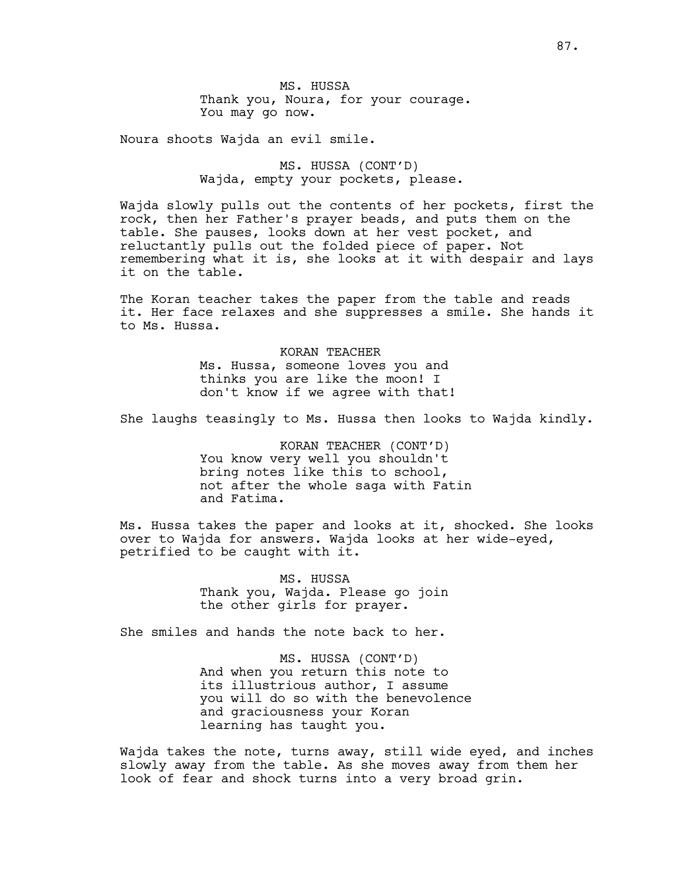MS. HUSSA
Thank you, Noura, for your courage.
You may go now.

Noura shoots Wajda an evil smile.

MS. HUSSA (CONT'D)
Wajda, empty your pockets, please.

Wajda slowly pulls out the contents of her pockets, first the rock, then her Father's prayer beads, and puts them on the table. She pauses, looks down at her vest pocket, and reluctantly pulls out the folded piece of paper. Not remembering what it is, she looks at it with despair and lays it on the table.

The Koran teacher takes the paper from the table and reads it. Her face relaxes and she suppresses a smile. She hands it to Ms. Hussa.

KORAN TEACHER
Ms. Hussa, someone loves you and thinks you are like the moon! I don't know if we agree with that!

She laughs teasingly to Ms. Hussa then looks to Wajda kindly.

KORAN TEACHER (CONT'D)
You know very well you shouldn't bring notes like this to school, not after the whole saga with Fatin and Fatima.

Ms. Hussa takes the paper and looks at it, shocked. She looks over to Wajda for answers. Wajda looks at her wide-eyed, petrified to be caught with it.

MS. HUSSA
Thank you, Wajda. Please go join the other girls for prayer.

She smiles and hands the note back to her.

MS. HUSSA (CONT'D)
And when you return this note to its illustrious author, I assume you will do so with the benevolence and graciousness your Koran learning has taught you.

Wajda takes the note, turns away, still wide eyed, and inches slowly away from the table. As she moves away from them her look of fear and shock turns into a very broad grin.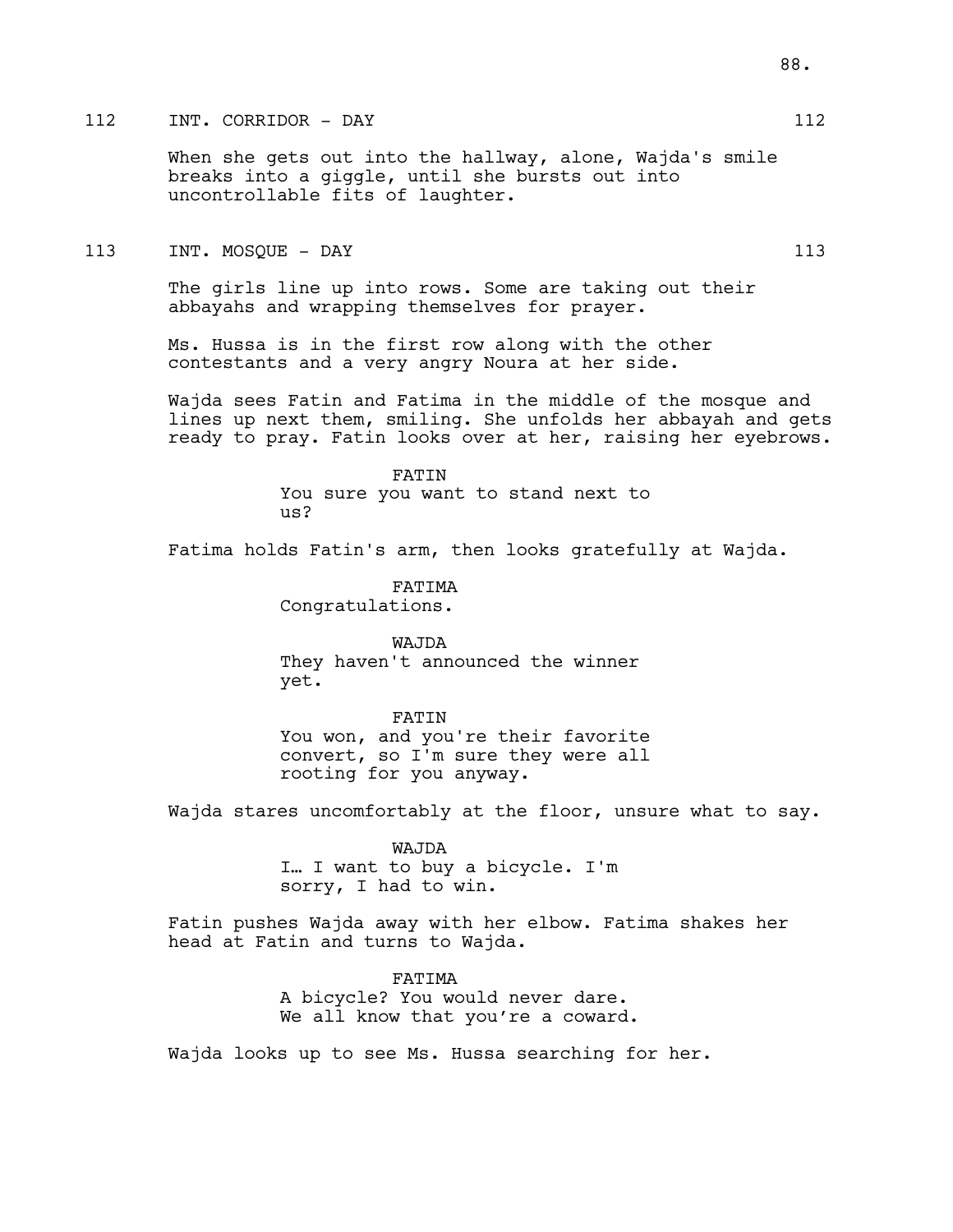## 112 INT. CORRIDOR - DAY 112

When she gets out into the hallway, alone, Wajda's smile breaks into a giggle, until she bursts out into uncontrollable fits of laughter.

## 113 INT. MOSQUE - DAY 113

The girls line up into rows. Some are taking out their abbayahs and wrapping themselves for prayer.

Ms. Hussa is in the first row along with the other contestants and a very angry Noura at her side.

Wajda sees Fatin and Fatima in the middle of the mosque and lines up next them, smiling. She unfolds her abbayah and gets ready to pray. Fatin looks over at her, raising her eyebrows.

FATIN
You sure you want to stand next to us?

Fatima holds Fatin's arm, then looks gratefully at Wajda.

FATIMA
Congratulations.

WAJDA
They haven't announced the winner yet.

FATIN
You won, and you're their favorite convert, so I'm sure they were all rooting for you anyway.

Wajda stares uncomfortably at the floor, unsure what to say.

WAJDA
I… I want to buy a bicycle. I'm sorry, I had to win.

Fatin pushes Wajda away with her elbow. Fatima shakes her head at Fatin and turns to Wajda.

FATIMA
A bicycle? You would never dare. We all know that you're a coward.

Wajda looks up to see Ms. Hussa searching for her.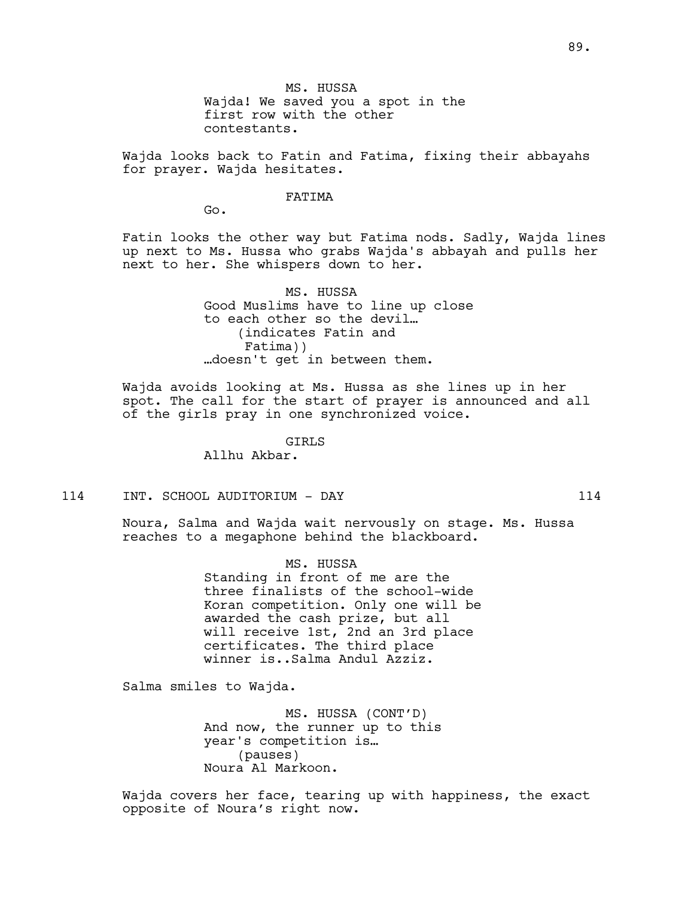MS. HUSSA
Wajda! We saved you a spot in the first row with the other contestants.

Wajda looks back to Fatin and Fatima, fixing their abbayahs for prayer. Wajda hesitates.

FATIMA
Go.

Fatin looks the other way but Fatima nods. Sadly, Wajda lines up next to Ms. Hussa who grabs Wajda's abbayah and pulls her next to her. She whispers down to her.

MS. HUSSA
Good Muslims have to line up close to each other so the devil…
(indicates Fatin and Fatima))
…doesn't get in between them.

Wajda avoids looking at Ms. Hussa as she lines up in her spot. The call for the start of prayer is announced and all of the girls pray in one synchronized voice.

GIRLS
Allhu Akbar.

114 INT. SCHOOL AUDITORIUM - DAY 114

Noura, Salma and Wajda wait nervously on stage. Ms. Hussa reaches to a megaphone behind the blackboard.

MS. HUSSA
Standing in front of me are the three finalists of the school-wide Koran competition. Only one will be awarded the cash prize, but all will receive 1st, 2nd an 3rd place certificates. The third place winner is..Salma Andul Azziz.

Salma smiles to Wajda.

MS. HUSSA (CONT'D)
And now, the runner up to this year's competition is…
(pauses)
Noura Al Markoon.

Wajda covers her face, tearing up with happiness, the exact opposite of Noura's right now.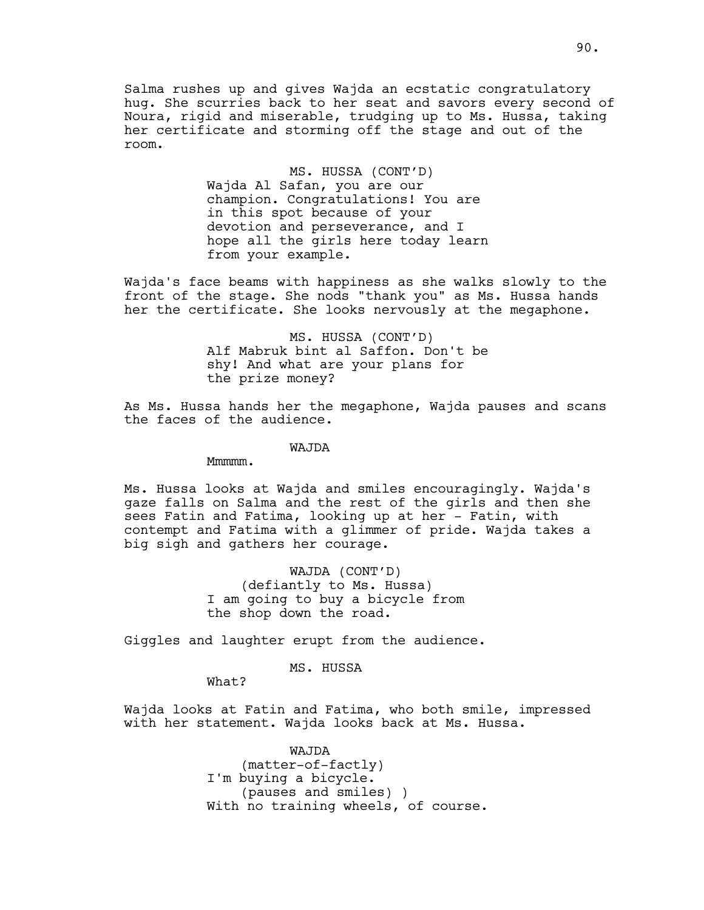Salma rushes up and gives Wajda an ecstatic congratulatory hug. She scurries back to her seat and savors every second of Noura, rigid and miserable, trudging up to Ms. Hussa, taking her certificate and storming off the stage and out of the room.

MS. HUSSA (CONT'D)
Wajda Al Safan, you are our champion. Congratulations! You are in this spot because of your devotion and perseverance, and I hope all the girls here today learn from your example.

Wajda's face beams with happiness as she walks slowly to the front of the stage. She nods "thank you" as Ms. Hussa hands her the certificate. She looks nervously at the megaphone.

MS. HUSSA (CONT'D)
Alf Mabruk bint al Saffon. Don't be shy! And what are your plans for the prize money?

As Ms. Hussa hands her the megaphone, Wajda pauses and scans the faces of the audience.

WAJDA
Mmmmm.

Ms. Hussa looks at Wajda and smiles encouragingly. Wajda's gaze falls on Salma and the rest of the girls and then she sees Fatin and Fatima, looking up at her - Fatin, with contempt and Fatima with a glimmer of pride. Wajda takes a big sigh and gathers her courage.

WAJDA (CONT'D)
(defiantly to Ms. Hussa)
I am going to buy a bicycle from the shop down the road.

Giggles and laughter erupt from the audience.

MS. HUSSA
What?

Wajda looks at Fatin and Fatima, who both smile, impressed with her statement. Wajda looks back at Ms. Hussa.

WAJDA
(matter-of-factly)
I'm buying a bicycle.
(pauses and smiles) )
With no training wheels, of course.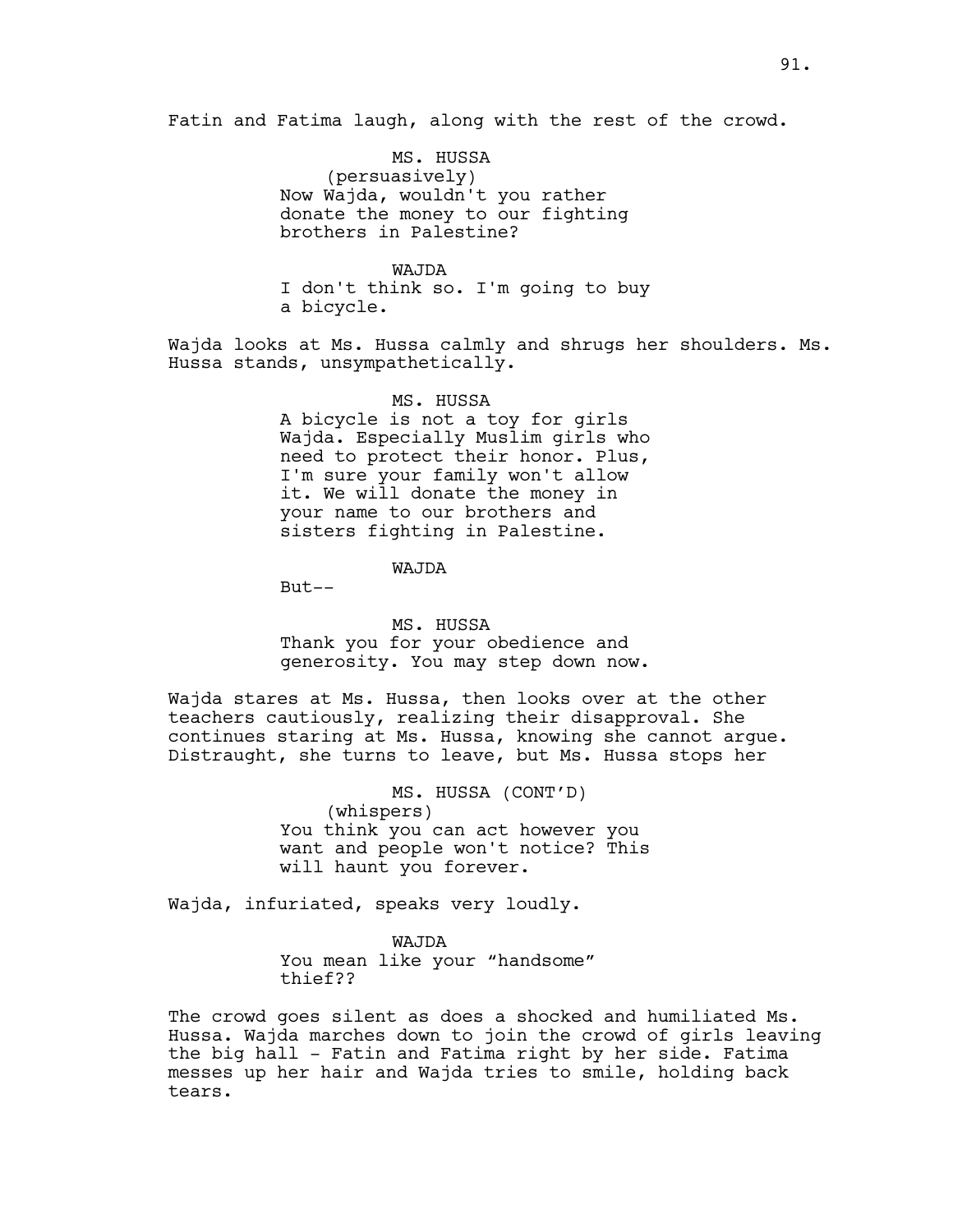Fatin and Fatima laugh, along with the rest of the crowd.

MS. HUSSA
(persuasively)
Now Wajda, wouldn't you rather donate the money to our fighting brothers in Palestine?

WAJDA
I don't think so. I'm going to buy a bicycle.

Wajda looks at Ms. Hussa calmly and shrugs her shoulders. Ms. Hussa stands, unsympathetically.

MS. HUSSA
A bicycle is not a toy for girls Wajda. Especially Muslim girls who need to protect their honor. Plus, I'm sure your family won't allow it. We will donate the money in your name to our brothers and sisters fighting in Palestine.

WAJDA
But--

MS. HUSSA
Thank you for your obedience and generosity. You may step down now.

Wajda stares at Ms. Hussa, then looks over at the other teachers cautiously, realizing their disapproval. She continues staring at Ms. Hussa, knowing she cannot argue. Distraught, she turns to leave, but Ms. Hussa stops her

MS. HUSSA (CONT'D)
(whispers)
You think you can act however you want and people won't notice? This will haunt you forever.

Wajda, infuriated, speaks very loudly.

WAJDA
You mean like your “handsome” thief??

The crowd goes silent as does a shocked and humiliated Ms. Hussa. Wajda marches down to join the crowd of girls leaving the big hall - Fatin and Fatima right by her side. Fatima messes up her hair and Wajda tries to smile, holding back tears.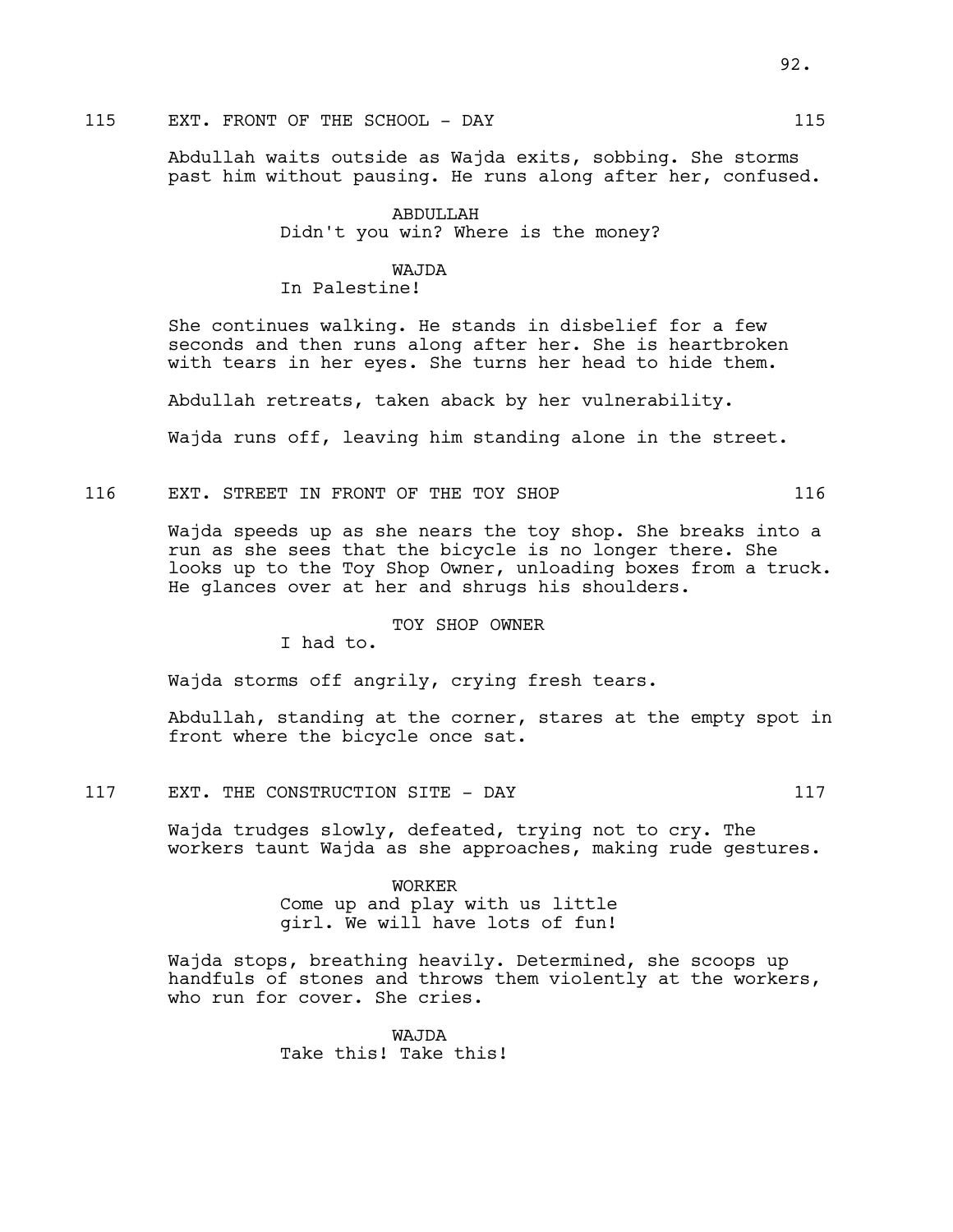115 EXT. FRONT OF THE SCHOOL - DAY 115

Abdullah waits outside as Wajda exits, sobbing. She storms past him without pausing. He runs along after her, confused.

ABDULLAH
Didn't you win? Where is the money?

WAJDA
In Palestine!

She continues walking. He stands in disbelief for a few seconds and then runs along after her. She is heartbroken with tears in her eyes. She turns her head to hide them.

Abdullah retreats, taken aback by her vulnerability.

Wajda runs off, leaving him standing alone in the street.

116 EXT. STREET IN FRONT OF THE TOY SHOP 116

Wajda speeds up as she nears the toy shop. She breaks into a run as she sees that the bicycle is no longer there. She looks up to the Toy Shop Owner, unloading boxes from a truck. He glances over at her and shrugs his shoulders.

TOY SHOP OWNER
I had to.

Wajda storms off angrily, crying fresh tears.

Abdullah, standing at the corner, stares at the empty spot in front where the bicycle once sat.

117 EXT. THE CONSTRUCTION SITE - DAY 117

Wajda trudges slowly, defeated, trying not to cry. The workers taunt Wajda as she approaches, making rude gestures.

WORKER
Come up and play with us little girl. We will have lots of fun!

Wajda stops, breathing heavily. Determined, she scoops up handfuls of stones and throws them violently at the workers, who run for cover. She cries.

WAJDA
Take this! Take this!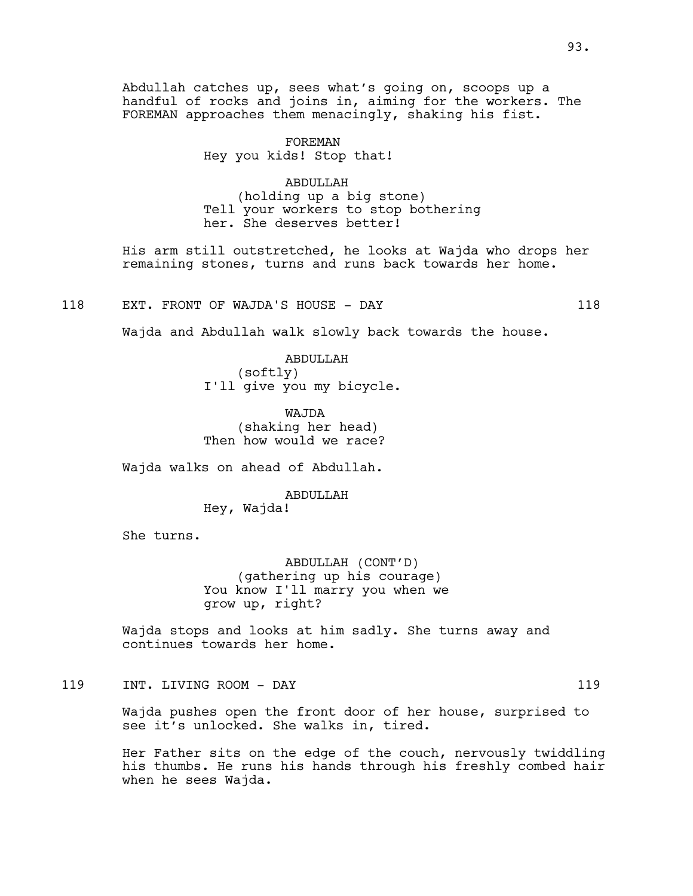Abdullah catches up, sees what's going on, scoops up a handful of rocks and joins in, aiming for the workers. The FOREMAN approaches them menacingly, shaking his fist.

FOREMAN
Hey you kids! Stop that!

ABDULLAH
(holding up a big stone)
Tell your workers to stop bothering her. She deserves better!

His arm still outstretched, he looks at Wajda who drops her remaining stones, turns and runs back towards her home.

118 EXT. FRONT OF WAJDA'S HOUSE - DAY 118

Wajda and Abdullah walk slowly back towards the house.

ABDULLAH
(softly)
I'll give you my bicycle.

WAJDA
(shaking her head)
Then how would we race?

Wajda walks on ahead of Abdullah.

ABDULLAH
Hey, Wajda!

She turns.

ABDULLAH (CONT'D)
(gathering up his courage)
You know I'll marry you when we grow up, right?

Wajda stops and looks at him sadly. She turns away and continues towards her home.

119 INT. LIVING ROOM - DAY 119

Wajda pushes open the front door of her house, surprised to see it's unlocked. She walks in, tired.

Her Father sits on the edge of the couch, nervously twiddling his thumbs. He runs his hands through his freshly combed hair when he sees Wajda.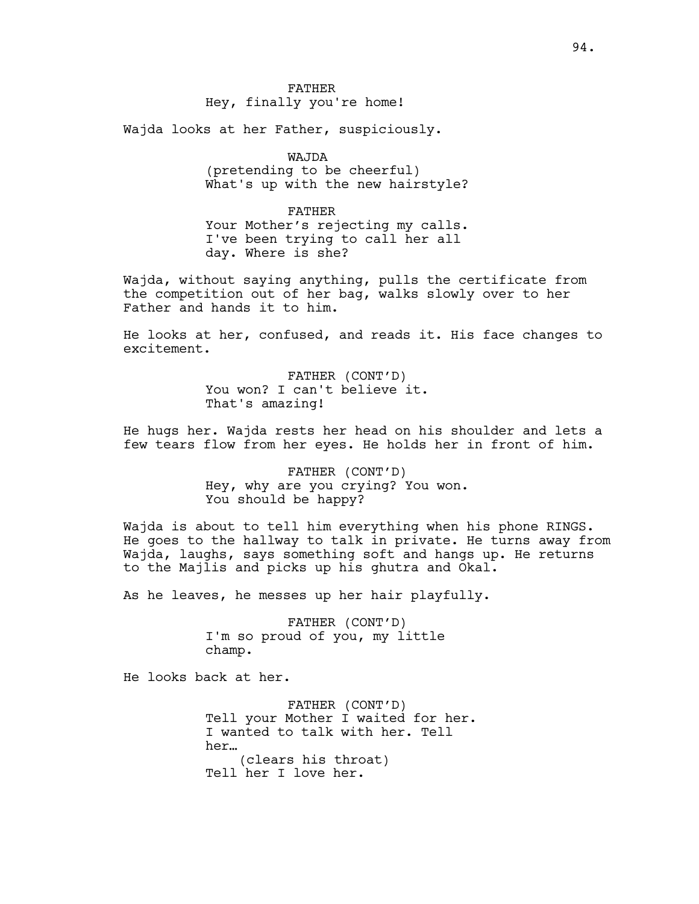FATHER
Hey, finally you're home!

Wajda looks at her Father, suspiciously.

WAJDA
(pretending to be cheerful)
What's up with the new hairstyle?

FATHER
Your Mother's rejecting my calls. I've been trying to call her all day. Where is she?

Wajda, without saying anything, pulls the certificate from the competition out of her bag, walks slowly over to her Father and hands it to him.

He looks at her, confused, and reads it. His face changes to excitement.

FATHER (CONT'D)
You won? I can't believe it. That's amazing!

He hugs her. Wajda rests her head on his shoulder and lets a few tears flow from her eyes. He holds her in front of him.

FATHER (CONT'D)
Hey, why are you crying? You won. You should be happy?

Wajda is about to tell him everything when his phone RINGS. He goes to the hallway to talk in private. He turns away from Wajda, laughs, says something soft and hangs up. He returns to the Majlis and picks up his ghutra and Okal.

As he leaves, he messes up her hair playfully.

FATHER (CONT'D)
I'm so proud of you, my little champ.

He looks back at her.

FATHER (CONT'D)
Tell your Mother I waited for her. I wanted to talk with her. Tell her…
(clears his throat)
Tell her I love her.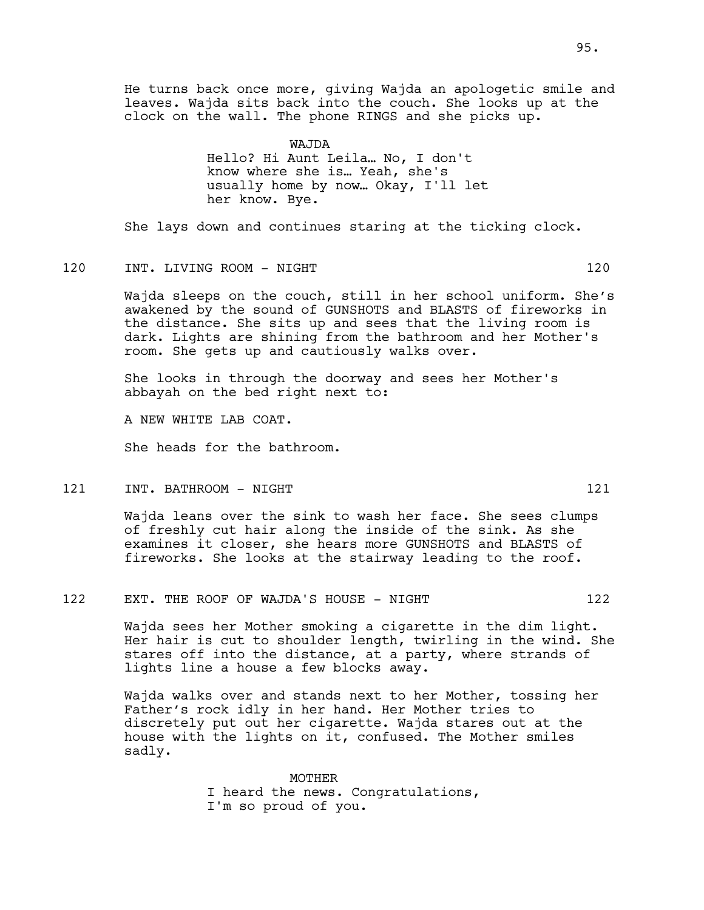He turns back once more, giving Wajda an apologetic smile and leaves. Wajda sits back into the couch. She looks up at the clock on the wall. The phone RINGS and she picks up.

WAJDA
Hello? Hi Aunt Leila… No, I don't know where she is… Yeah, she's usually home by now… Okay, I'll let her know. Bye.

She lays down and continues staring at the ticking clock.

120 INT. LIVING ROOM - NIGHT 120

Wajda sleeps on the couch, still in her school uniform. She's awakened by the sound of GUNSHOTS and BLASTS of fireworks in the distance. She sits up and sees that the living room is dark. Lights are shining from the bathroom and her Mother's room. She gets up and cautiously walks over.

She looks in through the doorway and sees her Mother's abbayah on the bed right next to:

A NEW WHITE LAB COAT.

She heads for the bathroom.

121 INT. BATHROOM - NIGHT 121

Wajda leans over the sink to wash her face. She sees clumps of freshly cut hair along the inside of the sink. As she examines it closer, she hears more GUNSHOTS and BLASTS of fireworks. She looks at the stairway leading to the roof.

122 EXT. THE ROOF OF WAJDA'S HOUSE - NIGHT 122

Wajda sees her Mother smoking a cigarette in the dim light. Her hair is cut to shoulder length, twirling in the wind. She stares off into the distance, at a party, where strands of lights line a house a few blocks away.

Wajda walks over and stands next to her Mother, tossing her Father's rock idly in her hand. Her Mother tries to discretely put out her cigarette. Wajda stares out at the house with the lights on it, confused. The Mother smiles sadly.

MOTHER
I heard the news. Congratulations, I'm so proud of you.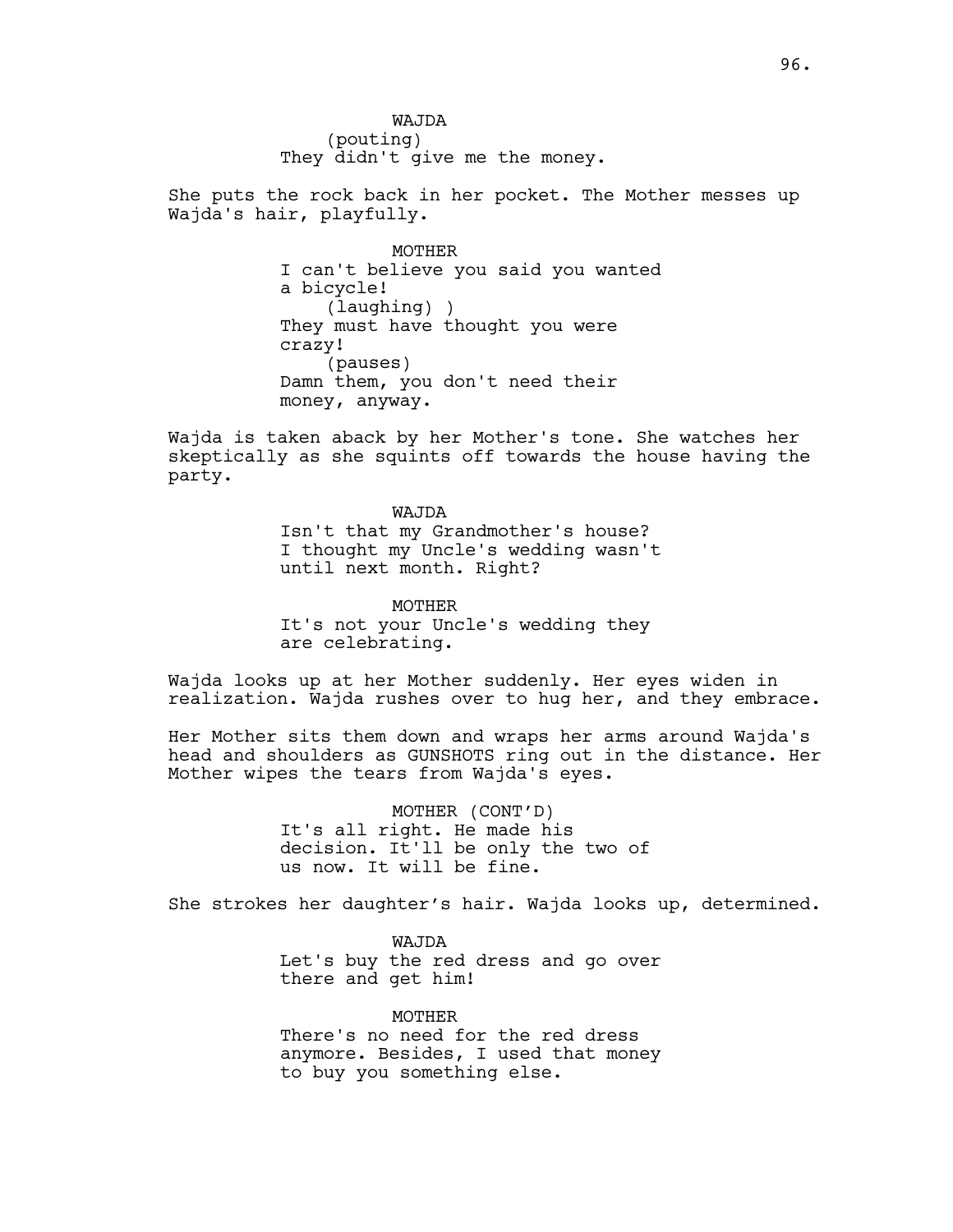WAJDA
(pouting)
They didn't give me the money.

She puts the rock back in her pocket. The Mother messes up Wajda's hair, playfully.

MOTHER
I can't believe you said you wanted a bicycle!
(laughing) )
They must have thought you were crazy!
(pauses)
Damn them, you don't need their money, anyway.

Wajda is taken aback by her Mother's tone. She watches her skeptically as she squints off towards the house having the party.

WAJDA
Isn't that my Grandmother's house? I thought my Uncle's wedding wasn't until next month. Right?

MOTHER
It's not your Uncle's wedding they are celebrating.

Wajda looks up at her Mother suddenly. Her eyes widen in realization. Wajda rushes over to hug her, and they embrace.

Her Mother sits them down and wraps her arms around Wajda's head and shoulders as GUNSHOTS ring out in the distance. Her Mother wipes the tears from Wajda's eyes.

MOTHER (CONT'D)
It's all right. He made his decision. It'll be only the two of us now. It will be fine.

She strokes her daughter's hair. Wajda looks up, determined.

WAJDA
Let's buy the red dress and go over there and get him!

MOTHER
There's no need for the red dress anymore. Besides, I used that money to buy you something else.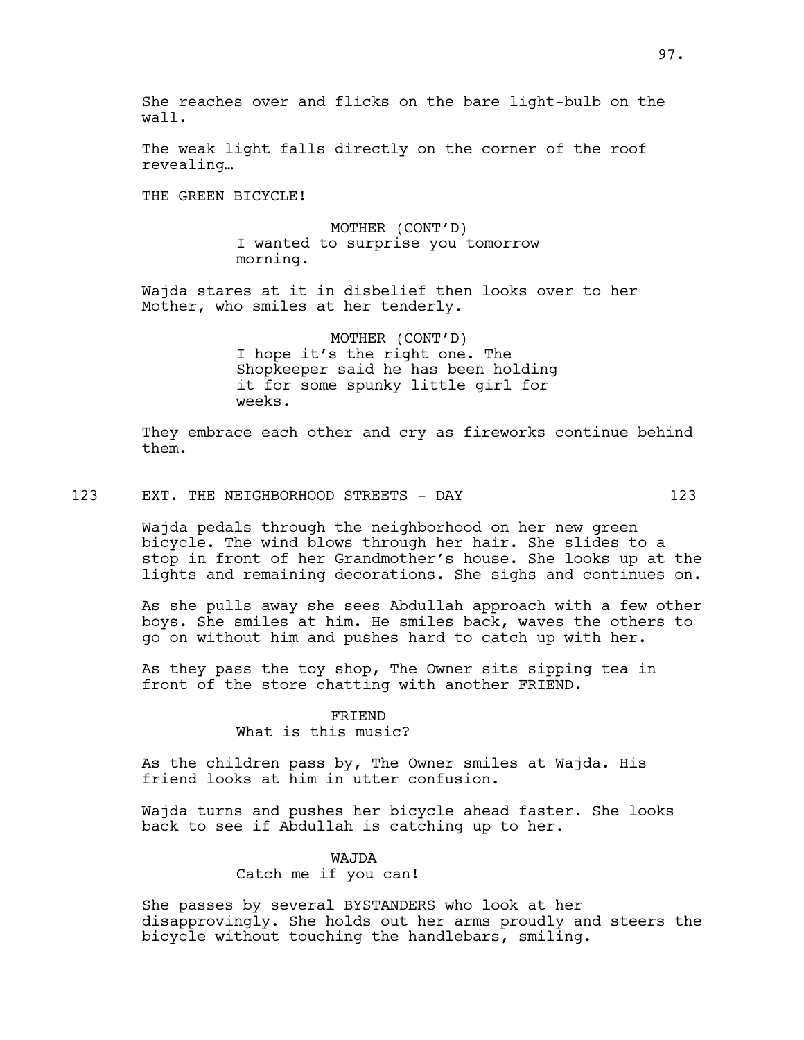She reaches over and flicks on the bare light-bulb on the wall.

The weak light falls directly on the corner of the roof revealing…

THE GREEN BICYCLE!

MOTHER (CONT'D)
I wanted to surprise you tomorrow morning.

Wajda stares at it in disbelief then looks over to her Mother, who smiles at her tenderly.

MOTHER (CONT'D)
I hope it's the right one. The Shopkeeper said he has been holding it for some spunky little girl for weeks.

They embrace each other and cry as fireworks continue behind them.

123 EXT. THE NEIGHBORHOOD STREETS - DAY 123

Wajda pedals through the neighborhood on her new green bicycle. The wind blows through her hair. She slides to a stop in front of her Grandmother's house. She looks up at the lights and remaining decorations. She sighs and continues on.

As she pulls away she sees Abdullah approach with a few other boys. She smiles at him. He smiles back, waves the others to go on without him and pushes hard to catch up with her.

As they pass the toy shop, The Owner sits sipping tea in front of the store chatting with another FRIEND.

FRIEND
What is this music?

As the children pass by, The Owner smiles at Wajda. His friend looks at him in utter confusion.

Wajda turns and pushes her bicycle ahead faster. She looks back to see if Abdullah is catching up to her.

WAJDA
Catch me if you can!

She passes by several BYSTANDERS who look at her disapprovingly. She holds out her arms proudly and steers the bicycle without touching the handlebars, smiling.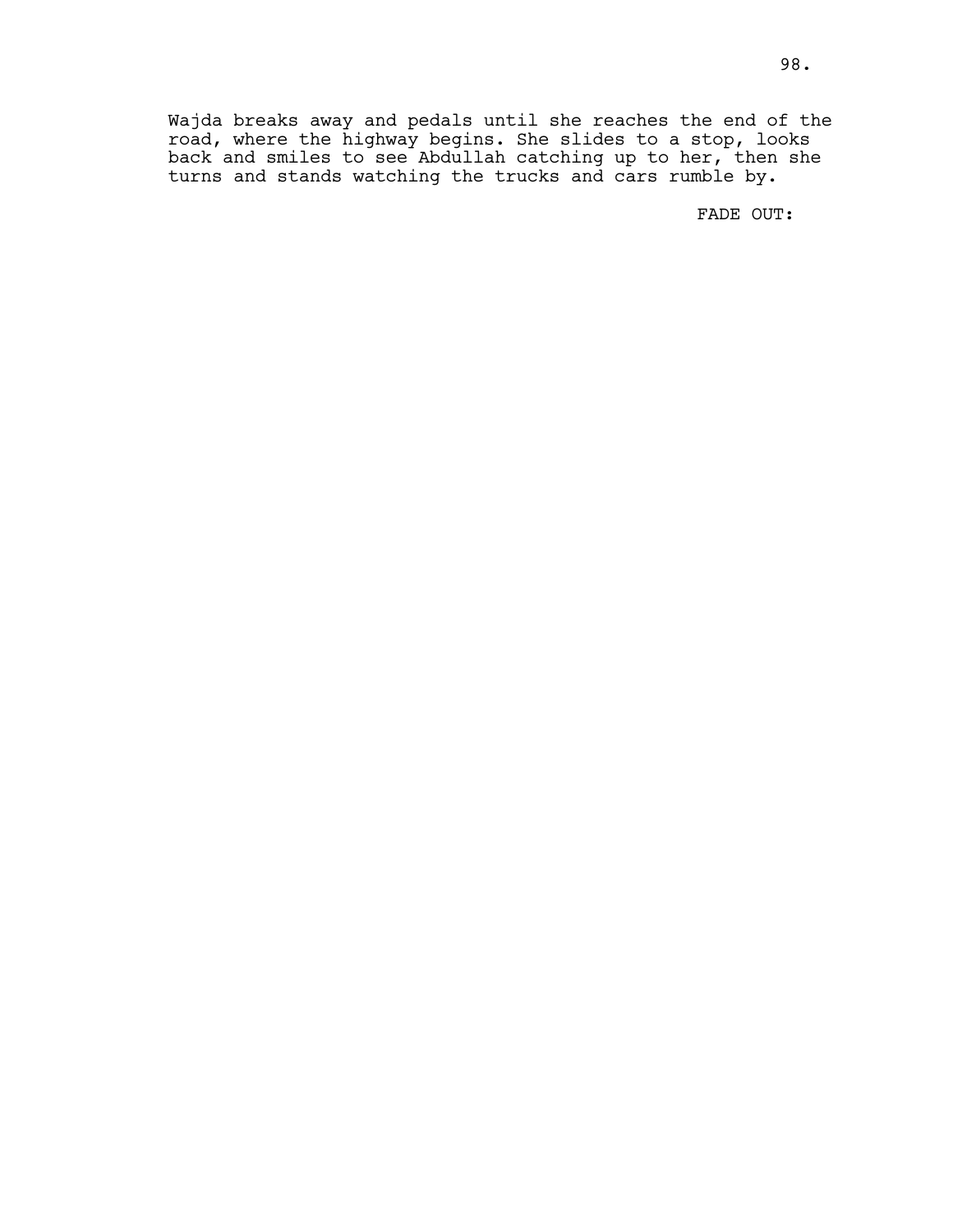Wajda breaks away and pedals until she reaches the end of the road, where the highway begins. She slides to a stop, looks back and smiles to see Abdullah catching up to her, then she turns and stands watching the trucks and cars rumble by.

FADE OUT: